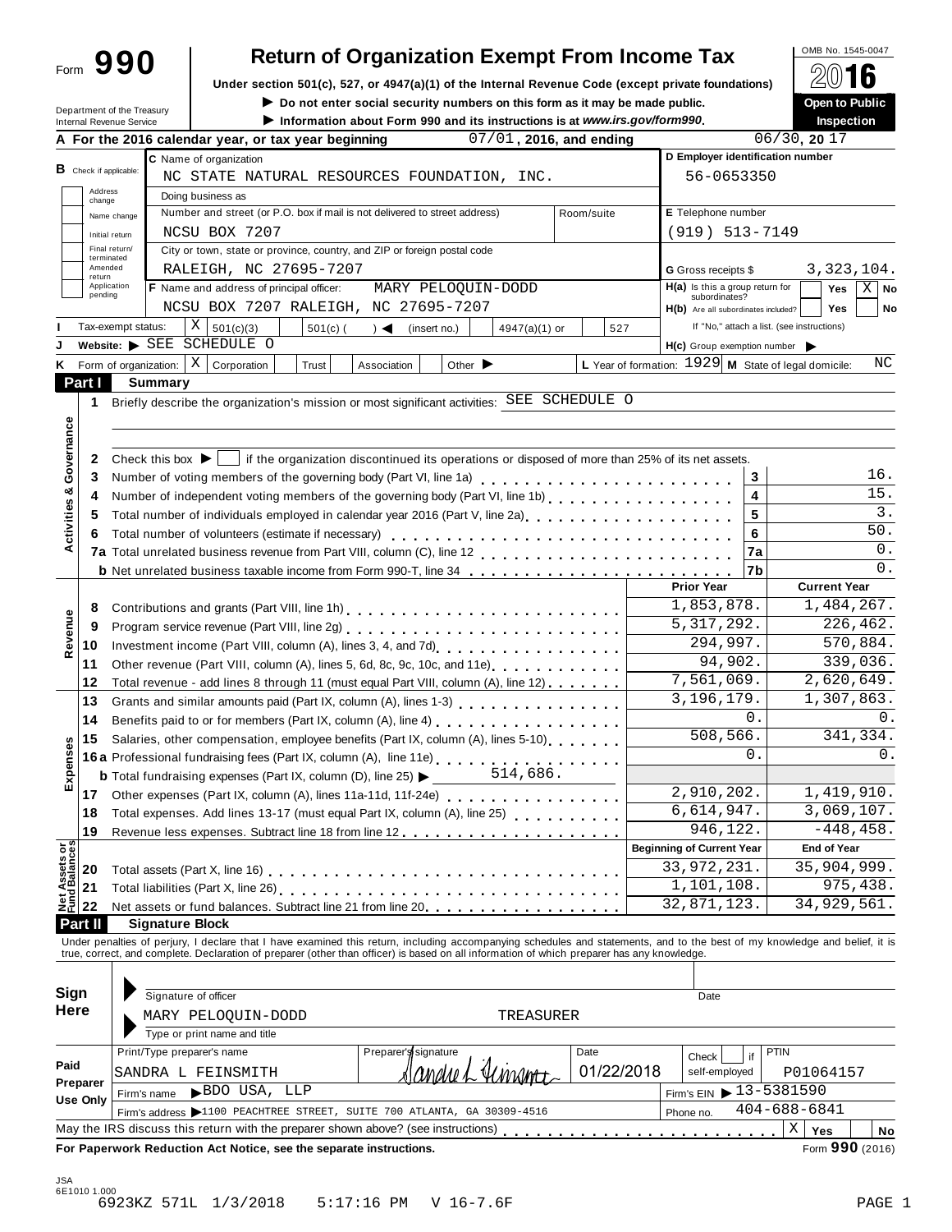Form **990**

# Return of Organization Exempt From Income Tax

OMB No. 1545-0047

**2016**

**Under section 501(c), 527, or 4947(a)(1) of the Internal Revenue Code (except private foundations)**

▶ **Do not enter social security numbers on this form as it may be made public.**

▶ **Information about Form 990 and its instructions is at www.irs.gov/form990.**

Department of the Treasury
Internal Revenue Service

**Open to Public Inspection**

**A For the 2016 calendar year, or tax year beginning** 07/01 **, 2016, and ending** 06/30 **, 20** 17

**B** Check if applicable: Address change; Name change; Initial return; Final return/terminated; Amended return; Application pending

**C** Name of organization: NC STATE NATURAL RESOURCES FOUNDATION, INC.

Doing business as

Number and street (or P.O. box if mail is not delivered to street address): NCSU BOX 7207 Room/suite

City or town, state or province, country, and ZIP or foreign postal code: RALEIGH, NC 27695-7207

**D** Employer identification number: 56-0653350

**E** Telephone number: (919) 513-7149

**G** Gross receipts $ 3,323,104.

**F** Name and address of principal officer: MARY PELOQUIN-DODD
NCSU BOX 7207 RALEIGH, NC 27695-7207

**H(a)** Is this a group return for subordinates? Yes [ ] No [X]

**H(b)** Are all subordinates included? Yes [ ] No [ ]
If "No," attach a list. (see instructions)

**I** Tax-exempt status: [X] 501(c)(3) [ ] 501(c) ( ) ◀ (insert no.) [ ] 4947(a)(1) or [ ] 527

**J** Website: ▶ SEE SCHEDULE O

**H(c)** Group exemption number ▶

**K** Form of organization: [X] Corporation [ ] Trust [ ] Association [ ] Other ▶

**L** Year of formation: 1929 **M** State of legal domicile: NC

## Part I Summary

**Activities & Governance**

1 Briefly describe the organization's mission or most significant activities: SEE SCHEDULE O

2 Check this box ▶ [ ] if the organization discontinued its operations or disposed of more than 25% of its net assets.

| | | | |
|---|---|---|---|
| 3 | Number of voting members of the governing body (Part VI, line 1a) | 3 | 16. |
| 4 | Number of independent voting members of the governing body (Part VI, line 1b) | 4 | 15. |
| 5 | Total number of individuals employed in calendar year 2016 (Part V, line 2a) | 5 | 3. |
| 6 | Total number of volunteers (estimate if necessary) | 6 | 50. |
| 7a | Total unrelated business revenue from Part VIII, column (C), line 12 | 7a | 0. |
| b | Net unrelated business taxable income from Form 990-T, line 34 | 7b | 0. |

| | | Prior Year | Current Year |
|---|---|---|---|
| **Revenue** | | | |
| 8 | Contributions and grants (Part VIII, line 1h) | 1,853,878. | 1,484,267. |
| 9 | Program service revenue (Part VIII, line 2g) | 5,317,292. | 226,462. |
| 10 | Investment income (Part VIII, column (A), lines 3, 4, and 7d) | 294,997. | 570,884. |
| 11 | Other revenue (Part VIII, column (A), lines 5, 6d, 8c, 9c, 10c, and 11e) | 94,902. | 339,036. |
| 12 | Total revenue - add lines 8 through 11 (must equal Part VIII, column (A), line 12) | 7,561,069. | 2,620,649. |
| **Expenses** | | | |
| 13 | Grants and similar amounts paid (Part IX, column (A), lines 1-3) | 3,196,179. | 1,307,863. |
| 14 | Benefits paid to or for members (Part IX, column (A), line 4) | 0. | 0. |
| 15 | Salaries, other compensation, employee benefits (Part IX, column (A), lines 5-10) | 508,566. | 341,334. |
| 16a | Professional fundraising fees (Part IX, column (A), line 11e) | 0. | 0. |
| b | Total fundraising expenses (Part IX, column (D), line 25) ▶ 514,686. | | |
| 17 | Other expenses (Part IX, column (A), lines 11a-11d, 11f-24e) | 2,910,202. | 1,419,910. |
| 18 | Total expenses. Add lines 13-17 (must equal Part IX, column (A), line 25) | 6,614,947. | 3,069,107. |
| 19 | Revenue less expenses. Subtract line 18 from line 12 | 946,122. | -448,458. |

| **Net Assets or Fund Balances** | | Beginning of Current Year | End of Year |
|---|---|---|---|
| 20 | Total assets (Part X, line 16) | 33,972,231. | 35,904,999. |
| 21 | Total liabilities (Part X, line 26) | 1,101,108. | 975,438. |
| 22 | Net assets or fund balances. Subtract line 21 from line 20 | 32,871,123. | 34,929,561. |

## Part II Signature Block

Under penalties of perjury, I declare that I have examined this return, including accompanying schedules and statements, and to the best of my knowledge and belief, it is true, correct, and complete. Declaration of preparer (other than officer) is based on all information of which preparer has any knowledge.

**Sign Here**

Signature of officer — Date

MARY PELOQUIN-DODD — TREASURER
Type or print name and title

**Paid Preparer Use Only**

| Print/Type preparer's name | Preparer's signature | Date | Check if self-employed | PTIN |
|---|---|---|---|---|
| SANDRA L FEINSMITH | Sandra L Feinsmith | 01/22/2018 | [ ] | P01064157 |

Firm's name ▶ BDO USA, LLP — Firm's EIN ▶ 13-5381590

Firm's address ▶ 1100 PEACHTREE STREET, SUITE 700 ATLANTA, GA 30309-4516 — Phone no. 404-688-6841

May the IRS discuss this return with the preparer shown above? (see instructions) [X] Yes [ ] No

**For Paperwork Reduction Act Notice, see the separate instructions.** Form **990** (2016)

JSA
6E1010 1.000
6923KZ 571L 1/3/2018 5:17:16 PM V 16-7.6F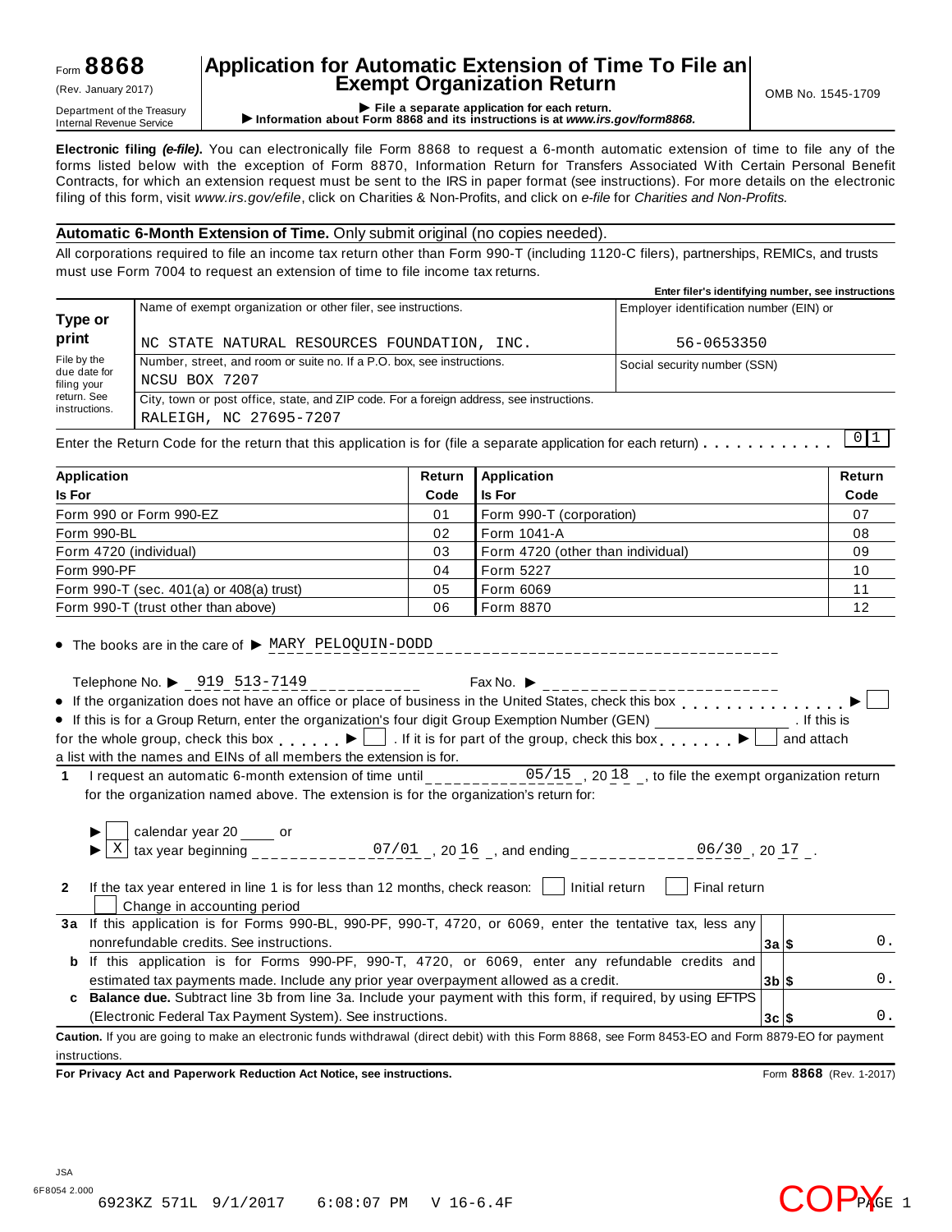Form **8868** (Rev. January 2017)

Department of the Treasury
Internal Revenue Service

# Application for Automatic Extension of Time To File an Exempt Organization Return

▶ File a separate application for each return.
▶ Information about Form 8868 and its instructions is at *www.irs.gov/form8868.*

OMB No. 1545-1709

**Electronic filing *(e-file)*.** You can electronically file Form 8868 to request a 6-month automatic extension of time to file any of the forms listed below with the exception of Form 8870, Information Return for Transfers Associated With Certain Personal Benefit Contracts, for which an extension request must be sent to the IRS in paper format (see instructions). For more details on the electronic filing of this form, visit *www.irs.gov/efile*, click on Charities & Non-Profits, and click on *e-file* for *Charities and Non-Profits.*

**Automatic 6-Month Extension of Time.** Only submit original (no copies needed).

All corporations required to file an income tax return other than Form 990-T (including 1120-C filers), partnerships, REMICs, and trusts must use Form 7004 to request an extension of time to file income tax returns.

**Type or print**

File by the due date for filing your return. See instructions.

| | Enter filer's identifying number, see instructions |
|---|---|
| Name of exempt organization or other filer, see instructions.<br>NC STATE NATURAL RESOURCES FOUNDATION, INC. | Employer identification number (EIN) or<br>56-0653350 |
| Number, street, and room or suite no. If a P.O. box, see instructions.<br>NCSU BOX 7207 | Social security number (SSN) |
| City, town or post office, state, and ZIP code. For a foreign address, see instructions.<br>RALEIGH, NC 27695-7207 | |

Enter the Return Code for the return that this application is for (file a separate application for each return) . . . . . . . . . . . **01**

| Application Is For | Return Code | Application Is For | Return Code |
|---|---|---|---|
| Form 990 or Form 990-EZ | 01 | Form 990-T (corporation) | 07 |
| Form 990-BL | 02 | Form 1041-A | 08 |
| Form 4720 (individual) | 03 | Form 4720 (other than individual) | 09 |
| Form 990-PF | 04 | Form 5227 | 10 |
| Form 990-T (sec. 401(a) or 408(a) trust) | 05 | Form 6069 | 11 |
| Form 990-T (trust other than above) | 06 | Form 8870 | 12 |

- The books are in the care of ▶ MARY PELOQUIN-DODD

  Telephone No. ▶ 919 513-7149 Fax No. ▶

- If the organization does not have an office or place of business in the United States, check this box . . . . . . . . . . . . . . ▶ ☐
- If this is for a Group Return, enter the organization's four digit Group Exemption Number (GEN) ________ . If this is for the whole group, check this box . . . . . . ▶ ☐ . If it is for part of the group, check this box . . . . . . . ▶ ☐ and attach a list with the names and EINs of all members the extension is for.

**1** I request an automatic 6-month extension of time until 05/15, 20 18, to file the exempt organization return for the organization named above. The extension is for the organization's return for:

▶ ☐ calendar year 20 ____ or
▶ ☒ tax year beginning 07/01, 20 16, and ending 06/30, 20 17.

**2** If the tax year entered in line 1 is for less than 12 months, check reason: ☐ Initial return ☐ Final return ☐ Change in accounting period

| | | | |
|---|---|---|---|
| **3a** | If this application is for Forms 990-BL, 990-PF, 990-T, 4720, or 6069, enter the tentative tax, less any nonrefundable credits. See instructions. | 3a | $ 0. |
| **b** | If this application is for Forms 990-PF, 990-T, 4720, or 6069, enter any refundable credits and estimated tax payments made. Include any prior year overpayment allowed as a credit. | 3b | $ 0. |
| **c** | **Balance due.** Subtract line 3b from line 3a. Include your payment with this form, if required, by using EFTPS (Electronic Federal Tax Payment System). See instructions. | 3c | $ 0. |

**Caution.** If you are going to make an electronic funds withdrawal (direct debit) with this Form 8868, see Form 8453-EO and Form 8879-EO for payment instructions.

**For Privacy Act and Paperwork Reduction Act Notice, see instructions.** Form **8868** (Rev. 1-2017)

JSA
6F8054 2.000
6923KZ 571L 9/1/2017 6:08:07 PM V 16-6.4F

COPY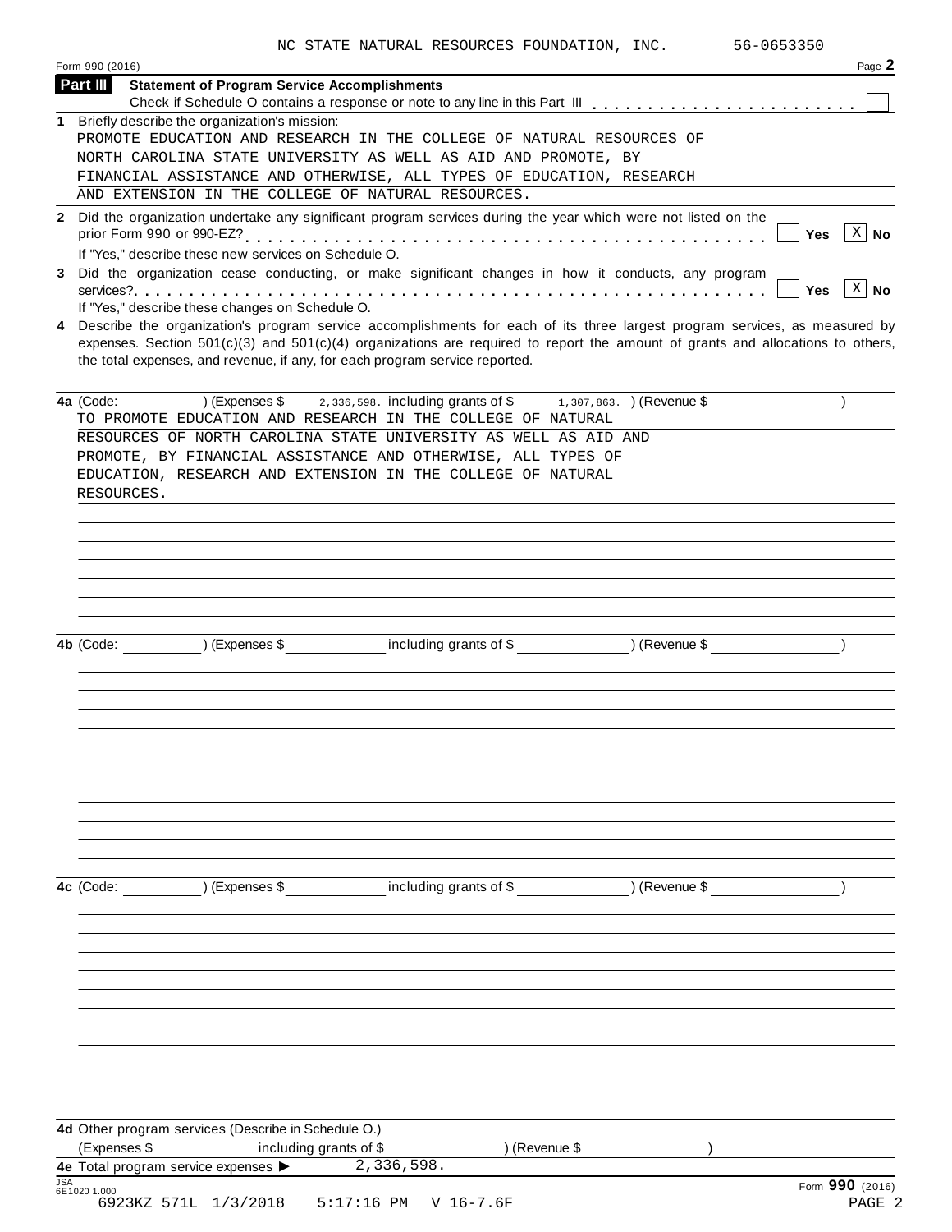NC STATE NATURAL RESOURCES FOUNDATION, INC. 56-0653350

Form 990 (2016)

## Part III Statement of Program Service Accomplishments

Check if Schedule O contains a response or note to any line in this Part III [ ]

**1** Briefly describe the organization's mission:

PROMOTE EDUCATION AND RESEARCH IN THE COLLEGE OF NATURAL RESOURCES OF NORTH CAROLINA STATE UNIVERSITY AS WELL AS AID AND PROMOTE, BY FINANCIAL ASSISTANCE AND OTHERWISE, ALL TYPES OF EDUCATION, RESEARCH AND EXTENSION IN THE COLLEGE OF NATURAL RESOURCES.

**2** Did the organization undertake any significant program services during the year which were not listed on the prior Form 990 or 990-EZ? [ ] Yes [X] No

If "Yes," describe these new services on Schedule O.

**3** Did the organization cease conducting, or make significant changes in how it conducts, any program services? [ ] Yes [X] No

If "Yes," describe these changes on Schedule O.

**4** Describe the organization's program service accomplishments for each of its three largest program services, as measured by expenses. Section 501(c)(3) and 501(c)(4) organizations are required to report the amount of grants and allocations to others, the total expenses, and revenue, if any, for each program service reported.

**4a** (Code: ) (Expenses $ 2,336,598. including grants of $ 1,307,863. ) (Revenue $ )

TO PROMOTE EDUCATION AND RESEARCH IN THE COLLEGE OF NATURAL RESOURCES OF NORTH CAROLINA STATE UNIVERSITY AS WELL AS AID AND PROMOTE, BY FINANCIAL ASSISTANCE AND OTHERWISE, ALL TYPES OF EDUCATION, RESEARCH AND EXTENSION IN THE COLLEGE OF NATURAL RESOURCES.

**4b** (Code: ) (Expenses $ including grants of $ ) (Revenue $ )

**4c** (Code: ) (Expenses $ including grants of $ ) (Revenue $ )

**4d** Other program services (Describe in Schedule O.)

(Expenses $ including grants of $ ) (Revenue $ )

**4e** Total program service expenses ▶ 2,336,598.

Form 990 (2016)

JSA 6E1020 1.000

6923KZ 571L 1/3/2018 5:17:16 PM V 16-7.6F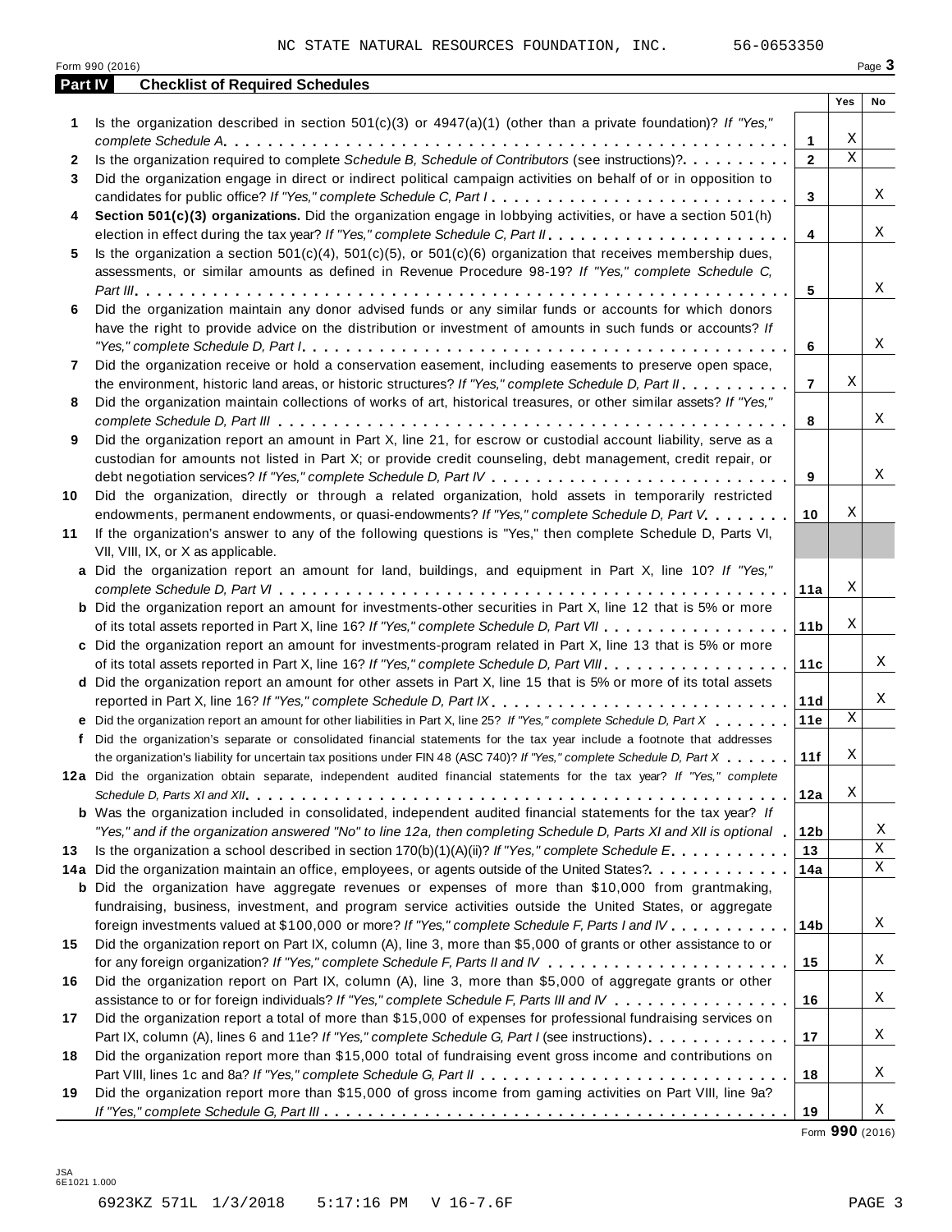NC STATE NATURAL RESOURCES FOUNDATION, INC. 56-0653350

Form 990 (2016)

## Part IV Checklist of Required Schedules

| | | | Yes | No |
|---|---|---|---|---|
| 1 | Is the organization described in section 501(c)(3) or 4947(a)(1) (other than a private foundation)? *If "Yes," complete Schedule A* | 1 | X | |
| 2 | Is the organization required to complete *Schedule B, Schedule of Contributors* (see instructions)? | 2 | X | |
| 3 | Did the organization engage in direct or indirect political campaign activities on behalf of or in opposition to candidates for public office? *If "Yes," complete Schedule C, Part I* | 3 | | X |
| 4 | **Section 501(c)(3) organizations.** Did the organization engage in lobbying activities, or have a section 501(h) election in effect during the tax year? *If "Yes," complete Schedule C, Part II* | 4 | | X |
| 5 | Is the organization a section 501(c)(4), 501(c)(5), or 501(c)(6) organization that receives membership dues, assessments, or similar amounts as defined in Revenue Procedure 98-19? *If "Yes," complete Schedule C, Part III* | 5 | | X |
| 6 | Did the organization maintain any donor advised funds or any similar funds or accounts for which donors have the right to provide advice on the distribution or investment of amounts in such funds or accounts? *If "Yes," complete Schedule D, Part I* | 6 | | X |
| 7 | Did the organization receive or hold a conservation easement, including easements to preserve open space, the environment, historic land areas, or historic structures? *If "Yes," complete Schedule D, Part II* | 7 | X | |
| 8 | Did the organization maintain collections of works of art, historical treasures, or other similar assets? *If "Yes," complete Schedule D, Part III* | 8 | | X |
| 9 | Did the organization report an amount in Part X, line 21, for escrow or custodial account liability, serve as a custodian for amounts not listed in Part X; or provide credit counseling, debt management, credit repair, or debt negotiation services? *If "Yes," complete Schedule D, Part IV* | 9 | | X |
| 10 | Did the organization, directly or through a related organization, hold assets in temporarily restricted endowments, permanent endowments, or quasi-endowments? *If "Yes," complete Schedule D, Part V* | 10 | X | |
| 11 | If the organization's answer to any of the following questions is "Yes," then complete Schedule D, Parts VI, VII, VIII, IX, or X as applicable. | | | |
| a | Did the organization report an amount for land, buildings, and equipment in Part X, line 10? *If "Yes," complete Schedule D, Part VI* | 11a | X | |
| b | Did the organization report an amount for investments-other securities in Part X, line 12 that is 5% or more of its total assets reported in Part X, line 16? *If "Yes," complete Schedule D, Part VII* | 11b | X | |
| c | Did the organization report an amount for investments-program related in Part X, line 13 that is 5% or more of its total assets reported in Part X, line 16? *If "Yes," complete Schedule D, Part VIII* | 11c | | X |
| d | Did the organization report an amount for other assets in Part X, line 15 that is 5% or more of its total assets reported in Part X, line 16? *If "Yes," complete Schedule D, Part IX* | 11d | | X |
| e | Did the organization report an amount for other liabilities in Part X, line 25? *If "Yes," complete Schedule D, Part X* | 11e | X | |
| f | Did the organization's separate or consolidated financial statements for the tax year include a footnote that addresses the organization's liability for uncertain tax positions under FIN 48 (ASC 740)? *If "Yes," complete Schedule D, Part X* | 11f | X | |
| 12a | Did the organization obtain separate, independent audited financial statements for the tax year? *If "Yes," complete Schedule D, Parts XI and XII* | 12a | X | |
| b | Was the organization included in consolidated, independent audited financial statements for the tax year? *If "Yes," and if the organization answered "No" to line 12a, then completing Schedule D, Parts XI and XII is optional* | 12b | | X |
| 13 | Is the organization a school described in section 170(b)(1)(A)(ii)? *If "Yes," complete Schedule E* | 13 | | X |
| 14a | Did the organization maintain an office, employees, or agents outside of the United States? | 14a | | X |
| b | Did the organization have aggregate revenues or expenses of more than $10,000 from grantmaking, fundraising, business, investment, and program service activities outside the United States, or aggregate foreign investments valued at $100,000 or more? *If "Yes," complete Schedule F, Parts I and IV* | 14b | | X |
| 15 | Did the organization report on Part IX, column (A), line 3, more than $5,000 of grants or other assistance to or for any foreign organization? *If "Yes," complete Schedule F, Parts II and IV* | 15 | | X |
| 16 | Did the organization report on Part IX, column (A), line 3, more than $5,000 of aggregate grants or other assistance to or for foreign individuals? *If "Yes," complete Schedule F, Parts III and IV* | 16 | | X |
| 17 | Did the organization report a total of more than $15,000 of expenses for professional fundraising services on Part IX, column (A), lines 6 and 11e? *If "Yes," complete Schedule G, Part I* (see instructions) | 17 | | X |
| 18 | Did the organization report more than $15,000 total of fundraising event gross income and contributions on Part VIII, lines 1c and 8a? *If "Yes," complete Schedule G, Part II* | 18 | | X |
| 19 | Did the organization report more than $15,000 of gross income from gaming activities on Part VIII, line 9a? *If "Yes," complete Schedule G, Part III* | 19 | | X |

Form **990** (2016)

JSA
6E1021 1.000

6923KZ 571L 1/3/2018 5:17:16 PM V 16-7.6F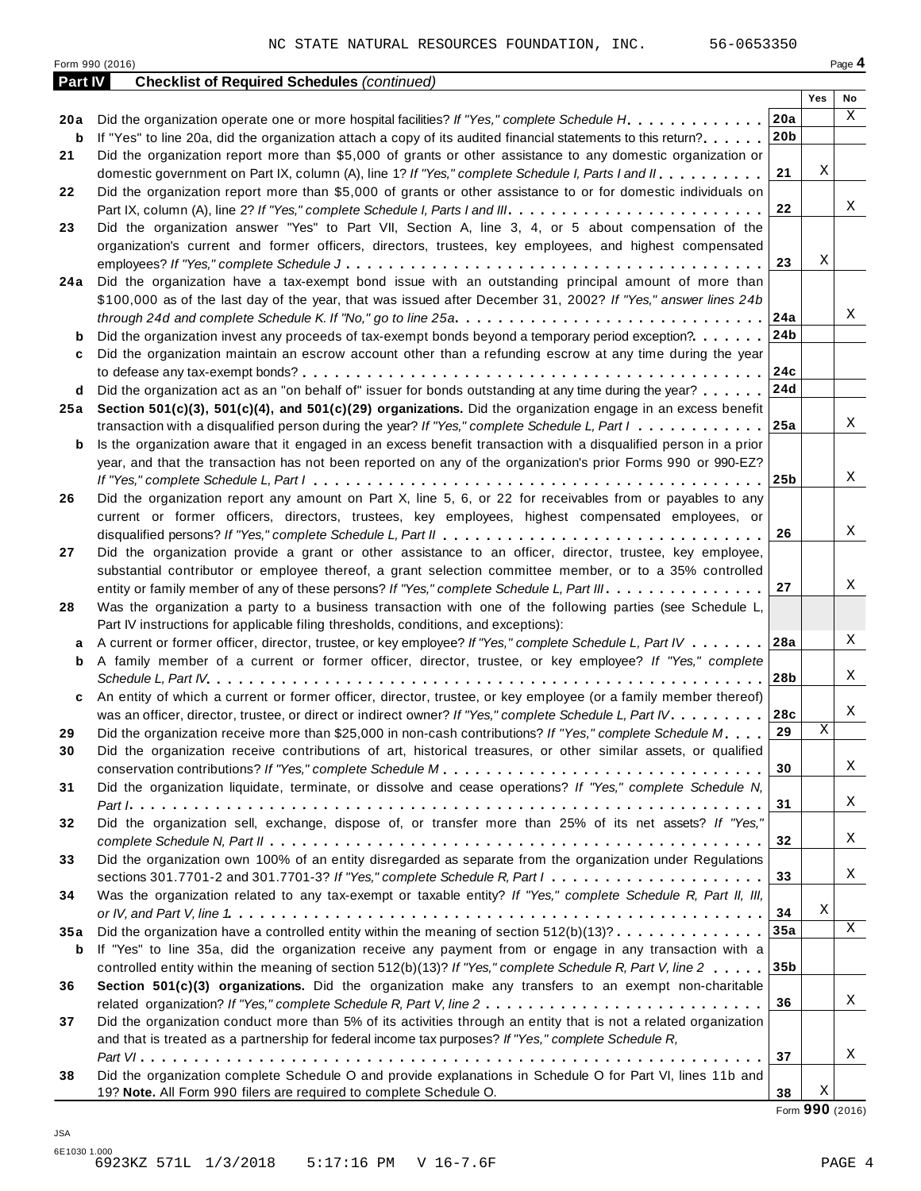NC STATE NATURAL RESOURCES FOUNDATION, INC. 56-0653350

Form 990 (2016)

## Part IV Checklist of Required Schedules *(continued)*

| | | | Yes | No |
|---|---|---|---|---|
| **20a** | Did the organization operate one or more hospital facilities? *If "Yes," complete Schedule H* | **20a** | | X |
| **b** | If "Yes" to line 20a, did the organization attach a copy of its audited financial statements to this return? | **20b** | | |
| **21** | Did the organization report more than $5,000 of grants or other assistance to any domestic organization or domestic government on Part IX, column (A), line 1? *If "Yes," complete Schedule I, Parts I and II* | **21** | X | |
| **22** | Did the organization report more than $5,000 of grants or other assistance to or for domestic individuals on Part IX, column (A), line 2? *If "Yes," complete Schedule I, Parts I and III* | **22** | | X |
| **23** | Did the organization answer "Yes" to Part VII, Section A, line 3, 4, or 5 about compensation of the organization's current and former officers, directors, trustees, key employees, and highest compensated employees? *If "Yes," complete Schedule J* | **23** | X | |
| **24a** | Did the organization have a tax-exempt bond issue with an outstanding principal amount of more than $100,000 as of the last day of the year, that was issued after December 31, 2002? *If "Yes," answer lines 24b through 24d and complete Schedule K. If "No," go to line 25a* | **24a** | | X |
| **b** | Did the organization invest any proceeds of tax-exempt bonds beyond a temporary period exception? | **24b** | | |
| **c** | Did the organization maintain an escrow account other than a refunding escrow at any time during the year to defease any tax-exempt bonds? | **24c** | | |
| **d** | Did the organization act as an "on behalf of" issuer for bonds outstanding at any time during the year? | **24d** | | |
| **25a** | **Section 501(c)(3), 501(c)(4), and 501(c)(29) organizations.** Did the organization engage in an excess benefit transaction with a disqualified person during the year? *If "Yes," complete Schedule L, Part I* | **25a** | | X |
| **b** | Is the organization aware that it engaged in an excess benefit transaction with a disqualified person in a prior year, and that the transaction has not been reported on any of the organization's prior Forms 990 or 990-EZ? *If "Yes," complete Schedule L, Part I* | **25b** | | X |
| **26** | Did the organization report any amount on Part X, line 5, 6, or 22 for receivables from or payables to any current or former officers, directors, trustees, key employees, highest compensated employees, or disqualified persons? *If "Yes," complete Schedule L, Part II* | **26** | | X |
| **27** | Did the organization provide a grant or other assistance to an officer, director, trustee, key employee, substantial contributor or employee thereof, a grant selection committee member, or to a 35% controlled entity or family member of any of these persons? *If "Yes," complete Schedule L, Part III* | **27** | | X |
| **28** | Was the organization a party to a business transaction with one of the following parties (see Schedule L, Part IV instructions for applicable filing thresholds, conditions, and exceptions): | | | |
| **a** | A current or former officer, director, trustee, or key employee? *If "Yes," complete Schedule L, Part IV* | **28a** | | X |
| **b** | A family member of a current or former officer, director, trustee, or key employee? *If "Yes," complete Schedule L, Part IV* | **28b** | | X |
| **c** | An entity of which a current or former officer, director, trustee, or key employee (or a family member thereof) was an officer, director, trustee, or direct or indirect owner? *If "Yes," complete Schedule L, Part IV* | **28c** | | X |
| **29** | Did the organization receive more than $25,000 in non-cash contributions? *If "Yes," complete Schedule M* | **29** | X | |
| **30** | Did the organization receive contributions of art, historical treasures, or other similar assets, or qualified conservation contributions? *If "Yes," complete Schedule M* | **30** | | X |
| **31** | Did the organization liquidate, terminate, or dissolve and cease operations? *If "Yes," complete Schedule N, Part I* | **31** | | X |
| **32** | Did the organization sell, exchange, dispose of, or transfer more than 25% of its net assets? *If "Yes," complete Schedule N, Part II* | **32** | | X |
| **33** | Did the organization own 100% of an entity disregarded as separate from the organization under Regulations sections 301.7701-2 and 301.7701-3? *If "Yes," complete Schedule R, Part I* | **33** | | X |
| **34** | Was the organization related to any tax-exempt or taxable entity? *If "Yes," complete Schedule R, Part II, III, or IV, and Part V, line 1* | **34** | X | |
| **35a** | Did the organization have a controlled entity within the meaning of section 512(b)(13)? | **35a** | | X |
| **b** | If "Yes" to line 35a, did the organization receive any payment from or engage in any transaction with a controlled entity within the meaning of section 512(b)(13)? *If "Yes," complete Schedule R, Part V, line 2* | **35b** | | |
| **36** | **Section 501(c)(3) organizations.** Did the organization make any transfers to an exempt non-charitable related organization? *If "Yes," complete Schedule R, Part V, line 2* | **36** | | X |
| **37** | Did the organization conduct more than 5% of its activities through an entity that is not a related organization and that is treated as a partnership for federal income tax purposes? *If "Yes," complete Schedule R, Part VI* | **37** | | X |
| **38** | Did the organization complete Schedule O and provide explanations in Schedule O for Part VI, lines 11b and 19? **Note.** All Form 990 filers are required to complete Schedule O. | **38** | X | |

Form **990** (2016)

JSA
6E1030 1.000
6923KZ 571L 1/3/2018 5:17:16 PM V 16-7.6F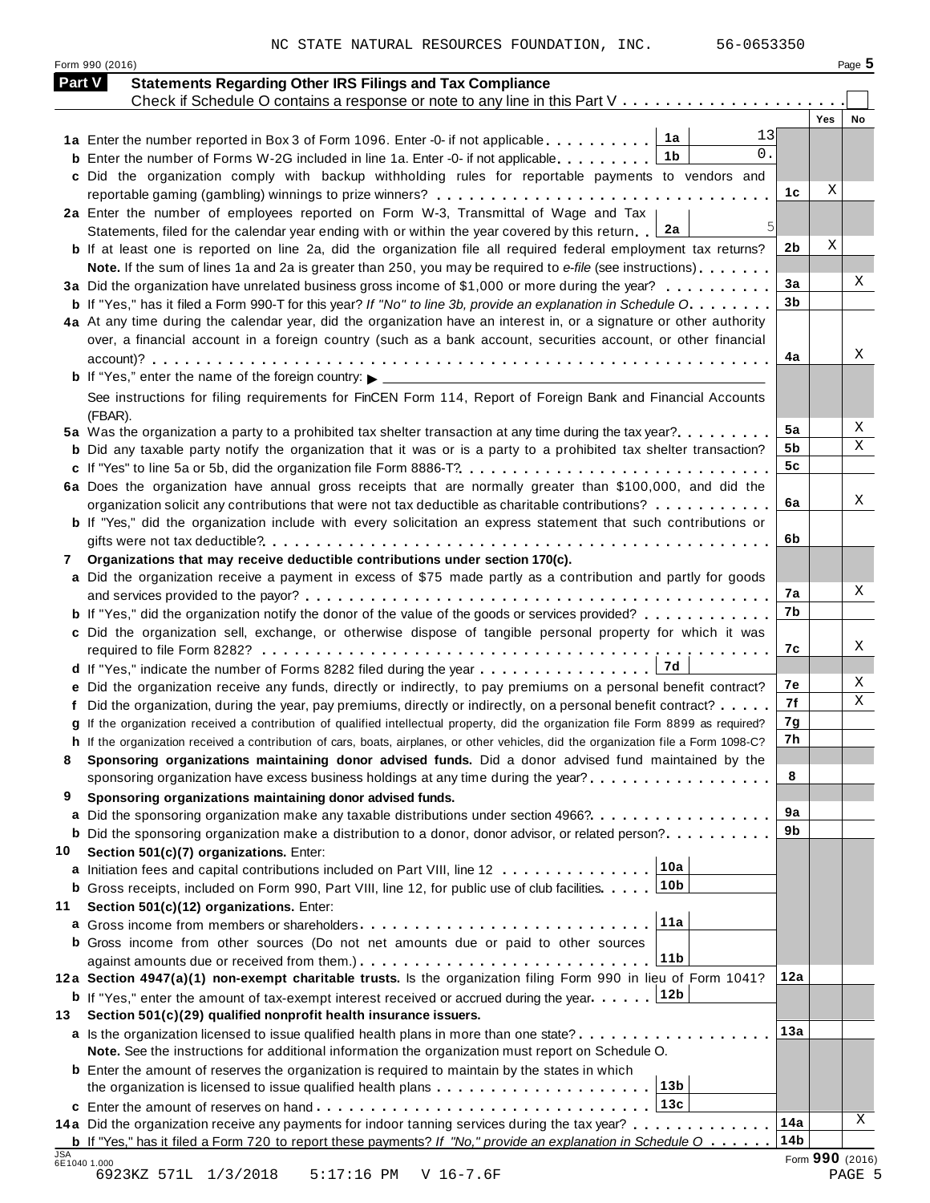NC STATE NATURAL RESOURCES FOUNDATION, INC. 56-0653350

Form 990 (2016) Page **5**

## Part V Statements Regarding Other IRS Filings and Tax Compliance

Check if Schedule O contains a response or note to any line in this Part V . . . . . . . . . . . . . . . . . . . . . ☐

| | | | | Yes | No |
|---|---|---|---|---|---|
| **1a** | Enter the number reported in Box 3 of Form 1096. Enter -0- if not applicable . . . . . . . . . . | 1a | 13 | | |
| **b** | Enter the number of Forms W-2G included in line 1a. Enter -0- if not applicable . . . . . . . . . | 1b | 0. | | |
| **c** | Did the organization comply with backup withholding rules for reportable payments to vendors and reportable gaming (gambling) winnings to prize winners? | | 1c | X | |
| **2a** | Enter the number of employees reported on Form W-3, Transmittal of Wage and Tax Statements, filed for the calendar year ending with or within the year covered by this return | 2a | 5 | | |
| **b** | If at least one is reported on line 2a, did the organization file all required federal employment tax returns? | | 2b | X | |
| | **Note.** If the sum of lines 1a and 2a is greater than 250, you may be required to *e-file* (see instructions) | | | | |
| **3a** | Did the organization have unrelated business gross income of $1,000 or more during the year? | | 3a | | X |
| **b** | If "Yes," has it filed a Form 990-T for this year? *If "No" to line 3b, provide an explanation in Schedule O* | | 3b | | |
| **4a** | At any time during the calendar year, did the organization have an interest in, or a signature or other authority over, a financial account in a foreign country (such as a bank account, securities account, or other financial account)? | | 4a | | X |
| **b** | If "Yes," enter the name of the foreign country: ▶ | | | | |
| | See instructions for filing requirements for FinCEN Form 114, Report of Foreign Bank and Financial Accounts (FBAR). | | | | |
| **5a** | Was the organization a party to a prohibited tax shelter transaction at any time during the tax year? | | 5a | | X |
| **b** | Did any taxable party notify the organization that it was or is a party to a prohibited tax shelter transaction? | | 5b | | X |
| **c** | If "Yes" to line 5a or 5b, did the organization file Form 8886-T? | | 5c | | |
| **6a** | Does the organization have annual gross receipts that are normally greater than $100,000, and did the organization solicit any contributions that were not tax deductible as charitable contributions? | | 6a | | X |
| **b** | If "Yes," did the organization include with every solicitation an express statement that such contributions or gifts were not tax deductible? | | 6b | | |
| **7** | **Organizations that may receive deductible contributions under section 170(c).** | | | | |
| **a** | Did the organization receive a payment in excess of $75 made partly as a contribution and partly for goods and services provided to the payor? | | 7a | | X |
| **b** | If "Yes," did the organization notify the donor of the value of the goods or services provided? | | 7b | | |
| **c** | Did the organization sell, exchange, or otherwise dispose of tangible personal property for which it was required to file Form 8282? | | 7c | | X |
| **d** | If "Yes," indicate the number of Forms 8282 filed during the year | 7d | | | |
| **e** | Did the organization receive any funds, directly or indirectly, to pay premiums on a personal benefit contract? | | 7e | | X |
| **f** | Did the organization, during the year, pay premiums, directly or indirectly, on a personal benefit contract? | | 7f | | X |
| **g** | If the organization received a contribution of qualified intellectual property, did the organization file Form 8899 as required? | | 7g | | |
| **h** | If the organization received a contribution of cars, boats, airplanes, or other vehicles, did the organization file a Form 1098-C? | | 7h | | |
| **8** | **Sponsoring organizations maintaining donor advised funds.** Did a donor advised fund maintained by the sponsoring organization have excess business holdings at any time during the year? | | 8 | | |
| **9** | **Sponsoring organizations maintaining donor advised funds.** | | | | |
| **a** | Did the sponsoring organization make any taxable distributions under section 4966? | | 9a | | |
| **b** | Did the sponsoring organization make a distribution to a donor, donor advisor, or related person? | | 9b | | |
| **10** | **Section 501(c)(7) organizations.** Enter: | | | | |
| **a** | Initiation fees and capital contributions included on Part VIII, line 12 | 10a | | | |
| **b** | Gross receipts, included on Form 990, Part VIII, line 12, for public use of club facilities | 10b | | | |
| **11** | **Section 501(c)(12) organizations.** Enter: | | | | |
| **a** | Gross income from members or shareholders | 11a | | | |
| **b** | Gross income from other sources (Do not net amounts due or paid to other sources against amounts due or received from them.) | 11b | | | |
| **12a** | **Section 4947(a)(1) non-exempt charitable trusts.** Is the organization filing Form 990 in lieu of Form 1041? | | 12a | | |
| **b** | If "Yes," enter the amount of tax-exempt interest received or accrued during the year | 12b | | | |
| **13** | **Section 501(c)(29) qualified nonprofit health insurance issuers.** | | | | |
| **a** | Is the organization licensed to issue qualified health plans in more than one state? | | 13a | | |
| | **Note.** See the instructions for additional information the organization must report on Schedule O. | | | | |
| **b** | Enter the amount of reserves the organization is required to maintain by the states in which the organization is licensed to issue qualified health plans | 13b | | | |
| **c** | Enter the amount of reserves on hand | 13c | | | |
| **14a** | Did the organization receive any payments for indoor tanning services during the tax year? | | 14a | | X |
| **b** | If "Yes," has it filed a Form 720 to report these payments? *If "No," provide an explanation in Schedule O* | | 14b | | |

Form **990** (2016)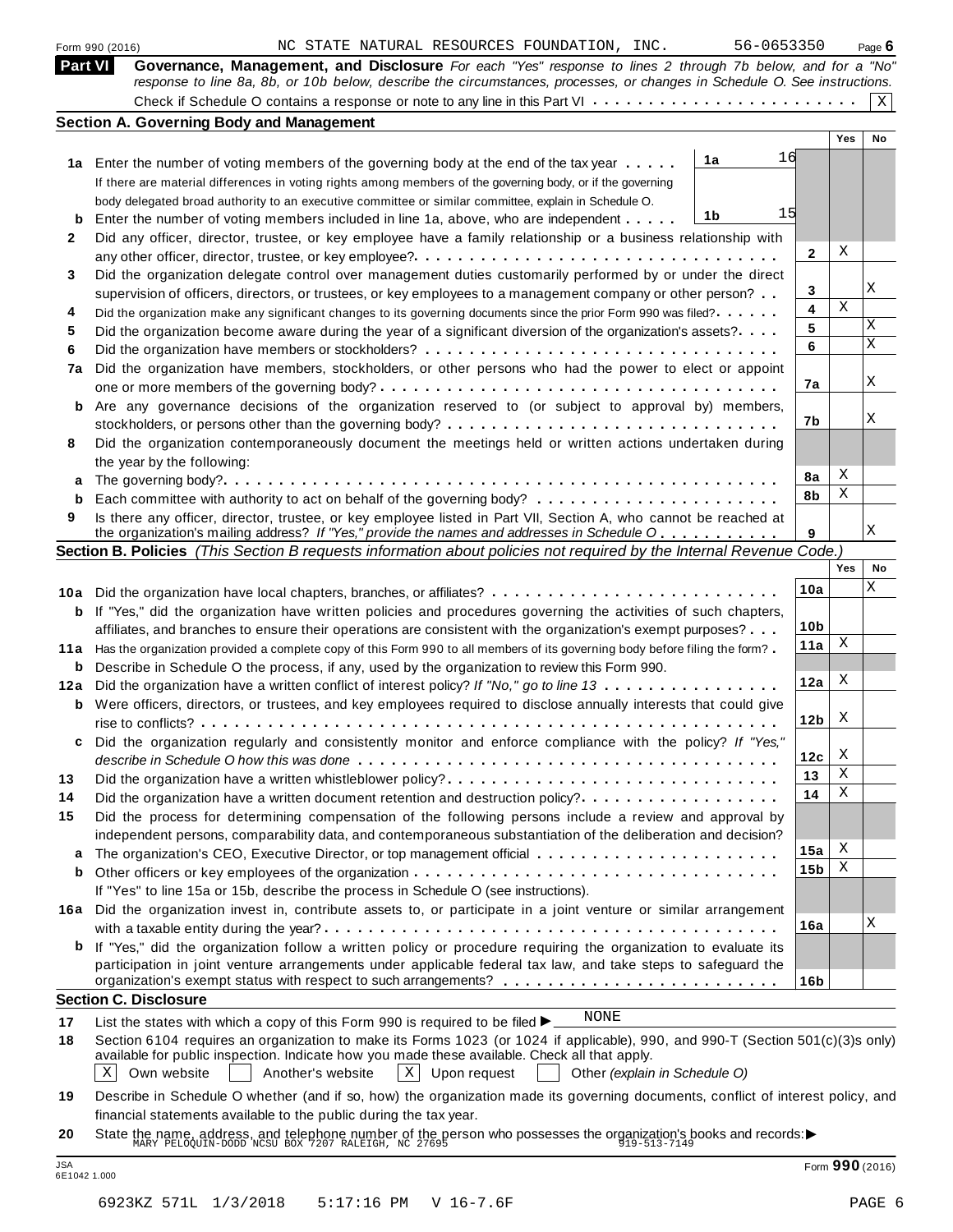Form 990 (2016) NC STATE NATURAL RESOURCES FOUNDATION, INC. 56-0653350 Page **6**

## Part VI Governance, Management, and Disclosure

*For each "Yes" response to lines 2 through 7b below, and for a "No" response to line 8a, 8b, or 10b below, describe the circumstances, processes, or changes in Schedule O. See instructions.*

Check if Schedule O contains a response or note to any line in this Part VI . . . . . . . . . . . . . . . . . . . . . . . . [X]

### Section A. Governing Body and Management

| | | | | Yes | No |
|---|---|---|---|---|---|
| **1a** | Enter the number of voting members of the governing body at the end of the tax year . . . . . | 1a: 16 | | | |
| | If there are material differences in voting rights among members of the governing body, or if the governing body delegated broad authority to an executive committee or similar committee, explain in Schedule O. | | | | |
| **b** | Enter the number of voting members included in line 1a, above, who are independent . . . . . | 1b: 15 | | | |
| **2** | Did any officer, director, trustee, or key employee have a family relationship or a business relationship with any other officer, director, trustee, or key employee? . . . | | 2 | X | |
| **3** | Did the organization delegate control over management duties customarily performed by or under the direct supervision of officers, directors, or trustees, or key employees to a management company or other person? . . | | 3 | | X |
| **4** | Did the organization make any significant changes to its governing documents since the prior Form 990 was filed? . . . . . | | 4 | X | |
| **5** | Did the organization become aware during the year of a significant diversion of the organization's assets? . . . . | | 5 | | X |
| **6** | Did the organization have members or stockholders? . . . | | 6 | | X |
| **7a** | Did the organization have members, stockholders, or other persons who had the power to elect or appoint one or more members of the governing body? . . . | | 7a | | X |
| **b** | Are any governance decisions of the organization reserved to (or subject to approval by) members, stockholders, or persons other than the governing body? . . . | | 7b | | X |
| **8** | Did the organization contemporaneously document the meetings held or written actions undertaken during the year by the following: | | | | |
| **a** | The governing body? . . . | | 8a | X | |
| **b** | Each committee with authority to act on behalf of the governing body? . . . | | 8b | X | |
| **9** | Is there any officer, director, trustee, or key employee listed in Part VII, Section A, who cannot be reached at the organization's mailing address? *If "Yes," provide the names and addresses in Schedule O* . . . | | 9 | | X |

### Section B. Policies *(This Section B requests information about policies not required by the Internal Revenue Code.)*

| | | | Yes | No |
|---|---|---|---|---|
| **10a** | Did the organization have local chapters, branches, or affiliates? . . . | 10a | | X |
| **b** | If "Yes," did the organization have written policies and procedures governing the activities of such chapters, affiliates, and branches to ensure their operations are consistent with the organization's exempt purposes? . . . | 10b | | |
| **11a** | Has the organization provided a complete copy of this Form 990 to all members of its governing body before filing the form? . | 11a | X | |
| **b** | Describe in Schedule O the process, if any, used by the organization to review this Form 990. | | | |
| **12a** | Did the organization have a written conflict of interest policy? *If "No," go to line 13* . . . | 12a | X | |
| **b** | Were officers, directors, or trustees, and key employees required to disclose annually interests that could give rise to conflicts? . . . | 12b | X | |
| **c** | Did the organization regularly and consistently monitor and enforce compliance with the policy? *If "Yes," describe in Schedule O how this was done* . . . | 12c | X | |
| **13** | Did the organization have a written whistleblower policy? . . . | 13 | X | |
| **14** | Did the organization have a written document retention and destruction policy? . . . | 14 | X | |
| **15** | Did the process for determining compensation of the following persons include a review and approval by independent persons, comparability data, and contemporaneous substantiation of the deliberation and decision? | | | |
| **a** | The organization's CEO, Executive Director, or top management official . . . | 15a | X | |
| **b** | Other officers or key employees of the organization . . . | 15b | X | |
| | If "Yes" to line 15a or 15b, describe the process in Schedule O (see instructions). | | | |
| **16a** | Did the organization invest in, contribute assets to, or participate in a joint venture or similar arrangement with a taxable entity during the year? . . . | 16a | | X |
| **b** | If "Yes," did the organization follow a written policy or procedure requiring the organization to evaluate its participation in joint venture arrangements under applicable federal tax law, and take steps to safeguard the organization's exempt status with respect to such arrangements? . . . | 16b | | |

### Section C. Disclosure

**17** List the states with which a copy of this Form 990 is required to be filed ▶ NONE

**18** Section 6104 requires an organization to make its Forms 1023 (or 1024 if applicable), 990, and 990-T (Section 501(c)(3)s only) available for public inspection. Indicate how you made these available. Check all that apply.

[X] Own website [ ] Another's website [X] Upon request [ ] Other *(explain in Schedule O)*

**19** Describe in Schedule O whether (and if so, how) the organization made its governing documents, conflict of interest policy, and financial statements available to the public during the tax year.

**20** State the name, address, and telephone number of the person who possesses the organization's books and records: ▶
MARY PELOQUIN-DODD NCSU BOX 7207 RALEIGH, NC 27695 919-513-7149

Form **990** (2016)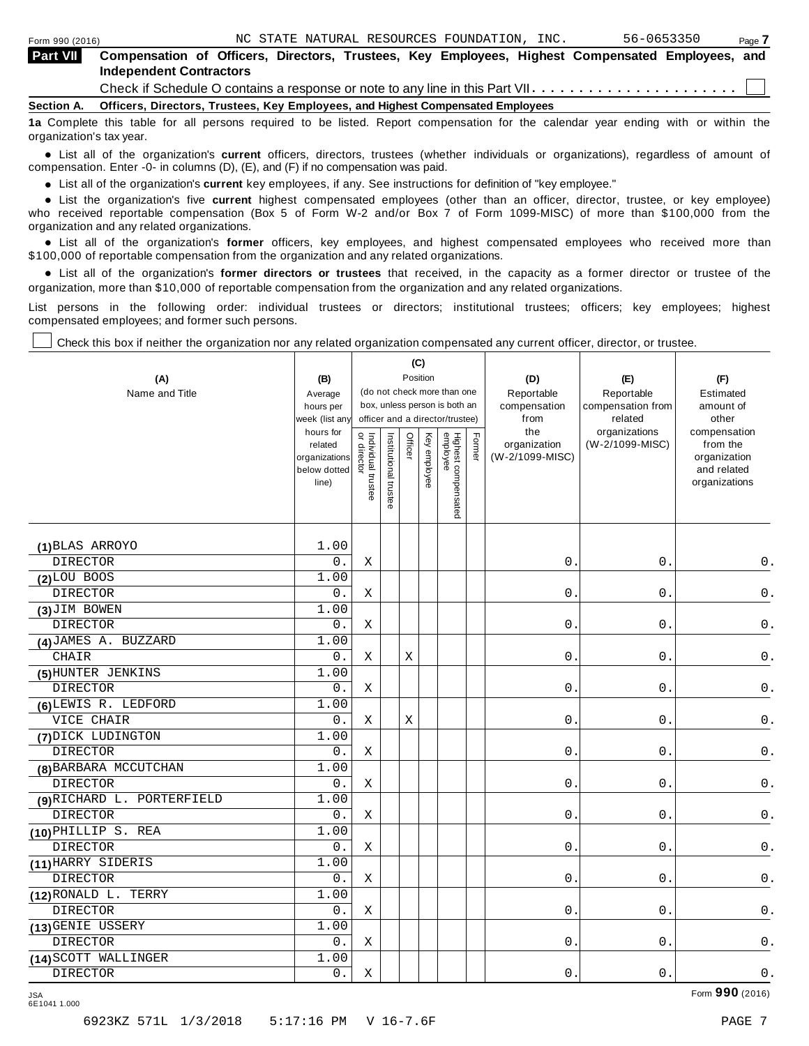Form 990 (2016) NC STATE NATURAL RESOURCES FOUNDATION, INC. 56-0653350

## Part VII Compensation of Officers, Directors, Trustees, Key Employees, Highest Compensated Employees, and Independent Contractors

Check if Schedule O contains a response or note to any line in this Part VII. . . . . . . . . . . . . . . . . . . . . . ☐

### Section A. Officers, Directors, Trustees, Key Employees, and Highest Compensated Employees

**1a** Complete this table for all persons required to be listed. Report compensation for the calendar year ending with or within the organization's tax year.

- List all of the organization's **current** officers, directors, trustees (whether individuals or organizations), regardless of amount of compensation. Enter -0- in columns (D), (E), and (F) if no compensation was paid.
- List all of the organization's **current** key employees, if any. See instructions for definition of "key employee."
- List the organization's five **current** highest compensated employees (other than an officer, director, trustee, or key employee) who received reportable compensation (Box 5 of Form W-2 and/or Box 7 of Form 1099-MISC) of more than $100,000 from the organization and any related organizations.
- List all of the organization's **former** officers, key employees, and highest compensated employees who received more than $100,000 of reportable compensation from the organization and any related organizations.
- List all of the organization's **former directors or trustees** that received, in the capacity as a former director or trustee of the organization, more than $10,000 of reportable compensation from the organization and any related organizations.

List persons in the following order: individual trustees or directors; institutional trustees; officers; key employees; highest compensated employees; and former such persons.

☐ Check this box if neither the organization nor any related organization compensated any current officer, director, or trustee.

| (A) Name and Title | (B) Average hours per week (list any hours for related organizations below dotted line) | (C) Position (do not check more than one box, unless person is both an officer and a director/trustee) | | | | | | (D) Reportable compensation from the organization (W-2/1099-MISC) | (E) Reportable compensation from related organizations (W-2/1099-MISC) | (F) Estimated amount of other compensation from the organization and related organizations |
|---|---|---|---|---|---|---|---|---|---|---|
| | | Individual trustee or director | Institutional trustee | Officer | Key employee | Highest compensated employee | Former | | | |
| (1) BLAS ARROYO<br>DIRECTOR | 1.00<br>0. | X | | | | | | 0. | 0. | 0. |
| (2) LOU BOOS<br>DIRECTOR | 1.00<br>0. | X | | | | | | 0. | 0. | 0. |
| (3) JIM BOWEN<br>DIRECTOR | 1.00<br>0. | X | | | | | | 0. | 0. | 0. |
| (4) JAMES A. BUZZARD<br>CHAIR | 1.00<br>0. | X | | X | | | | 0. | 0. | 0. |
| (5) HUNTER JENKINS<br>DIRECTOR | 1.00<br>0. | X | | | | | | 0. | 0. | 0. |
| (6) LEWIS R. LEDFORD<br>VICE CHAIR | 1.00<br>0. | X | | X | | | | 0. | 0. | 0. |
| (7) DICK LUDINGTON<br>DIRECTOR | 1.00<br>0. | X | | | | | | 0. | 0. | 0. |
| (8) BARBARA MCCUTCHAN<br>DIRECTOR | 1.00<br>0. | X | | | | | | 0. | 0. | 0. |
| (9) RICHARD L. PORTERFIELD<br>DIRECTOR | 1.00<br>0. | X | | | | | | 0. | 0. | 0. |
| (10) PHILLIP S. REA<br>DIRECTOR | 1.00<br>0. | X | | | | | | 0. | 0. | 0. |
| (11) HARRY SIDERIS<br>DIRECTOR | 1.00<br>0. | X | | | | | | 0. | 0. | 0. |
| (12) RONALD L. TERRY<br>DIRECTOR | 1.00<br>0. | X | | | | | | 0. | 0. | 0. |
| (13) GENIE USSERY<br>DIRECTOR | 1.00<br>0. | X | | | | | | 0. | 0. | 0. |
| (14) SCOTT WALLINGER<br>DIRECTOR | 1.00<br>0. | X | | | | | | 0. | 0. | 0. |

Form **990** (2016)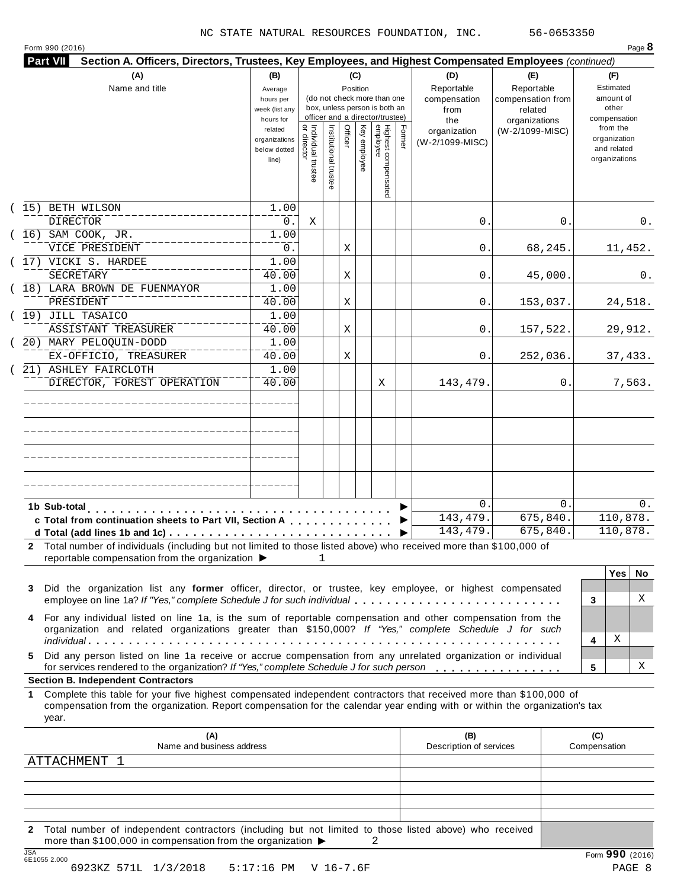NC STATE NATURAL RESOURCES FOUNDATION, INC. 56-0653350

Form 990 (2016)

**Part VII Section A. Officers, Directors, Trustees, Key Employees, and Highest Compensated Employees** *(continued)*

| (A) Name and title | (B) Average hours per week (list any hours for related organizations below dotted line) | (C) Position: Individual trustee or director | Institutional trustee | Officer | Key employee | Highest compensated employee | Former | (D) Reportable compensation from the organization (W-2/1099-MISC) | (E) Reportable compensation from related organizations (W-2/1099-MISC) | (F) Estimated amount of other compensation from the organization and related organizations |
|---|---|---|---|---|---|---|---|---|---|---|
| (15) BETH WILSON<br>DIRECTOR | 1.00<br>0. | X | | | | | | 0. | 0. | 0. |
| (16) SAM COOK, JR.<br>VICE PRESIDENT | 1.00<br>0. | | | X | | | | 0. | 68,245. | 11,452. |
| (17) VICKI S. HARDEE<br>SECRETARY | 1.00<br>40.00 | | | X | | | | 0. | 45,000. | 0. |
| (18) LARA BROWN DE FUENMAYOR<br>PRESIDENT | 1.00<br>40.00 | | | X | | | | 0. | 153,037. | 24,518. |
| (19) JILL TASAICO<br>ASSISTANT TREASURER | 1.00<br>40.00 | | | X | | | | 0. | 157,522. | 29,912. |
| (20) MARY PELOQUIN-DODD<br>EX-OFFICIO, TREASURER | 1.00<br>40.00 | | | X | | | | 0. | 252,036. | 37,433. |
| (21) ASHLEY FAIRCLOTH<br>DIRECTOR, FOREST OPERATION | 1.00<br>40.00 | | | | | X | | 143,479. | 0. | 7,563. |

| | (D) | (E) | (F) |
|---|---|---|---|
| **1b Sub-total** | 0. | 0. | 0. |
| **c Total from continuation sheets to Part VII, Section A** | 143,479. | 675,840. | 110,878. |
| **d Total (add lines 1b and 1c)** | 143,479. | 675,840. | 110,878. |

**2** Total number of individuals (including but not limited to those listed above) who received more than $100,000 of reportable compensation from the organization ▶ 1

| | | Yes | No |
|---|---|---|---|
| **3** Did the organization list any **former** officer, director, or trustee, key employee, or highest compensated employee on line 1a? *If "Yes," complete Schedule J for such individual* | 3 | | X |
| **4** For any individual listed on line 1a, is the sum of reportable compensation and other compensation from the organization and related organizations greater than $150,000? *If "Yes," complete Schedule J for such individual* | 4 | X | |
| **5** Did any person listed on line 1a receive or accrue compensation from any unrelated organization or individual for services rendered to the organization? *If "Yes," complete Schedule J for such person* | 5 | | X |

**Section B. Independent Contractors**

**1** Complete this table for your five highest compensated independent contractors that received more than $100,000 of compensation from the organization. Report compensation for the calendar year ending with or within the organization's tax year.

| (A) Name and business address | (B) Description of services | (C) Compensation |
|---|---|---|
| ATTACHMENT 1 | | |
| | | |
| | | |
| | | |
| | | |

**2** Total number of independent contractors (including but not limited to those listed above) who received more than $100,000 in compensation from the organization ▶ 2

Form **990** (2016)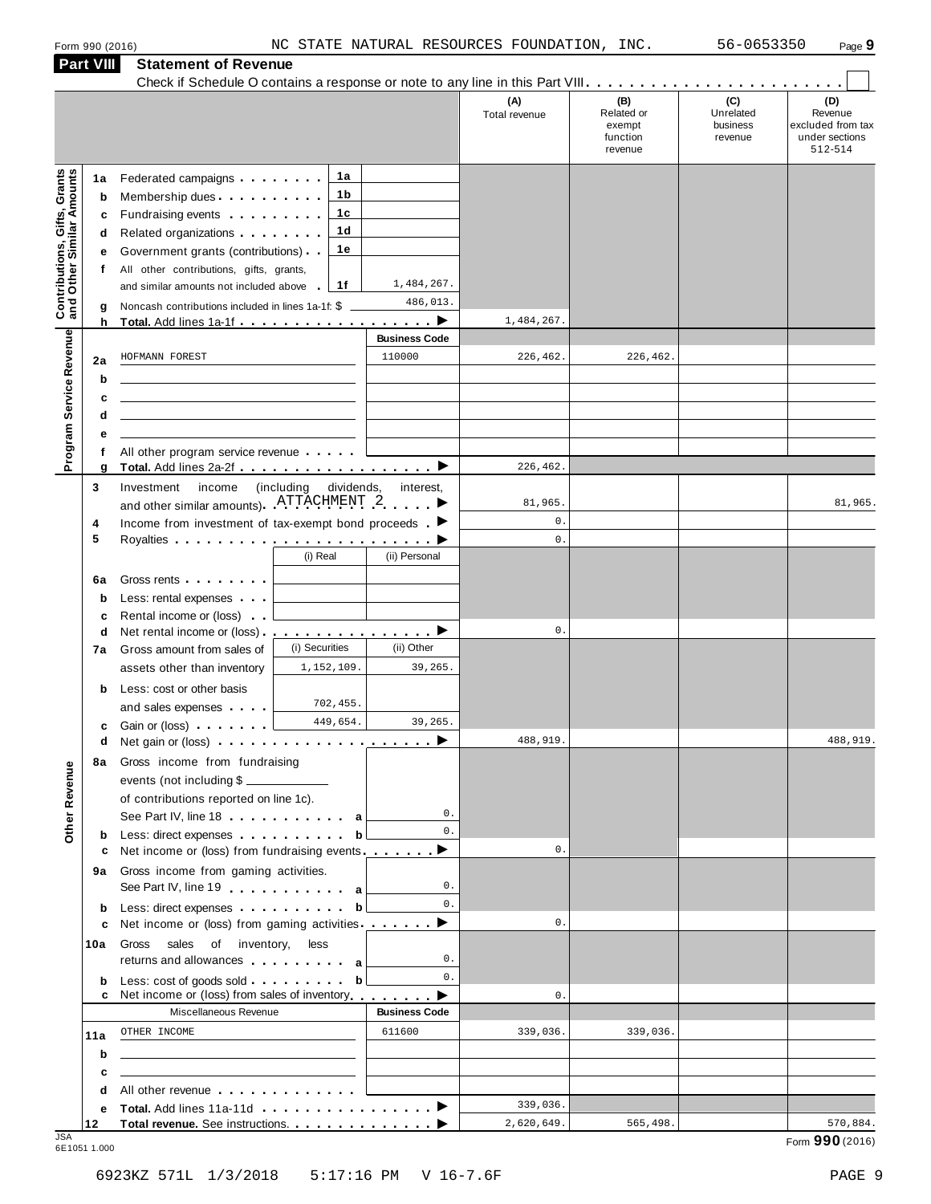Form 990 (2016) NC STATE NATURAL RESOURCES FOUNDATION, INC. 56-0653350 Page 9

## Part VIII Statement of Revenue

Check if Schedule O contains a response or note to any line in this Part VIII . . . . . . . . . . . . . . . . . . . . . . . . ☐

| | | | | (A) Total revenue | (B) Related or exempt function revenue | (C) Unrelated business revenue | (D) Revenue excluded from tax under sections 512-514 |
|---|---|---|---|---|---|---|---|
| **Contributions, Gifts, Grants and Other Similar Amounts** | | | | | | | |
| 1a | Federated campaigns | 1a | | | | | |
| b | Membership dues | 1b | | | | | |
| c | Fundraising events | 1c | | | | | |
| d | Related organizations | 1d | | | | | |
| e | Government grants (contributions) | 1e | | | | | |
| f | All other contributions, gifts, grants, and similar amounts not included above | 1f | 1,484,267. | | | | |
| g | Noncash contributions included in lines 1a-1f: $ | | 486,013. | | | | |
| h | **Total.** Add lines 1a-1f | | ▶ | 1,484,267. | | | |
| **Program Service Revenue** | | | **Business Code** | | | | |
| 2a | HOFMANN FOREST | | 110000 | 226,462. | 226,462. | | |
| b | | | | | | | |
| c | | | | | | | |
| d | | | | | | | |
| e | | | | | | | |
| f | All other program service revenue | | | | | | |
| g | **Total.** Add lines 2a-2f | | ▶ | 226,462. | | | |
| **Other Revenue** | | | | | | | |
| 3 | Investment income (including dividends, interest, and other similar amounts) ATTACHMENT 2 | | ▶ | 81,965. | | | 81,965. |
| 4 | Income from investment of tax-exempt bond proceeds | | ▶ | 0. | | | |
| 5 | Royalties | | ▶ | 0. | | | |
| | | (i) Real | (ii) Personal | | | | |
| 6a | Gross rents | | | | | | |
| b | Less: rental expenses | | | | | | |
| c | Rental income or (loss) | | | | | | |
| d | Net rental income or (loss) | | ▶ | 0. | | | |
| | | (i) Securities | (ii) Other | | | | |
| 7a | Gross amount from sales of assets other than inventory | 1,152,109. | 39,265. | | | | |
| b | Less: cost or other basis and sales expenses | 702,455. | | | | | |
| c | Gain or (loss) | 449,654. | 39,265. | | | | |
| d | Net gain or (loss) | | ▶ | 488,919. | | | 488,919. |
| 8a | Gross income from fundraising events (not including $ ______ of contributions reported on line 1c). See Part IV, line 18 | a | 0. | | | | |
| b | Less: direct expenses | b | 0. | | | | |
| c | Net income or (loss) from fundraising events | | ▶ | 0. | | | |
| 9a | Gross income from gaming activities. See Part IV, line 19 | a | 0. | | | | |
| b | Less: direct expenses | b | 0. | | | | |
| c | Net income or (loss) from gaming activities | | ▶ | 0. | | | |
| 10a | Gross sales of inventory, less returns and allowances | a | 0. | | | | |
| b | Less: cost of goods sold | b | 0. | | | | |
| c | Net income or (loss) from sales of inventory | | ▶ | 0. | | | |
| | Miscellaneous Revenue | | **Business Code** | | | | |
| 11a | OTHER INCOME | | 611600 | 339,036. | 339,036. | | |
| b | | | | | | | |
| c | | | | | | | |
| d | All other revenue | | | | | | |
| e | **Total.** Add lines 11a-11d | | ▶ | 339,036. | | | |
| 12 | **Total revenue.** See instructions. | | ▶ | 2,620,649. | 565,498. | | 570,884. |

JSA
6E1051 1.000

Form **990** (2016)

6923KZ 571L 1/3/2018 5:17:16 PM V 16-7.6F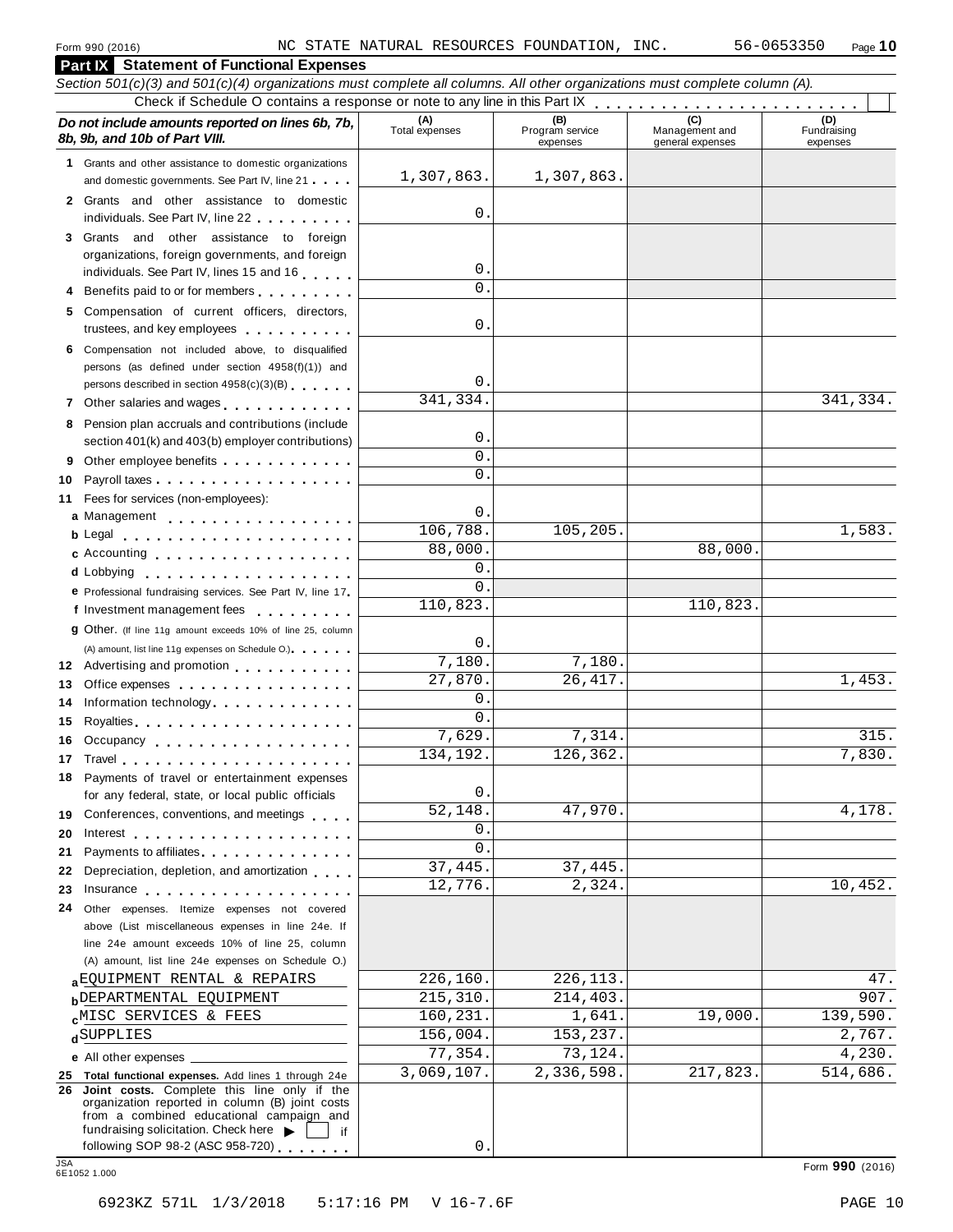Form 990 (2016) NC STATE NATURAL RESOURCES FOUNDATION, INC. 56-0653350

## Part IX Statement of Functional Expenses

*Section 501(c)(3) and 501(c)(4) organizations must complete all columns. All other organizations must complete column (A).*

Check if Schedule O contains a response or note to any line in this Part IX . . . . . . . . . . . . . . . . . . . . . . . ☐

| ***Do not include amounts reported on lines 6b, 7b, 8b, 9b, and 10b of Part VIII.*** | (A) Total expenses | (B) Program service expenses | (C) Management and general expenses | (D) Fundraising expenses |
|---|---|---|---|---|
| **1** Grants and other assistance to domestic organizations and domestic governments. See Part IV, line 21 | 1,307,863. | 1,307,863. | | |
| **2** Grants and other assistance to domestic individuals. See Part IV, line 22 | 0. | | | |
| **3** Grants and other assistance to foreign organizations, foreign governments, and foreign individuals. See Part IV, lines 15 and 16 | 0. | | | |
| **4** Benefits paid to or for members | 0. | | | |
| **5** Compensation of current officers, directors, trustees, and key employees | 0. | | | |
| **6** Compensation not included above, to disqualified persons (as defined under section 4958(f)(1)) and persons described in section 4958(c)(3)(B) | 0. | | | |
| **7** Other salaries and wages | 341,334. | | | 341,334. |
| **8** Pension plan accruals and contributions (include section 401(k) and 403(b) employer contributions) | 0. | | | |
| **9** Other employee benefits | 0. | | | |
| **10** Payroll taxes | 0. | | | |
| **11** Fees for services (non-employees): | | | | |
| **a** Management | 0. | | | |
| **b** Legal | 106,788. | 105,205. | | 1,583. |
| **c** Accounting | 88,000. | | 88,000. | |
| **d** Lobbying | 0. | | | |
| **e** Professional fundraising services. See Part IV, line 17 | 0. | | | |
| **f** Investment management fees | 110,823. | | 110,823. | |
| **g** Other. (If line 11g amount exceeds 10% of line 25, column (A) amount, list line 11g expenses on Schedule O.) | 0. | | | |
| **12** Advertising and promotion | 7,180. | 7,180. | | |
| **13** Office expenses | 27,870. | 26,417. | | 1,453. |
| **14** Information technology | 0. | | | |
| **15** Royalties | 0. | | | |
| **16** Occupancy | 7,629. | 7,314. | | 315. |
| **17** Travel | 134,192. | 126,362. | | 7,830. |
| **18** Payments of travel or entertainment expenses for any federal, state, or local public officials | 0. | | | |
| **19** Conferences, conventions, and meetings | 52,148. | 47,970. | | 4,178. |
| **20** Interest | 0. | | | |
| **21** Payments to affiliates | 0. | | | |
| **22** Depreciation, depletion, and amortization | 37,445. | 37,445. | | |
| **23** Insurance | 12,776. | 2,324. | | 10,452. |
| **24** Other expenses. Itemize expenses not covered above (List miscellaneous expenses in line 24e. If line 24e amount exceeds 10% of line 25, column (A) amount, list line 24e expenses on Schedule O.) | | | | |
| **a** EQUIPMENT RENTAL & REPAIRS | 226,160. | 226,113. | | 47. |
| **b** DEPARTMENTAL EQUIPMENT | 215,310. | 214,403. | | 907. |
| **c** MISC SERVICES & FEES | 160,231. | 1,641. | 19,000. | 139,590. |
| **d** SUPPLIES | 156,004. | 153,237. | | 2,767. |
| **e** All other expenses | 77,354. | 73,124. | | 4,230. |
| **25 Total functional expenses.** Add lines 1 through 24e | 3,069,107. | 2,336,598. | 217,823. | 514,686. |
| **26 Joint costs.** Complete this line only if the organization reported in column (B) joint costs from a combined educational campaign and fundraising solicitation. Check here ▶ ☐ if following SOP 98-2 (ASC 958-720) | 0. | | | |

JSA 6E1052 1.000

Form **990** (2016)

6923KZ 571L 1/3/2018 5:17:16 PM V 16-7.6F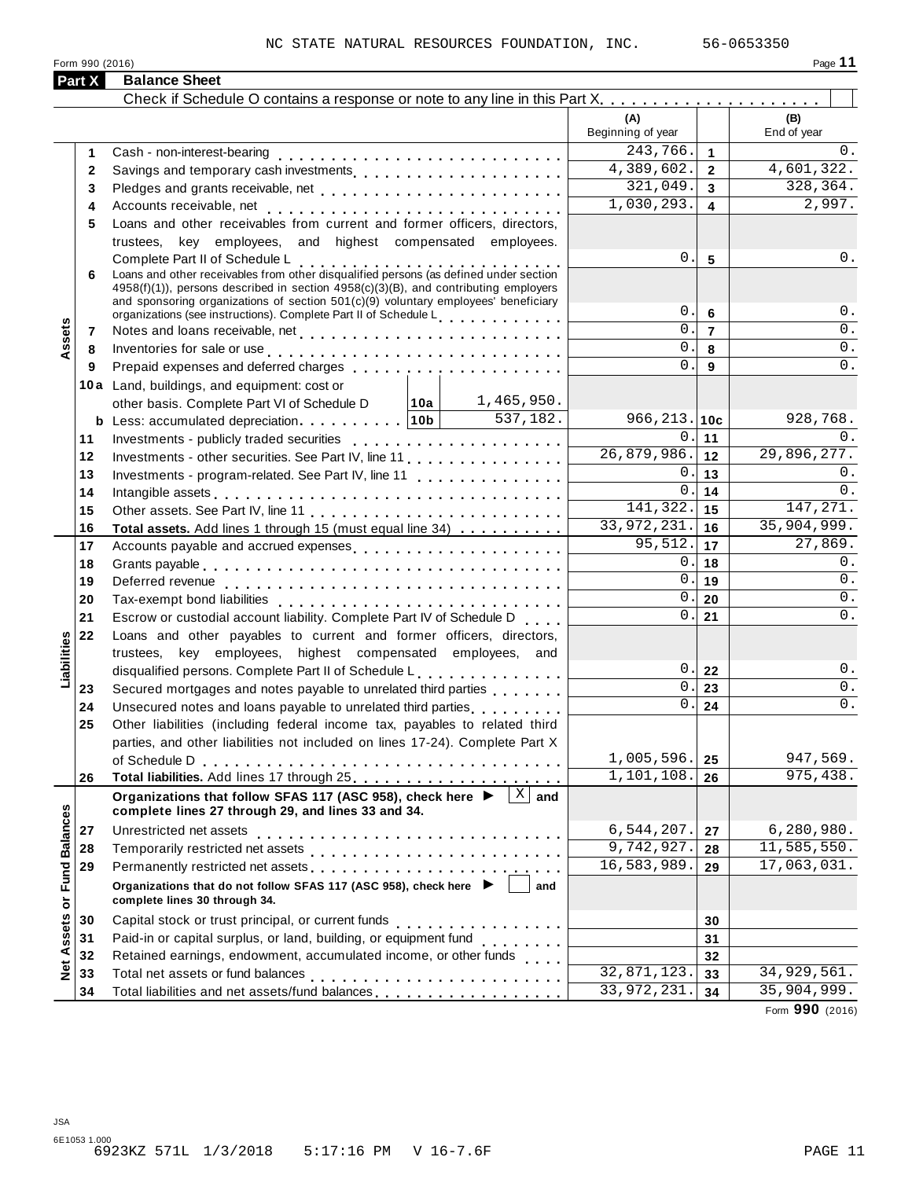NC STATE NATURAL RESOURCES FOUNDATION, INC. 56-0653350

Form 990 (2016) Page **11**

## Part X Balance Sheet

Check if Schedule O contains a response or note to any line in this Part X . . . . . . . . . . . . . . . . . . . . ☐

| | | | | (A) Beginning of year | | (B) End of year |
|---|---|---|---|---|---|---|
| **Assets** | 1 | Cash - non-interest-bearing | | 243,766. | 1 | 0. |
| | 2 | Savings and temporary cash investments | | 4,389,602. | 2 | 4,601,322. |
| | 3 | Pledges and grants receivable, net | | 321,049. | 3 | 328,364. |
| | 4 | Accounts receivable, net | | 1,030,293. | 4 | 2,997. |
| | 5 | Loans and other receivables from current and former officers, directors, trustees, key employees, and highest compensated employees. Complete Part II of Schedule L | | 0. | 5 | 0. |
| | 6 | Loans and other receivables from other disqualified persons (as defined under section 4958(f)(1)), persons described in section 4958(c)(3)(B), and contributing employers and sponsoring organizations of section 501(c)(9) voluntary employees' beneficiary organizations (see instructions). Complete Part II of Schedule L | | 0. | 6 | 0. |
| | 7 | Notes and loans receivable, net | | 0. | 7 | 0. |
| | 8 | Inventories for sale or use | | 0. | 8 | 0. |
| | 9 | Prepaid expenses and deferred charges | | 0. | 9 | 0. |
| | 10a | Land, buildings, and equipment: cost or other basis. Complete Part VI of Schedule D | 10a 1,465,950. | | | |
| | b | Less: accumulated depreciation | 10b 537,182. | 966,213. | 10c | 928,768. |
| | 11 | Investments - publicly traded securities | | 0. | 11 | 0. |
| | 12 | Investments - other securities. See Part IV, line 11 | | 26,879,986. | 12 | 29,896,277. |
| | 13 | Investments - program-related. See Part IV, line 11 | | 0. | 13 | 0. |
| | 14 | Intangible assets | | 0. | 14 | 0. |
| | 15 | Other assets. See Part IV, line 11 | | 141,322. | 15 | 147,271. |
| | 16 | **Total assets.** Add lines 1 through 15 (must equal line 34) | | 33,972,231. | 16 | 35,904,999. |
| **Liabilities** | 17 | Accounts payable and accrued expenses | | 95,512. | 17 | 27,869. |
| | 18 | Grants payable | | 0. | 18 | 0. |
| | 19 | Deferred revenue | | 0. | 19 | 0. |
| | 20 | Tax-exempt bond liabilities | | 0. | 20 | 0. |
| | 21 | Escrow or custodial account liability. Complete Part IV of Schedule D | | 0. | 21 | 0. |
| | 22 | Loans and other payables to current and former officers, directors, trustees, key employees, highest compensated employees, and disqualified persons. Complete Part II of Schedule L | | 0. | 22 | 0. |
| | 23 | Secured mortgages and notes payable to unrelated third parties | | 0. | 23 | 0. |
| | 24 | Unsecured notes and loans payable to unrelated third parties | | 0. | 24 | 0. |
| | 25 | Other liabilities (including federal income tax, payables to related third parties, and other liabilities not included on lines 17-24). Complete Part X of Schedule D | | 1,005,596. | 25 | 947,569. |
| | 26 | **Total liabilities.** Add lines 17 through 25 | | 1,101,108. | 26 | 975,438. |
| **Net Assets or Fund Balances** | | **Organizations that follow SFAS 117 (ASC 958), check here ▶ ☒ and complete lines 27 through 29, and lines 33 and 34.** | | | | |
| | 27 | Unrestricted net assets | | 6,544,207. | 27 | 6,280,980. |
| | 28 | Temporarily restricted net assets | | 9,742,927. | 28 | 11,585,550. |
| | 29 | Permanently restricted net assets | | 16,583,989. | 29 | 17,063,031. |
| | | **Organizations that do not follow SFAS 117 (ASC 958), check here ▶ ☐ and complete lines 30 through 34.** | | | | |
| | 30 | Capital stock or trust principal, or current funds | | | 30 | |
| | 31 | Paid-in or capital surplus, or land, building, or equipment fund | | | 31 | |
| | 32 | Retained earnings, endowment, accumulated income, or other funds | | | 32 | |
| | 33 | Total net assets or fund balances | | 32,871,123. | 33 | 34,929,561. |
| | 34 | Total liabilities and net assets/fund balances | | 33,972,231. | 34 | 35,904,999. |

Form **990** (2016)

JSA
6E1053 1.000
6923KZ 571L 1/3/2018 5:17:16 PM V 16-7.6F PAGE 11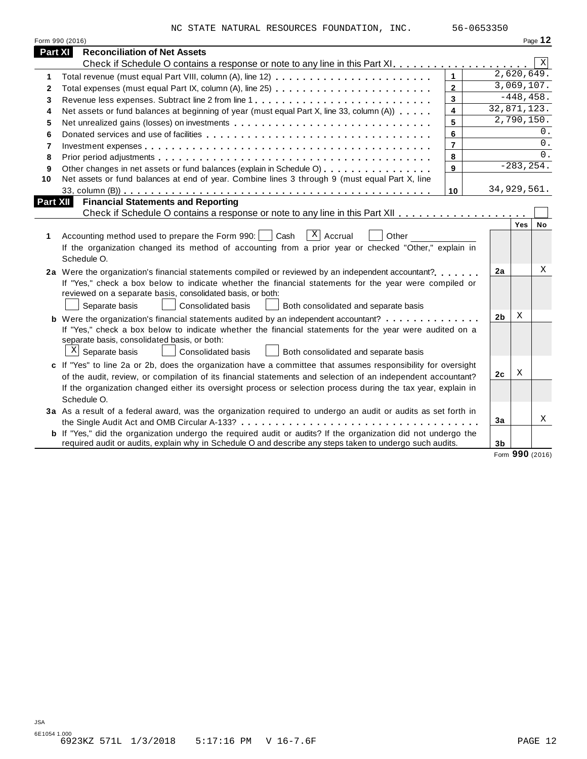NC STATE NATURAL RESOURCES FOUNDATION, INC. 56-0653350

Form 990 (2016) Page **12**

## Part XI Reconciliation of Net Assets

Check if Schedule O contains a response or note to any line in this Part XI . . . . . . . . . . . . . . . . . . . . [X]

| | | | |
|---|---|---|---|
| 1 | Total revenue (must equal Part VIII, column (A), line 12) | 1 | 2,620,649. |
| 2 | Total expenses (must equal Part IX, column (A), line 25) | 2 | 3,069,107. |
| 3 | Revenue less expenses. Subtract line 2 from line 1 | 3 | -448,458. |
| 4 | Net assets or fund balances at beginning of year (must equal Part X, line 33, column (A)) | 4 | 32,871,123. |
| 5 | Net unrealized gains (losses) on investments | 5 | 2,790,150. |
| 6 | Donated services and use of facilities | 6 | 0. |
| 7 | Investment expenses | 7 | 0. |
| 8 | Prior period adjustments | 8 | 0. |
| 9 | Other changes in net assets or fund balances (explain in Schedule O) | 9 | -283,254. |
| 10 | Net assets or fund balances at end of year. Combine lines 3 through 9 (must equal Part X, line 33, column (B)) | 10 | 34,929,561. |

## Part XII Financial Statements and Reporting

Check if Schedule O contains a response or note to any line in this Part XII . . . . . . . . . . . . . . . . . . [ ]

| | | | Yes | No |
|---|---|---|---|---|
| **1** | Accounting method used to prepare the Form 990: [ ] Cash [X] Accrual [ ] Other ____________<br>If the organization changed its method of accounting from a prior year or checked "Other," explain in Schedule O. | | | |
| **2a** | Were the organization's financial statements compiled or reviewed by an independent accountant?<br>If "Yes," check a box below to indicate whether the financial statements for the year were compiled or reviewed on a separate basis, consolidated basis, or both:<br>[ ] Separate basis [ ] Consolidated basis [ ] Both consolidated and separate basis | 2a | | X |
| **b** | Were the organization's financial statements audited by an independent accountant?<br>If "Yes," check a box below to indicate whether the financial statements for the year were audited on a separate basis, consolidated basis, or both:<br>[X] Separate basis [ ] Consolidated basis [ ] Both consolidated and separate basis | 2b | X | |
| **c** | If "Yes" to line 2a or 2b, does the organization have a committee that assumes responsibility for oversight of the audit, review, or compilation of its financial statements and selection of an independent accountant?<br>If the organization changed either its oversight process or selection process during the tax year, explain in Schedule O. | 2c | X | |
| **3a** | As a result of a federal award, was the organization required to undergo an audit or audits as set forth in the Single Audit Act and OMB Circular A-133? | 3a | | X |
| **b** | If "Yes," did the organization undergo the required audit or audits? If the organization did not undergo the required audit or audits, explain why in Schedule O and describe any steps taken to undergo such audits. | 3b | | |

Form **990** (2016)

JSA
6E1054 1.000
6923KZ 571L 1/3/2018 5:17:16 PM V 16-7.6F PAGE 12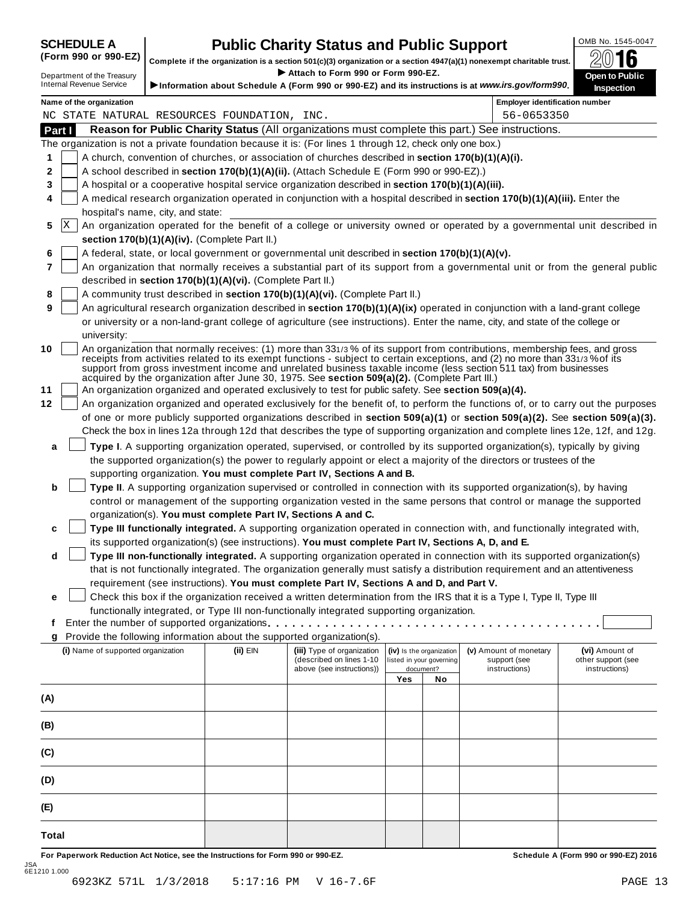**SCHEDULE A (Form 990 or 990-EZ)**

Department of the Treasury
Internal Revenue Service

# Public Charity Status and Public Support

**Complete if the organization is a section 501(c)(3) organization or a section 4947(a)(1) nonexempt charitable trust.**

▶ Attach to Form 990 or Form 990-EZ.

▶ Information about Schedule A (Form 990 or 990-EZ) and its instructions is at *www.irs.gov/form990*.

OMB No. 1545-0047

2016

**Open to Public Inspection**

Name of the organization: NC STATE NATURAL RESOURCES FOUNDATION, INC.

Employer identification number: 56-0653350

## Part I Reason for Public Charity Status (All organizations must complete this part.) See instructions.

The organization is not a private foundation because it is: (For lines 1 through 12, check only one box.)

1 [ ] A church, convention of churches, or association of churches described in **section 170(b)(1)(A)(i).**

2 [ ] A school described in **section 170(b)(1)(A)(ii).** (Attach Schedule E (Form 990 or 990-EZ).)

3 [ ] A hospital or a cooperative hospital service organization described in **section 170(b)(1)(A)(iii).**

4 [ ] A medical research organization operated in conjunction with a hospital described in **section 170(b)(1)(A)(iii).** Enter the hospital's name, city, and state:

5 [X] An organization operated for the benefit of a college or university owned or operated by a governmental unit described in **section 170(b)(1)(A)(iv).** (Complete Part II.)

6 [ ] A federal, state, or local government or governmental unit described in **section 170(b)(1)(A)(v).**

7 [ ] An organization that normally receives a substantial part of its support from a governmental unit or from the general public described in **section 170(b)(1)(A)(vi).** (Complete Part II.)

8 [ ] A community trust described in **section 170(b)(1)(A)(vi).** (Complete Part II.)

9 [ ] An agricultural research organization described in **section 170(b)(1)(A)(ix)** operated in conjunction with a land-grant college or university or a non-land-grant college of agriculture (see instructions). Enter the name, city, and state of the college or university:

10 [ ] An organization that normally receives: (1) more than 33 1/3 % of its support from contributions, membership fees, and gross receipts from activities related to its exempt functions - subject to certain exceptions, and (2) no more than 33 1/3 % of its support from gross investment income and unrelated business taxable income (less section 511 tax) from businesses acquired by the organization after June 30, 1975. See **section 509(a)(2).** (Complete Part III.)

11 [ ] An organization organized and operated exclusively to test for public safety. See **section 509(a)(4).**

12 [ ] An organization organized and operated exclusively for the benefit of, to perform the functions of, or to carry out the purposes of one or more publicly supported organizations described in **section 509(a)(1)** or **section 509(a)(2).** See **section 509(a)(3).** Check the box in lines 12a through 12d that describes the type of supporting organization and complete lines 12e, 12f, and 12g.

a [ ] **Type I**. A supporting organization operated, supervised, or controlled by its supported organization(s), typically by giving the supported organization(s) the power to regularly appoint or elect a majority of the directors or trustees of the supporting organization. **You must complete Part IV, Sections A and B.**

b [ ] **Type II**. A supporting organization supervised or controlled in connection with its supported organization(s), by having control or management of the supporting organization vested in the same persons that control or manage the supported organization(s). **You must complete Part IV, Sections A and C.**

c [ ] **Type III functionally integrated.** A supporting organization operated in connection with, and functionally integrated with, its supported organization(s) (see instructions). **You must complete Part IV, Sections A, D, and E.**

d [ ] **Type III non-functionally integrated.** A supporting organization operated in connection with its supported organization(s) that is not functionally integrated. The organization generally must satisfy a distribution requirement and an attentiveness requirement (see instructions). **You must complete Part IV, Sections A and D, and Part V.**

e [ ] Check this box if the organization received a written determination from the IRS that it is a Type I, Type II, Type III functionally integrated, or Type III non-functionally integrated supporting organization.

f Enter the number of supported organizations . . . . .

g Provide the following information about the supported organization(s).

| (i) Name of supported organization | (ii) EIN | (iii) Type of organization (described on lines 1-10 above (see instructions)) | (iv) Is the organization listed in your governing document? | | (v) Amount of monetary support (see instructions) | (vi) Amount of other support (see instructions) |
|---|---|---|---|---|---|---|
| | | | Yes | No | | |
| (A) | | | | | | |
| (B) | | | | | | |
| (C) | | | | | | |
| (D) | | | | | | |
| (E) | | | | | | |
| Total | | | | | | |

**For Paperwork Reduction Act Notice, see the Instructions for Form 990 or 990-EZ.** **Schedule A (Form 990 or 990-EZ) 2016**

JSA 6E1210 1.000

6923KZ 571L 1/3/2018 5:17:16 PM V 16-7.6F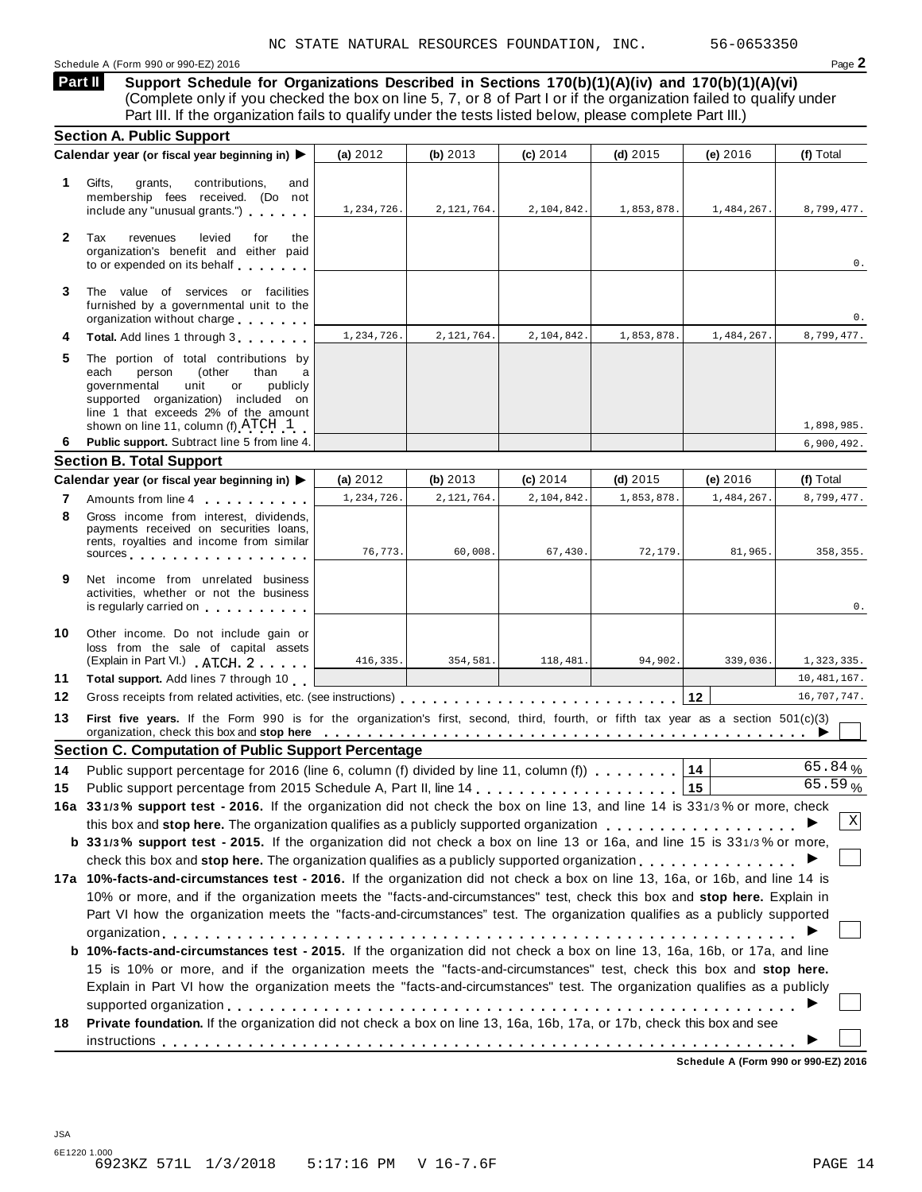NC STATE NATURAL RESOURCES FOUNDATION, INC. 56-0653350

Schedule A (Form 990 or 990-EZ) 2016

## Part II Support Schedule for Organizations Described in Sections 170(b)(1)(A)(iv) and 170(b)(1)(A)(vi)

(Complete only if you checked the box on line 5, 7, or 8 of Part I or if the organization failed to qualify under Part III. If the organization fails to qualify under the tests listed below, please complete Part III.)

### Section A. Public Support

| Calendar year (or fiscal year beginning in) ▶ | (a) 2012 | (b) 2013 | (c) 2014 | (d) 2015 | (e) 2016 | (f) Total |
|---|---|---|---|---|---|---|
| **1** Gifts, grants, contributions, and membership fees received. (Do not include any "unusual grants.") | 1,234,726. | 2,121,764. | 2,104,842. | 1,853,878. | 1,484,267. | 8,799,477. |
| **2** Tax revenues levied for the organization's benefit and either paid to or expended on its behalf | | | | | | 0. |
| **3** The value of services or facilities furnished by a governmental unit to the organization without charge | | | | | | 0. |
| **4** **Total.** Add lines 1 through 3 | 1,234,726. | 2,121,764. | 2,104,842. | 1,853,878. | 1,484,267. | 8,799,477. |
| **5** The portion of total contributions by each person (other than a governmental unit or publicly supported organization) included on line 1 that exceeds 2% of the amount shown on line 11, column (f) ATCH 1 | | | | | | 1,898,985. |
| **6** **Public support.** Subtract line 5 from line 4. | | | | | | 6,900,492. |

### Section B. Total Support

| Calendar year (or fiscal year beginning in) ▶ | (a) 2012 | (b) 2013 | (c) 2014 | (d) 2015 | (e) 2016 | (f) Total |
|---|---|---|---|---|---|---|
| **7** Amounts from line 4 | 1,234,726. | 2,121,764. | 2,104,842. | 1,853,878. | 1,484,267. | 8,799,477. |
| **8** Gross income from interest, dividends, payments received on securities loans, rents, royalties and income from similar sources | 76,773. | 60,008. | 67,430. | 72,179. | 81,965. | 358,355. |
| **9** Net income from unrelated business activities, whether or not the business is regularly carried on | | | | | | 0. |
| **10** Other income. Do not include gain or loss from the sale of capital assets (Explain in Part VI.) ATCH 2 | 416,335. | 354,581. | 118,481. | 94,902. | 339,036. | 1,323,335. |
| **11** **Total support.** Add lines 7 through 10 | | | | | | 10,481,167. |

**12** Gross receipts from related activities, etc. (see instructions) **12** 16,707,747.

**13** **First five years.** If the Form 990 is for the organization's first, second, third, fourth, or fifth tax year as a section 501(c)(3) organization, check this box and **stop here** ▶ ☐

### Section C. Computation of Public Support Percentage

**14** Public support percentage for 2016 (line 6, column (f) divided by line 11, column (f)) **14** 65.84 %

**15** Public support percentage from 2015 Schedule A, Part II, line 14 **15** 65.59 %

**16a 33 1/3 % support test - 2016.** If the organization did not check the box on line 13, and line 14 is 33 1/3 % or more, check this box and **stop here.** The organization qualifies as a publicly supported organization ▶ ☒

**b 33 1/3 % support test - 2015.** If the organization did not check a box on line 13 or 16a, and line 15 is 33 1/3 % or more, check this box and **stop here.** The organization qualifies as a publicly supported organization ▶ ☐

**17a 10%-facts-and-circumstances test - 2016.** If the organization did not check a box on line 13, 16a, or 16b, and line 14 is 10% or more, and if the organization meets the "facts-and-circumstances" test, check this box and **stop here.** Explain in Part VI how the organization meets the "facts-and-circumstances" test. The organization qualifies as a publicly supported organization ▶ ☐

**b 10%-facts-and-circumstances test - 2015.** If the organization did not check a box on line 13, 16a, 16b, or 17a, and line 15 is 10% or more, and if the organization meets the "facts-and-circumstances" test, check this box and **stop here.** Explain in Part VI how the organization meets the "facts-and-circumstances" test. The organization qualifies as a publicly supported organization ▶ ☐

**18** **Private foundation.** If the organization did not check a box on line 13, 16a, 16b, 17a, or 17b, check this box and see instructions ▶ ☐

Schedule A (Form 990 or 990-EZ) 2016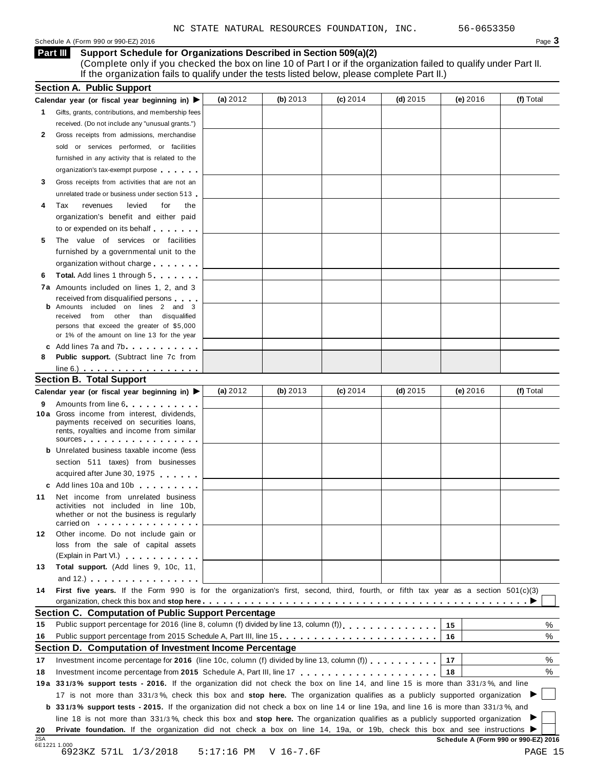NC STATE NATURAL RESOURCES FOUNDATION, INC. 56-0653350

Schedule A (Form 990 or 990-EZ) 2016

## Part III Support Schedule for Organizations Described in Section 509(a)(2)

(Complete only if you checked the box on line 10 of Part I or if the organization failed to qualify under Part II. If the organization fails to qualify under the tests listed below, please complete Part II.)

### Section A. Public Support

| Calendar year (or fiscal year beginning in) ▶ | (a) 2012 | (b) 2013 | (c) 2014 | (d) 2015 | (e) 2016 | (f) Total |
|---|---|---|---|---|---|---|
| **1** Gifts, grants, contributions, and membership fees received. (Do not include any "unusual grants.") | | | | | | |
| **2** Gross receipts from admissions, merchandise sold or services performed, or facilities furnished in any activity that is related to the organization's tax-exempt purpose | | | | | | |
| **3** Gross receipts from activities that are not an unrelated trade or business under section 513 | | | | | | |
| **4** Tax revenues levied for the organization's benefit and either paid to or expended on its behalf | | | | | | |
| **5** The value of services or facilities furnished by a governmental unit to the organization without charge | | | | | | |
| **6** **Total.** Add lines 1 through 5 | | | | | | |
| **7a** Amounts included on lines 1, 2, and 3 received from disqualified persons | | | | | | |
| **b** Amounts included on lines 2 and 3 received from other than disqualified persons that exceed the greater of $5,000 or 1% of the amount on line 13 for the year | | | | | | |
| **c** Add lines 7a and 7b | | | | | | |
| **8** **Public support.** (Subtract line 7c from line 6.) | | | | | | |

### Section B. Total Support

| Calendar year (or fiscal year beginning in) ▶ | (a) 2012 | (b) 2013 | (c) 2014 | (d) 2015 | (e) 2016 | (f) Total |
|---|---|---|---|---|---|---|
| **9** Amounts from line 6 | | | | | | |
| **10a** Gross income from interest, dividends, payments received on securities loans, rents, royalties and income from similar sources | | | | | | |
| **b** Unrelated business taxable income (less section 511 taxes) from businesses acquired after June 30, 1975 | | | | | | |
| **c** Add lines 10a and 10b | | | | | | |
| **11** Net income from unrelated business activities not included in line 10b, whether or not the business is regularly carried on | | | | | | |
| **12** Other income. Do not include gain or loss from the sale of capital assets (Explain in Part VI.) | | | | | | |
| **13** **Total support.** (Add lines 9, 10c, 11, and 12.) | | | | | | |

**14** **First five years.** If the Form 990 is for the organization's first, second, third, fourth, or fifth tax year as a section 501(c)(3) organization, check this box and **stop here** ▶ ☐

### Section C. Computation of Public Support Percentage

| | | | |
|---|---|---|---|
| **15** | Public support percentage for 2016 (line 8, column (f) divided by line 13, column (f)) | 15 | % |
| **16** | Public support percentage from 2015 Schedule A, Part III, line 15 | 16 | % |

### Section D. Computation of Investment Income Percentage

| | | | |
|---|---|---|---|
| **17** | Investment income percentage for **2016** (line 10c, column (f) divided by line 13, column (f)) | 17 | % |
| **18** | Investment income percentage from **2015** Schedule A, Part III, line 17 | 18 | % |

**19a** **33 1/3% support tests - 2016.** If the organization did not check the box on line 14, and line 15 is more than 33 1/3%, and line 17 is not more than 33 1/3%, check this box and **stop here.** The organization qualifies as a publicly supported organization ▶ ☐

**b** **33 1/3% support tests - 2015.** If the organization did not check a box on line 14 or line 19a, and line 16 is more than 33 1/3%, and line 18 is not more than 33 1/3%, check this box and **stop here.** The organization qualifies as a publicly supported organization ▶ ☐

**20** **Private foundation.** If the organization did not check a box on line 14, 19a, or 19b, check this box and see instructions ▶ ☐

**Schedule A (Form 990 or 990-EZ) 2016**

JSA 6E1221 1.000

6923KZ 571L 1/3/2018 5:17:16 PM V 16-7.6F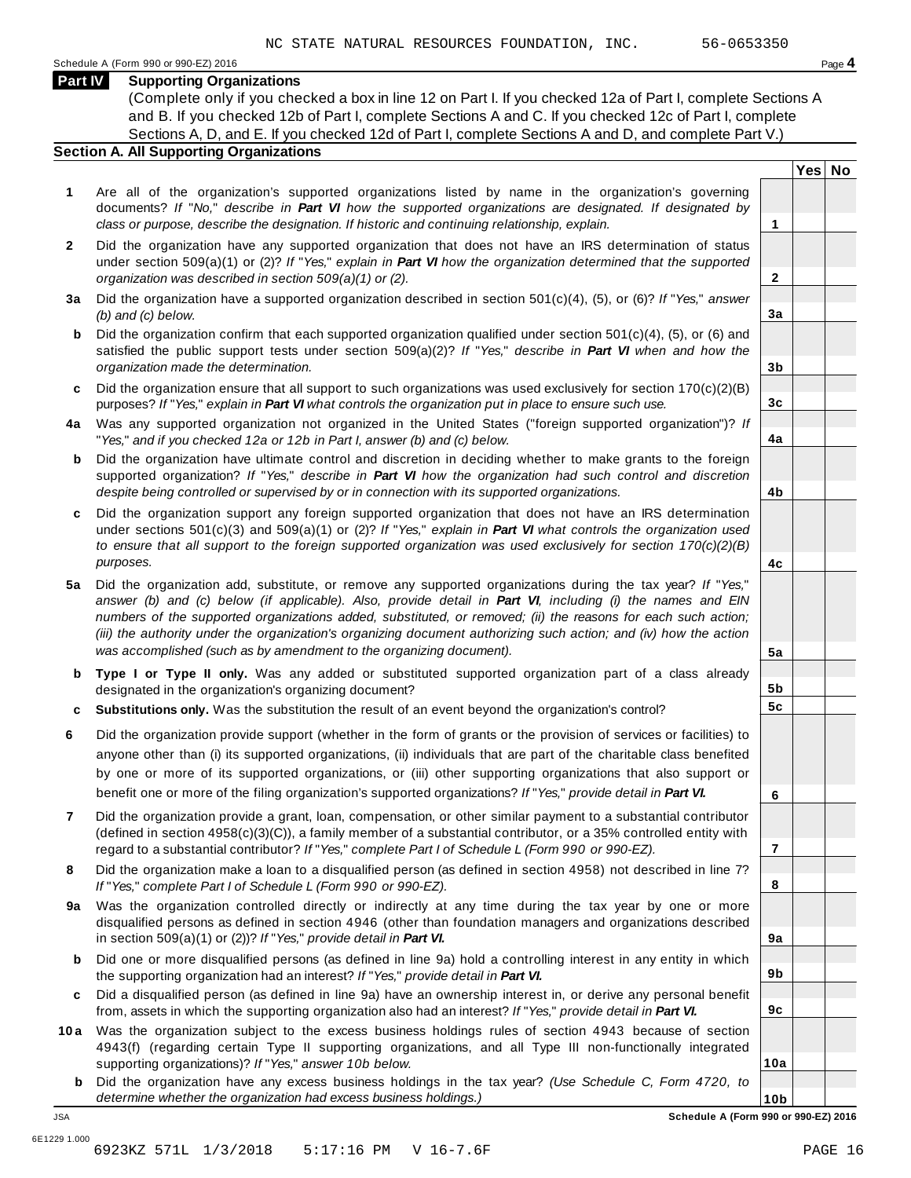NC STATE NATURAL RESOURCES FOUNDATION, INC. 56-0653350

Schedule A (Form 990 or 990-EZ) 2016

## Part IV Supporting Organizations

(Complete only if you checked a box in line 12 on Part I. If you checked 12a of Part I, complete Sections A and B. If you checked 12b of Part I, complete Sections A and C. If you checked 12c of Part I, complete Sections A, D, and E. If you checked 12d of Part I, complete Sections A and D, and complete Part V.)

### Section A. All Supporting Organizations

| | | Line | Yes | No |
|---|---|---|---|---|
| **1** | Are all of the organization's supported organizations listed by name in the organization's governing documents? *If "No," describe in* ***Part VI*** *how the supported organizations are designated. If designated by class or purpose, describe the designation. If historic and continuing relationship, explain.* | 1 | | |
| **2** | Did the organization have any supported organization that does not have an IRS determination of status under section 509(a)(1) or (2)? *If "Yes," explain in* ***Part VI*** *how the organization determined that the supported organization was described in section 509(a)(1) or (2).* | 2 | | |
| **3a** | Did the organization have a supported organization described in section 501(c)(4), (5), or (6)? *If "Yes," answer (b) and (c) below.* | 3a | | |
| **b** | Did the organization confirm that each supported organization qualified under section 501(c)(4), (5), or (6) and satisfied the public support tests under section 509(a)(2)? *If "Yes," describe in* ***Part VI*** *when and how the organization made the determination.* | 3b | | |
| **c** | Did the organization ensure that all support to such organizations was used exclusively for section 170(c)(2)(B) purposes? *If "Yes," explain in* ***Part VI*** *what controls the organization put in place to ensure such use.* | 3c | | |
| **4a** | Was any supported organization not organized in the United States ("foreign supported organization")? *If "Yes," and if you checked 12a or 12b in Part I, answer (b) and (c) below.* | 4a | | |
| **b** | Did the organization have ultimate control and discretion in deciding whether to make grants to the foreign supported organization? *If "Yes," describe in* ***Part VI*** *how the organization had such control and discretion despite being controlled or supervised by or in connection with its supported organizations.* | 4b | | |
| **c** | Did the organization support any foreign supported organization that does not have an IRS determination under sections 501(c)(3) and 509(a)(1) or (2)? *If "Yes," explain in* ***Part VI*** *what controls the organization used to ensure that all support to the foreign supported organization was used exclusively for section 170(c)(2)(B) purposes.* | 4c | | |
| **5a** | Did the organization add, substitute, or remove any supported organizations during the tax year? *If "Yes," answer (b) and (c) below (if applicable). Also, provide detail in* ***Part VI****, including (i) the names and EIN numbers of the supported organizations added, substituted, or removed; (ii) the reasons for each such action; (iii) the authority under the organization's organizing document authorizing such action; and (iv) how the action was accomplished (such as by amendment to the organizing document).* | 5a | | |
| **b** | **Type I or Type II only.** Was any added or substituted supported organization part of a class already designated in the organization's organizing document? | 5b | | |
| **c** | **Substitutions only.** Was the substitution the result of an event beyond the organization's control? | 5c | | |
| **6** | Did the organization provide support (whether in the form of grants or the provision of services or facilities) to anyone other than (i) its supported organizations, (ii) individuals that are part of the charitable class benefited by one or more of its supported organizations, or (iii) other supporting organizations that also support or benefit one or more of the filing organization's supported organizations? *If "Yes," provide detail in* ***Part VI.*** | 6 | | |
| **7** | Did the organization provide a grant, loan, compensation, or other similar payment to a substantial contributor (defined in section 4958(c)(3)(C)), a family member of a substantial contributor, or a 35% controlled entity with regard to a substantial contributor? *If "Yes," complete Part I of Schedule L (Form 990 or 990-EZ).* | 7 | | |
| **8** | Did the organization make a loan to a disqualified person (as defined in section 4958) not described in line 7? *If "Yes," complete Part I of Schedule L (Form 990 or 990-EZ).* | 8 | | |
| **9a** | Was the organization controlled directly or indirectly at any time during the tax year by one or more disqualified persons as defined in section 4946 (other than foundation managers and organizations described in section 509(a)(1) or (2))? *If "Yes," provide detail in* ***Part VI.*** | 9a | | |
| **b** | Did one or more disqualified persons (as defined in line 9a) hold a controlling interest in any entity in which the supporting organization had an interest? *If "Yes," provide detail in* ***Part VI.*** | 9b | | |
| **c** | Did a disqualified person (as defined in line 9a) have an ownership interest in, or derive any personal benefit from, assets in which the supporting organization also had an interest? *If "Yes," provide detail in* ***Part VI.*** | 9c | | |
| **10a** | Was the organization subject to the excess business holdings rules of section 4943 because of section 4943(f) (regarding certain Type II supporting organizations, and all Type III non-functionally integrated supporting organizations)? *If "Yes," answer 10b below.* | 10a | | |
| **b** | Did the organization have any excess business holdings in the tax year? *(Use Schedule C, Form 4720, to determine whether the organization had excess business holdings.)* | 10b | | |

JSA

**Schedule A (Form 990 or 990-EZ) 2016**

6E1229 1.000

6923KZ 571L 1/3/2018 5:17:16 PM V 16-7.6F PAGE 16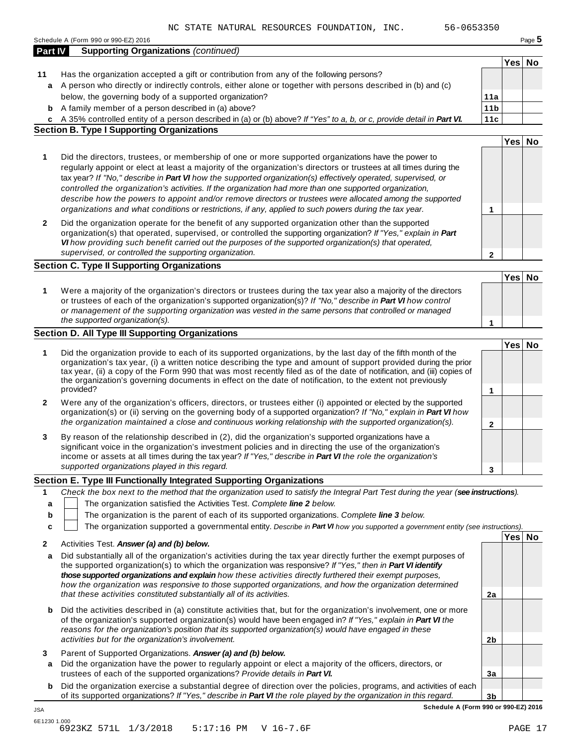NC STATE NATURAL RESOURCES FOUNDATION, INC. 56-0653350

Schedule A (Form 990 or 990-EZ) 2016

**Part IV Supporting Organizations** *(continued)*

| | | | Yes | No |
|---|---|---|---|---|
| **11** | Has the organization accepted a gift or contribution from any of the following persons? | | | |
| **a** | A person who directly or indirectly controls, either alone or together with persons described in (b) and (c) below, the governing body of a supported organization? | **11a** | | |
| **b** | A family member of a person described in (a) above? | **11b** | | |
| **c** | A 35% controlled entity of a person described in (a) or (b) above? *If "Yes" to a, b, or c, provide detail in **Part VI.*** | **11c** | | |

**Section B. Type I Supporting Organizations**

| | | | Yes | No |
|---|---|---|---|---|
| **1** | Did the directors, trustees, or membership of one or more supported organizations have the power to regularly appoint or elect at least a majority of the organization's directors or trustees at all times during the tax year? *If "No," describe in **Part VI** how the supported organization(s) effectively operated, supervised, or controlled the organization's activities. If the organization had more than one supported organization, describe how the powers to appoint and/or remove directors or trustees were allocated among the supported organizations and what conditions or restrictions, if any, applied to such powers during the tax year.* | **1** | | |
| **2** | Did the organization operate for the benefit of any supported organization other than the supported organization(s) that operated, supervised, or controlled the supporting organization? *If "Yes," explain in **Part VI** how providing such benefit carried out the purposes of the supported organization(s) that operated, supervised, or controlled the supporting organization.* | **2** | | |

**Section C. Type II Supporting Organizations**

| | | | Yes | No |
|---|---|---|---|---|
| **1** | Were a majority of the organization's directors or trustees during the tax year also a majority of the directors or trustees of each of the organization's supported organization(s)? *If "No," describe in **Part VI** how control or management of the supporting organization was vested in the same persons that controlled or managed the supported organization(s).* | **1** | | |

**Section D. All Type III Supporting Organizations**

| | | | Yes | No |
|---|---|---|---|---|
| **1** | Did the organization provide to each of its supported organizations, by the last day of the fifth month of the organization's tax year, (i) a written notice describing the type and amount of support provided during the prior tax year, (ii) a copy of the Form 990 that was most recently filed as of the date of notification, and (iii) copies of the organization's governing documents in effect on the date of notification, to the extent not previously provided? | **1** | | |
| **2** | Were any of the organization's officers, directors, or trustees either (i) appointed or elected by the supported organization(s) or (ii) serving on the governing body of a supported organization? *If "No," explain in **Part VI** how the organization maintained a close and continuous working relationship with the supported organization(s).* | **2** | | |
| **3** | By reason of the relationship described in (2), did the organization's supported organizations have a significant voice in the organization's investment policies and in directing the use of the organization's income or assets at all times during the tax year? *If "Yes," describe in **Part VI** the role the organization's supported organizations played in this regard.* | **3** | | |

**Section E. Type III Functionally Integrated Supporting Organizations**

**1** *Check the box next to the method that the organization used to satisfy the Integral Part Test during the year (**see instructions**).*

- **a** ☐ The organization satisfied the Activities Test. *Complete **line 2** below.*
- **b** ☐ The organization is the parent of each of its supported organizations. *Complete **line 3** below.*
- **c** ☐ The organization supported a governmental entity. *Describe in **Part VI** how you supported a government entity (see instructions).*

| | | | Yes | No |
|---|---|---|---|---|
| **2** | Activities Test. ***Answer (a) and (b) below.*** | | | |
| **a** | Did substantially all of the organization's activities during the tax year directly further the exempt purposes of the supported organization(s) to which the organization was responsive? *If "Yes," then in **Part VI identify those supported organizations and explain** how these activities directly furthered their exempt purposes, how the organization was responsive to those supported organizations, and how the organization determined that these activities constituted substantially all of its activities.* | **2a** | | |
| **b** | Did the activities described in (a) constitute activities that, but for the organization's involvement, one or more of the organization's supported organization(s) would have been engaged in? *If "Yes," explain in **Part VI** the reasons for the organization's position that its supported organization(s) would have engaged in these activities but for the organization's involvement.* | **2b** | | |
| **3** | Parent of Supported Organizations. ***Answer (a) and (b) below.*** | | | |
| **a** | Did the organization have the power to regularly appoint or elect a majority of the officers, directors, or trustees of each of the supported organizations? *Provide details in **Part VI.*** | **3a** | | |
| **b** | Did the organization exercise a substantial degree of direction over the policies, programs, and activities of each of its supported organizations? *If "Yes," describe in **Part VI** the role played by the organization in this regard.* | **3b** | | |

**Schedule A (Form 990 or 990-EZ) 2016**

JSA
6E1230 1.000
6923KZ 571L 1/3/2018 5:17:16 PM V 16-7.6F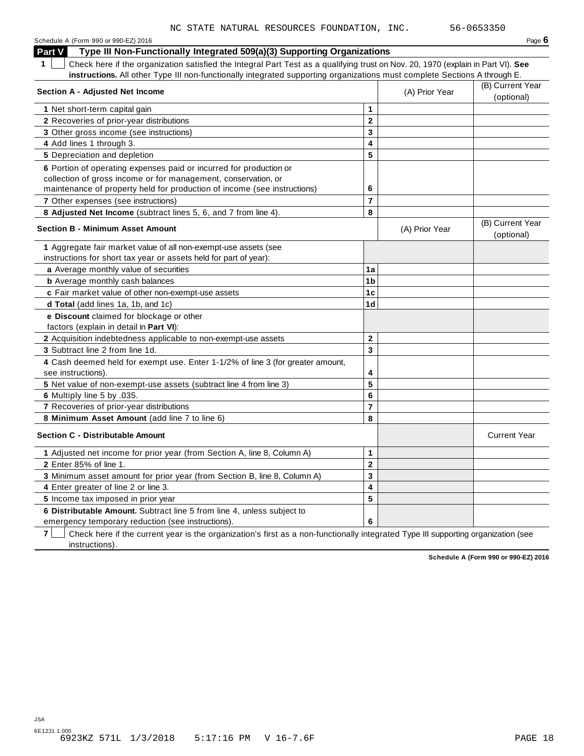NC STATE NATURAL RESOURCES FOUNDATION, INC. 56-0653350

Schedule A (Form 990 or 990-EZ) 2016 Page **6**

## Part V Type III Non-Functionally Integrated 509(a)(3) Supporting Organizations

**1** ☐ Check here if the organization satisfied the Integral Part Test as a qualifying trust on Nov. 20, 1970 (explain in Part VI). **See instructions.** All other Type III non-functionally integrated supporting organizations must complete Sections A through E.

| **Section A - Adjusted Net Income** | | (A) Prior Year | (B) Current Year (optional) |
|---|---|---|---|
| **1** Net short-term capital gain | 1 | | |
| **2** Recoveries of prior-year distributions | 2 | | |
| **3** Other gross income (see instructions) | 3 | | |
| **4** Add lines 1 through 3. | 4 | | |
| **5** Depreciation and depletion | 5 | | |
| **6** Portion of operating expenses paid or incurred for production or collection of gross income or for management, conservation, or maintenance of property held for production of income (see instructions) | 6 | | |
| **7** Other expenses (see instructions) | 7 | | |
| **8 Adjusted Net Income** (subtract lines 5, 6, and 7 from line 4). | 8 | | |

| **Section B - Minimum Asset Amount** | | (A) Prior Year | (B) Current Year (optional) |
|---|---|---|---|
| **1** Aggregate fair market value of all non-exempt-use assets (see instructions for short tax year or assets held for part of year): | | | |
| **a** Average monthly value of securities | 1a | | |
| **b** Average monthly cash balances | 1b | | |
| **c** Fair market value of other non-exempt-use assets | 1c | | |
| **d Total** (add lines 1a, 1b, and 1c) | 1d | | |
| **e Discount** claimed for blockage or other factors (explain in detail in **Part VI**): | | | |
| **2** Acquisition indebtedness applicable to non-exempt-use assets | 2 | | |
| **3** Subtract line 2 from line 1d. | 3 | | |
| **4** Cash deemed held for exempt use. Enter 1-1/2% of line 3 (for greater amount, see instructions). | 4 | | |
| **5** Net value of non-exempt-use assets (subtract line 4 from line 3) | 5 | | |
| **6** Multiply line 5 by .035. | 6 | | |
| **7** Recoveries of prior-year distributions | 7 | | |
| **8 Minimum Asset Amount** (add line 7 to line 6) | 8 | | |

| **Section C - Distributable Amount** | | | Current Year |
|---|---|---|---|
| **1** Adjusted net income for prior year (from Section A, line 8, Column A) | 1 | | |
| **2** Enter 85% of line 1. | 2 | | |
| **3** Minimum asset amount for prior year (from Section B, line 8, Column A) | 3 | | |
| **4** Enter greater of line 2 or line 3. | 4 | | |
| **5** Income tax imposed in prior year | 5 | | |
| **6 Distributable Amount.** Subtract line 5 from line 4, unless subject to emergency temporary reduction (see instructions). | 6 | | |

**7** ☐ Check here if the current year is the organization's first as a non-functionally integrated Type III supporting organization (see instructions).

**Schedule A (Form 990 or 990-EZ) 2016**

JSA
6E1231 1.000
6923KZ 571L 1/3/2018 5:17:16 PM V 16-7.6F PAGE 18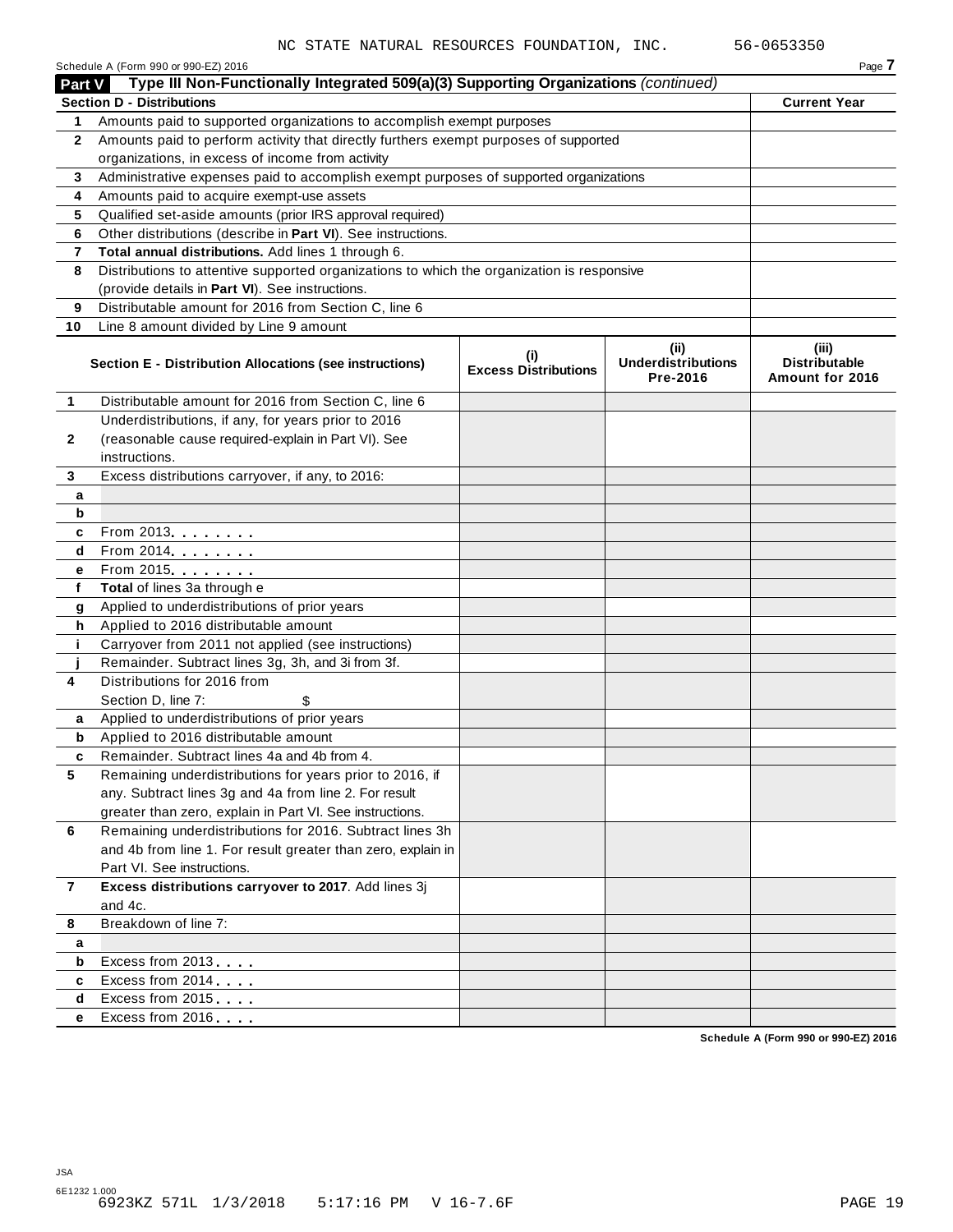NC STATE NATURAL RESOURCES FOUNDATION, INC. 56-0653350

Schedule A (Form 990 or 990-EZ) 2016 Page **7**

## Part V Type III Non-Functionally Integrated 509(a)(3) Supporting Organizations *(continued)*

| **Section D - Distributions** | | **Current Year** |
|---|---|---|
| 1 | Amounts paid to supported organizations to accomplish exempt purposes | |
| 2 | Amounts paid to perform activity that directly furthers exempt purposes of supported organizations, in excess of income from activity | |
| 3 | Administrative expenses paid to accomplish exempt purposes of supported organizations | |
| 4 | Amounts paid to acquire exempt-use assets | |
| 5 | Qualified set-aside amounts (prior IRS approval required) | |
| 6 | Other distributions (describe in **Part VI**). See instructions. | |
| 7 | **Total annual distributions.** Add lines 1 through 6. | |
| 8 | Distributions to attentive supported organizations to which the organization is responsive (provide details in **Part VI**). See instructions. | |
| 9 | Distributable amount for 2016 from Section C, line 6 | |
| 10 | Line 8 amount divided by Line 9 amount | |

| | **Section E - Distribution Allocations (see instructions)** | **(i) Excess Distributions** | **(ii) Underdistributions Pre-2016** | **(iii) Distributable Amount for 2016** |
|---|---|---|---|---|
| 1 | Distributable amount for 2016 from Section C, line 6 | | | |
| 2 | Underdistributions, if any, for years prior to 2016 (reasonable cause required-explain in Part VI). See instructions. | | | |
| 3 | Excess distributions carryover, if any, to 2016: | | | |
| a | | | | |
| b | | | | |
| c | From 2013. . . . . . . . | | | |
| d | From 2014. . . . . . . . | | | |
| e | From 2015. . . . . . . . | | | |
| f | **Total** of lines 3a through e | | | |
| g | Applied to underdistributions of prior years | | | |
| h | Applied to 2016 distributable amount | | | |
| i | Carryover from 2011 not applied (see instructions) | | | |
| j | Remainder. Subtract lines 3g, 3h, and 3i from 3f. | | | |
| 4 | Distributions for 2016 from Section D, line 7: $ | | | |
| a | Applied to underdistributions of prior years | | | |
| b | Applied to 2016 distributable amount | | | |
| c | Remainder. Subtract lines 4a and 4b from 4. | | | |
| 5 | Remaining underdistributions for years prior to 2016, if any. Subtract lines 3g and 4a from line 2. For result greater than zero, explain in Part VI. See instructions. | | | |
| 6 | Remaining underdistributions for 2016. Subtract lines 3h and 4b from line 1. For result greater than zero, explain in Part VI. See instructions. | | | |
| 7 | **Excess distributions carryover to 2017**. Add lines 3j and 4c. | | | |
| 8 | Breakdown of line 7: | | | |
| a | | | | |
| b | Excess from 2013 . . . . | | | |
| c | Excess from 2014 . . . . | | | |
| d | Excess from 2015 . . . . | | | |
| e | Excess from 2016 . . . . | | | |

Schedule A (Form 990 or 990-EZ) 2016

JSA
6E1232 1.000
6923KZ 571L 1/3/2018 5:17:16 PM V 16-7.6F PAGE 19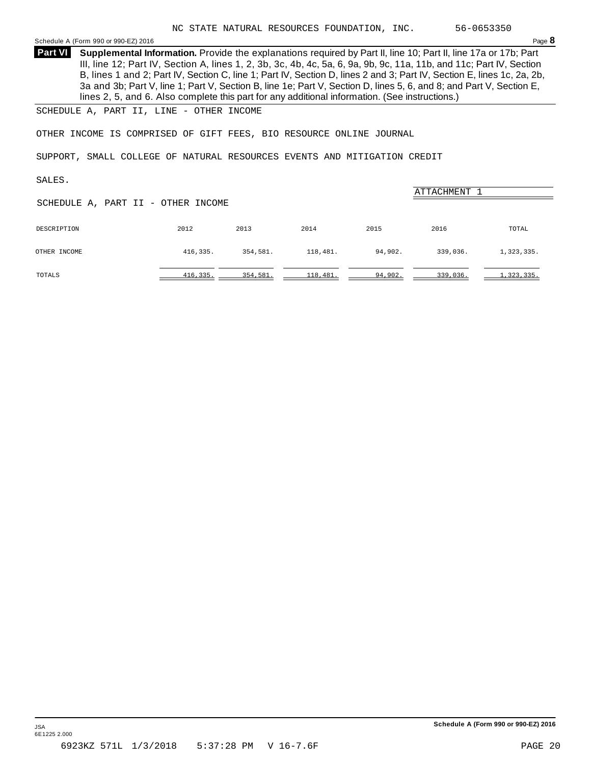NC STATE NATURAL RESOURCES FOUNDATION, INC. 56-0653350

**Part VI** **Supplemental Information.** Provide the explanations required by Part II, line 10; Part II, line 17a or 17b; Part III, line 12; Part IV, Section A, lines 1, 2, 3b, 3c, 4b, 4c, 5a, 6, 9a, 9b, 9c, 11a, 11b, and 11c; Part IV, Section B, lines 1 and 2; Part IV, Section C, line 1; Part IV, Section D, lines 2 and 3; Part IV, Section E, lines 1c, 2a, 2b, 3a and 3b; Part V, line 1; Part V, Section B, line 1e; Part V, Section D, lines 5, 6, and 8; and Part V, Section E, lines 2, 5, and 6. Also complete this part for any additional information. (See instructions.)

SCHEDULE A, PART II, LINE - OTHER INCOME

OTHER INCOME IS COMPRISED OF GIFT FEES, BIO RESOURCE ONLINE JOURNAL SUPPORT, SMALL COLLEGE OF NATURAL RESOURCES EVENTS AND MITIGATION CREDIT SALES.

ATTACHMENT 1

SCHEDULE A, PART II - OTHER INCOME

| DESCRIPTION | 2012 | 2013 | 2014 | 2015 | 2016 | TOTAL |
|---|---|---|---|---|---|---|
| OTHER INCOME | 416,335. | 354,581. | 118,481. | 94,902. | 339,036. | 1,323,335. |
| TOTALS | 416,335. | 354,581. | 118,481. | 94,902. | 339,036. | 1,323,335. |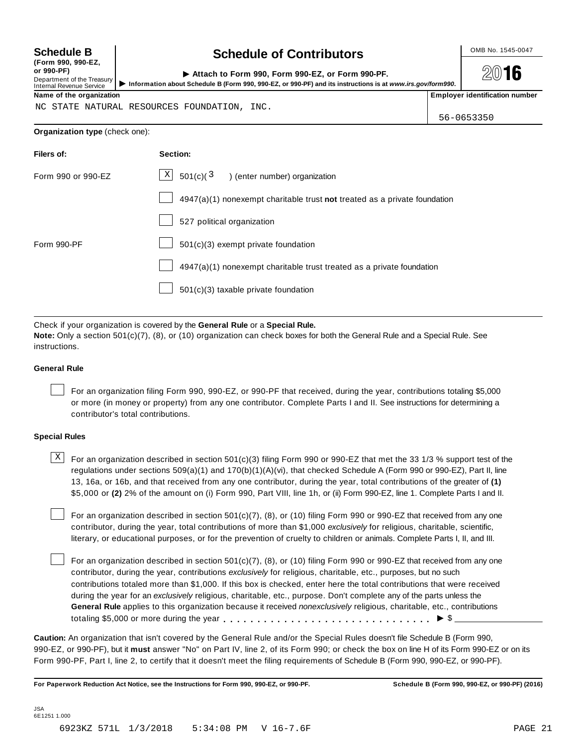**Schedule B**
**(Form 990, 990-EZ, or 990-PF)**
Department of the Treasury
Internal Revenue Service

# Schedule of Contributors

► **Attach to Form 990, Form 990-EZ, or Form 990-PF.**
► **Information about Schedule B (Form 990, 990-EZ, or 990-PF) and its instructions is at** ***www.irs.gov/form990.***

OMB No. 1545-0047

**2016**

**Name of the organization**
NC STATE NATURAL RESOURCES FOUNDATION, INC.

**Employer identification number**
56-0653350

**Organization type** (check one):

| **Filers of:** | **Section:** |
|---|---|
| Form 990 or 990-EZ | [X] 501(c)( 3 ) (enter number) organization |
| | [ ] 4947(a)(1) nonexempt charitable trust **not** treated as a private foundation |
| | [ ] 527 political organization |
| Form 990-PF | [ ] 501(c)(3) exempt private foundation |
| | [ ] 4947(a)(1) nonexempt charitable trust treated as a private foundation |
| | [ ] 501(c)(3) taxable private foundation |

Check if your organization is covered by the **General Rule** or a **Special Rule.**
**Note:** Only a section 501(c)(7), (8), or (10) organization can check boxes for both the General Rule and a Special Rule. See instructions.

### General Rule

[ ] For an organization filing Form 990, 990-EZ, or 990-PF that received, during the year, contributions totaling $5,000 or more (in money or property) from any one contributor. Complete Parts I and II. See instructions for determining a contributor's total contributions.

### Special Rules

[X] For an organization described in section 501(c)(3) filing Form 990 or 990-EZ that met the 33 1/3 % support test of the regulations under sections 509(a)(1) and 170(b)(1)(A)(vi), that checked Schedule A (Form 990 or 990-EZ), Part II, line 13, 16a, or 16b, and that received from any one contributor, during the year, total contributions of the greater of **(1)** $5,000 or **(2)** 2% of the amount on (i) Form 990, Part VIII, line 1h, or (ii) Form 990-EZ, line 1. Complete Parts I and II.

[ ] For an organization described in section 501(c)(7), (8), or (10) filing Form 990 or 990-EZ that received from any one contributor, during the year, total contributions of more than $1,000 *exclusively* for religious, charitable, scientific, literary, or educational purposes, or for the prevention of cruelty to children or animals. Complete Parts I, II, and III.

[ ] For an organization described in section 501(c)(7), (8), or (10) filing Form 990 or 990-EZ that received from any one contributor, during the year, contributions *exclusively* for religious, charitable, etc., purposes, but no such contributions totaled more than $1,000. If this box is checked, enter here the total contributions that were received during the year for an *exclusively* religious, charitable, etc., purpose. Don't complete any of the parts unless the **General Rule** applies to this organization because it received *nonexclusively* religious, charitable, etc., contributions totaling $5,000 or more during the year . . . . . . . . . . . . . . . . . . . . . . . . . . . . . ► $ ____________

**Caution:** An organization that isn't covered by the General Rule and/or the Special Rules doesn't file Schedule B (Form 990, 990-EZ, or 990-PF), but it **must** answer "No" on Part IV, line 2, of its Form 990; or check the box on line H of its Form 990-EZ or on its Form 990-PF, Part I, line 2, to certify that it doesn't meet the filing requirements of Schedule B (Form 990, 990-EZ, or 990-PF).

**For Paperwork Reduction Act Notice, see the Instructions for Form 990, 990-EZ, or 990-PF.** **Schedule B (Form 990, 990-EZ, or 990-PF) (2016)**

JSA
6E1251 1.000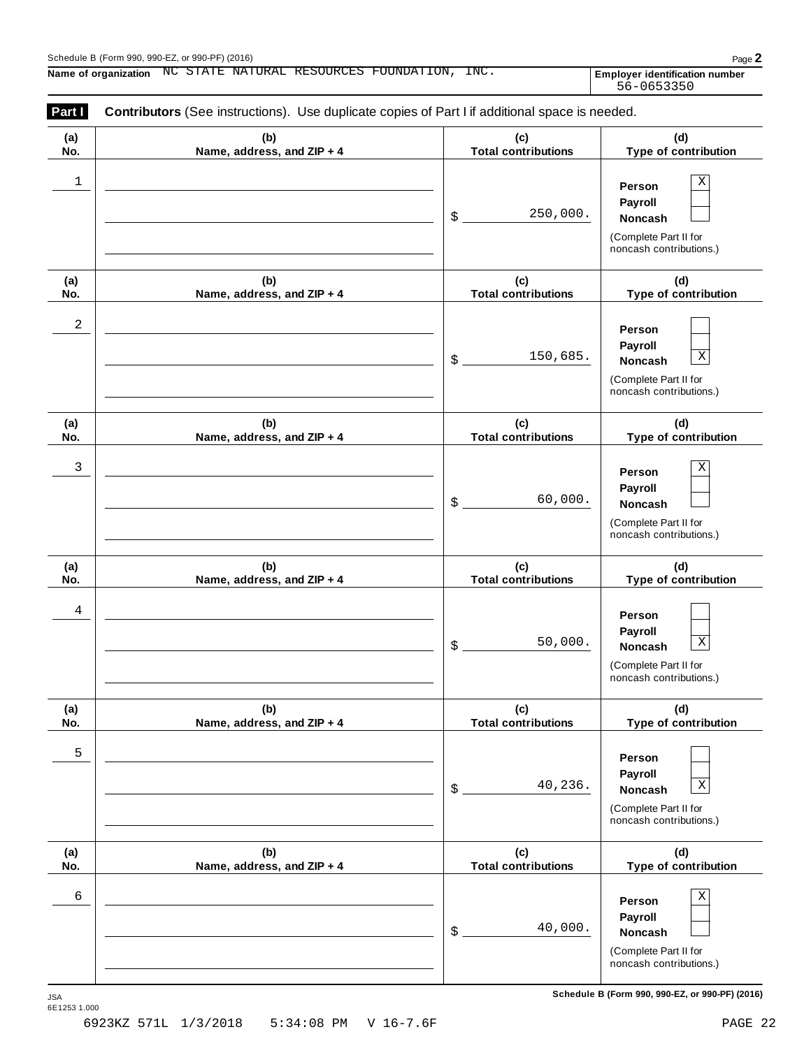Schedule B (Form 990, 990-EZ, or 990-PF) (2016)

**Name of organization** NC STATE NATURAL RESOURCES FOUNDATION, INC.

**Employer identification number** 56-0653350

**Part I** **Contributors** (See instructions). Use duplicate copies of Part I if additional space is needed.

| (a) No. | (b) Name, address, and ZIP + 4 | (c) Total contributions | (d) Type of contribution |
|---|---|---|---|
| 1 | | $ 250,000. | Person [X] Payroll [ ] Noncash [ ] (Complete Part II for noncash contributions.) |
| 2 | | $ 150,685. | Person [ ] Payroll [ ] Noncash [X] (Complete Part II for noncash contributions.) |
| 3 | | $ 60,000. | Person [X] Payroll [ ] Noncash [ ] (Complete Part II for noncash contributions.) |
| 4 | | $ 50,000. | Person [ ] Payroll [ ] Noncash [X] (Complete Part II for noncash contributions.) |
| 5 | | $ 40,236. | Person [ ] Payroll [ ] Noncash [X] (Complete Part II for noncash contributions.) |
| 6 | | $ 40,000. | Person [X] Payroll [ ] Noncash [ ] (Complete Part II for noncash contributions.) |

JSA 6E1253 1.000

**Schedule B (Form 990, 990-EZ, or 990-PF) (2016)**

6923KZ 571L 1/3/2018 5:34:08 PM V 16-7.6F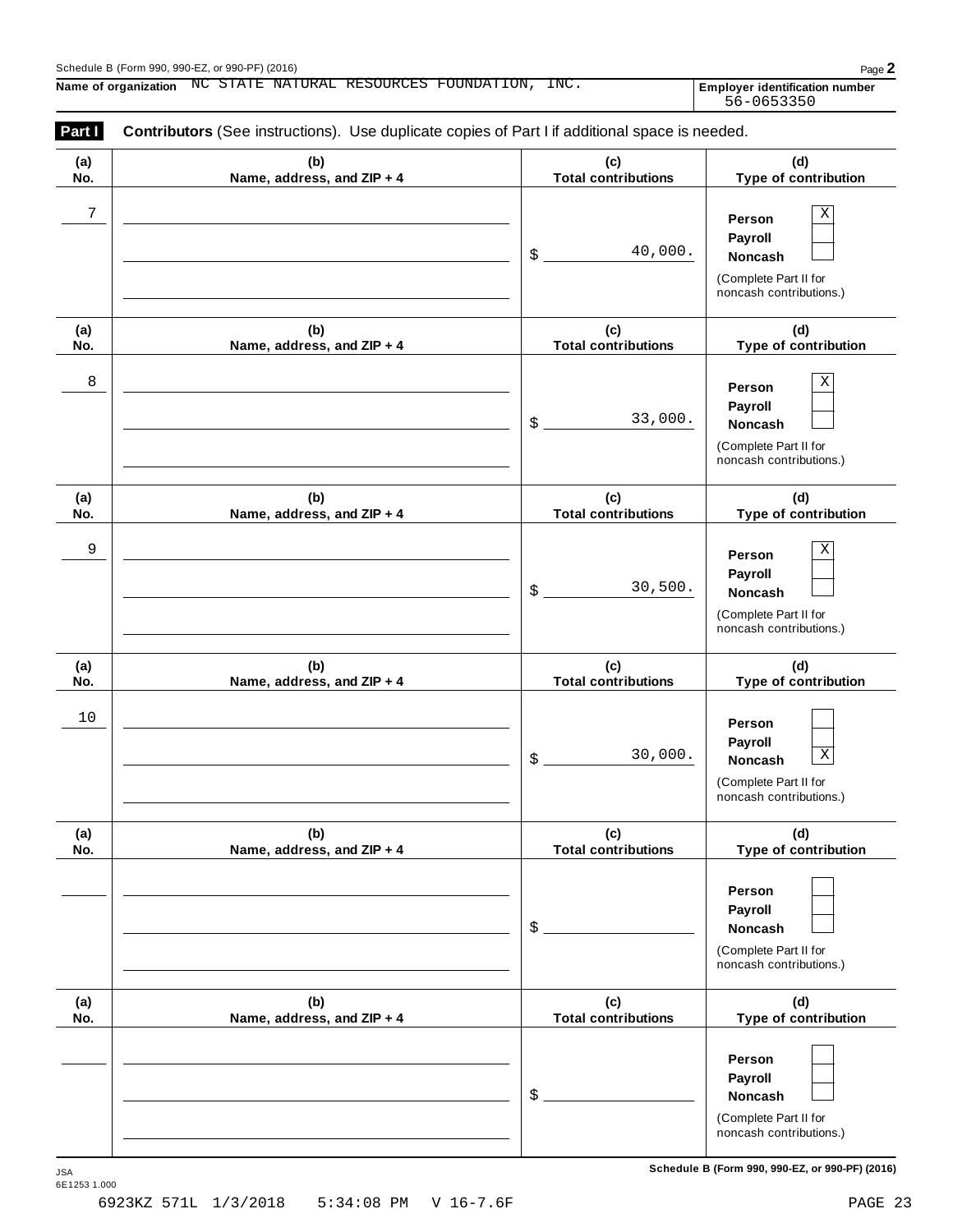Schedule B (Form 990, 990-EZ, or 990-PF) (2016)

**Name of organization** NC STATE NATURAL RESOURCES FOUNDATION, INC.

**Employer identification number** 56-0653350

**Part I** **Contributors** (See instructions). Use duplicate copies of Part I if additional space is needed.

| (a) No. | (b) Name, address, and ZIP + 4 | (c) Total contributions | (d) Type of contribution |
|---|---|---|---|
| 7 | | $ 40,000. | Person [X] Payroll [ ] Noncash [ ] (Complete Part II for noncash contributions.) |
| 8 | | $ 33,000. | Person [X] Payroll [ ] Noncash [ ] (Complete Part II for noncash contributions.) |
| 9 | | $ 30,500. | Person [X] Payroll [ ] Noncash [ ] (Complete Part II for noncash contributions.) |
| 10 | | $ 30,000. | Person [ ] Payroll [ ] Noncash [X] (Complete Part II for noncash contributions.) |
| | | $ | Person [ ] Payroll [ ] Noncash [ ] (Complete Part II for noncash contributions.) |
| | | $ | Person [ ] Payroll [ ] Noncash [ ] (Complete Part II for noncash contributions.) |

JSA 6E1253 1.000

**Schedule B (Form 990, 990-EZ, or 990-PF) (2016)**

6923KZ 571L 1/3/2018 5:34:08 PM V 16-7.6F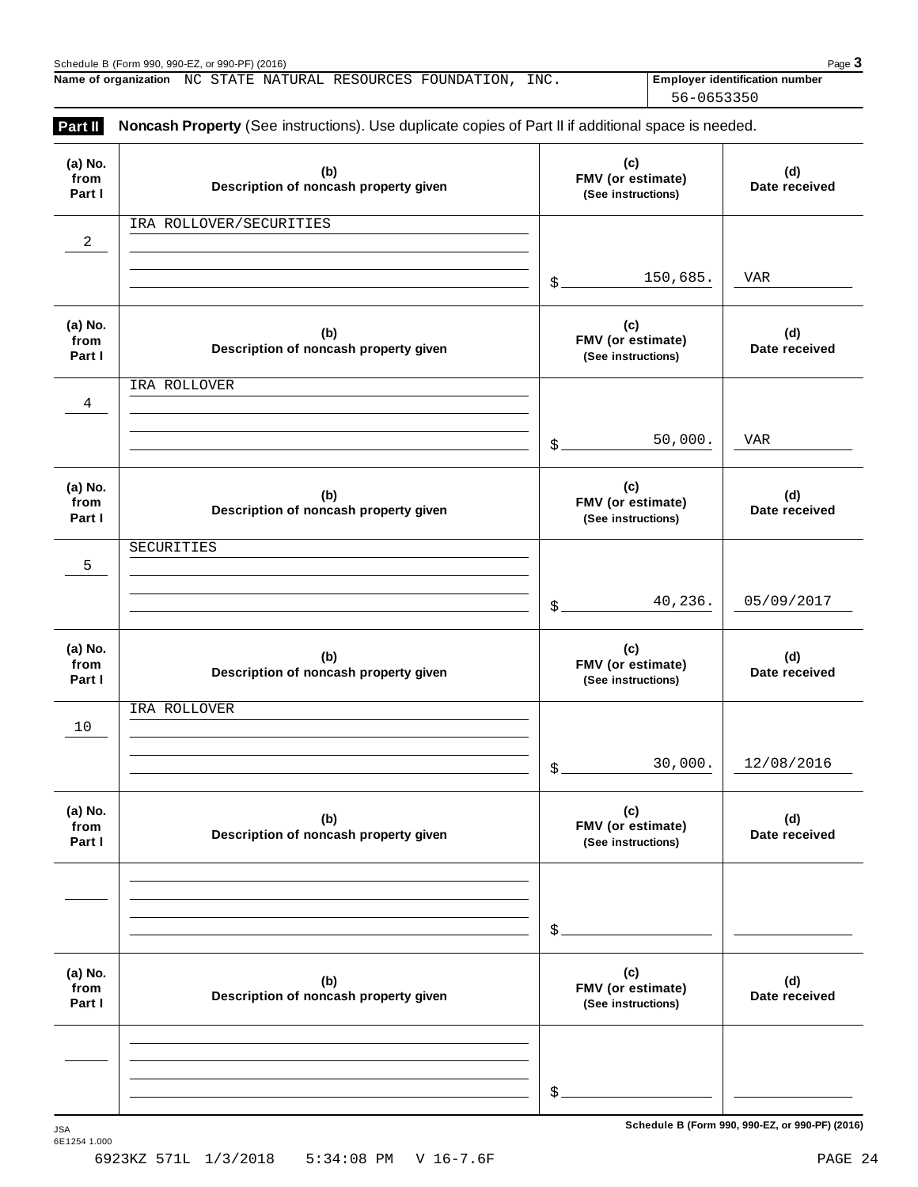Name of organization NC STATE NATURAL RESOURCES FOUNDATION, INC.

Employer identification number 56-0653350

## Part II Noncash Property (See instructions). Use duplicate copies of Part II if additional space is needed.

| (a) No. from Part I | (b) Description of noncash property given | (c) FMV (or estimate) (See instructions) | (d) Date received |
|---|---|---|---|
| 2 | IRA ROLLOVER/SECURITIES | $ 150,685. | VAR |
| 4 | IRA ROLLOVER | $ 50,000. | VAR |
| 5 | SECURITIES | $ 40,236. | 05/09/2017 |
| 10 | IRA ROLLOVER | $ 30,000. | 12/08/2016 |
| | | $ | |
| | | $ | |

Schedule B (Form 990, 990-EZ, or 990-PF) (2016)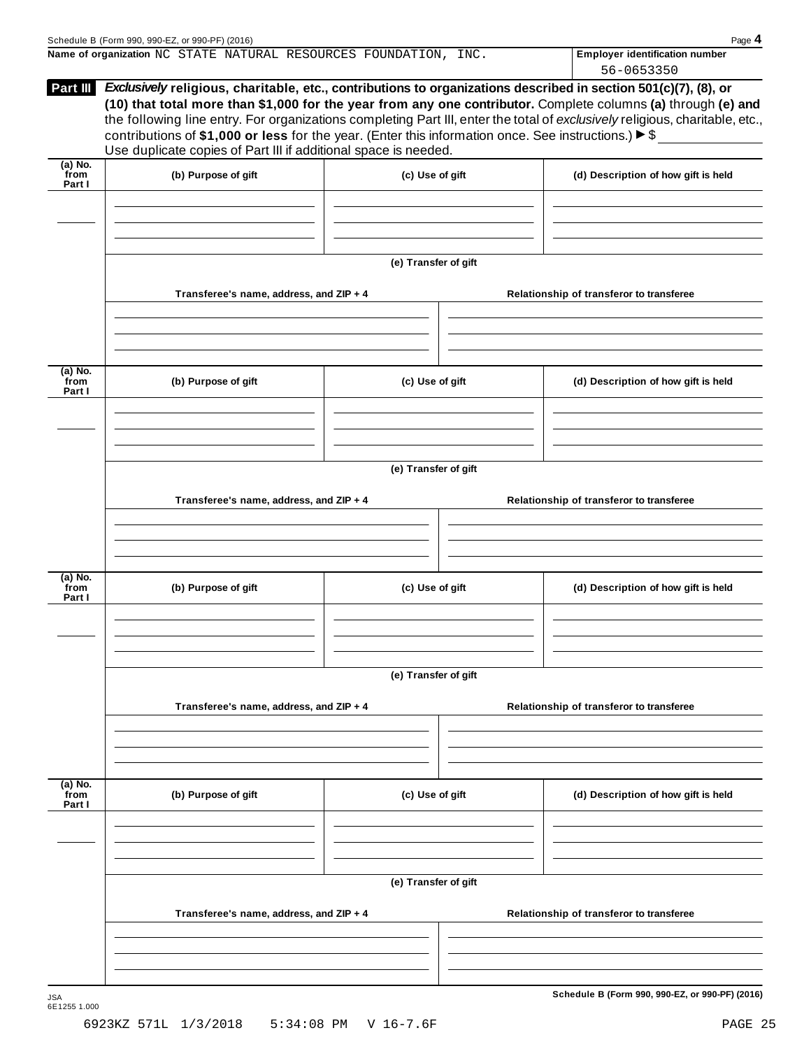Name of organization NC STATE NATURAL RESOURCES FOUNDATION, INC.

**Employer identification number** 56-0653350

## Part III

***Exclusively*** **religious, charitable, etc., contributions to organizations described in section 501(c)(7), (8), or (10) that total more than $1,000 for the year from any one contributor.** Complete columns **(a)** through **(e) and** the following line entry. For organizations completing Part III, enter the total of *exclusively* religious, charitable, etc., contributions of **$1,000 or less** for the year. (Enter this information once. See instructions.) ▶ $

Use duplicate copies of Part III if additional space is needed.

| (a) No. from Part I | (b) Purpose of gift | (c) Use of gift | (d) Description of how gift is held |
|---|---|---|---|
| | | | |

**(e) Transfer of gift**

| Transferee's name, address, and ZIP + 4 | Relationship of transferor to transferee |
|---|---|
| | |

| (a) No. from Part I | (b) Purpose of gift | (c) Use of gift | (d) Description of how gift is held |
|---|---|---|---|
| | | | |

**(e) Transfer of gift**

| Transferee's name, address, and ZIP + 4 | Relationship of transferor to transferee |
|---|---|
| | |

| (a) No. from Part I | (b) Purpose of gift | (c) Use of gift | (d) Description of how gift is held |
|---|---|---|---|
| | | | |

**(e) Transfer of gift**

| Transferee's name, address, and ZIP + 4 | Relationship of transferor to transferee |
|---|---|
| | |

| (a) No. from Part I | (b) Purpose of gift | (c) Use of gift | (d) Description of how gift is held |
|---|---|---|---|
| | | | |

**(e) Transfer of gift**

| Transferee's name, address, and ZIP + 4 | Relationship of transferor to transferee |
|---|---|
| | |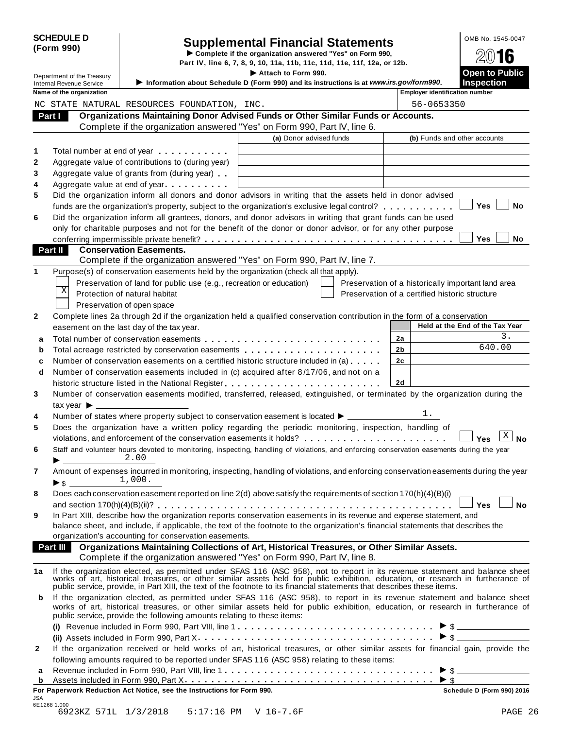**SCHEDULE D (Form 990)**

Department of the Treasury
Internal Revenue Service

# Supplemental Financial Statements

▶ Complete if the organization answered "Yes" on Form 990, Part IV, line 6, 7, 8, 9, 10, 11a, 11b, 11c, 11d, 11e, 11f, 12a, or 12b.

▶ Attach to Form 990.

▶ Information about Schedule D (Form 990) and its instructions is at *www.irs.gov/form990*.

OMB No. 1545-0047

2016

**Open to Public Inspection**

| Name of the organization | Employer identification number |
|---|---|
| NC STATE NATURAL RESOURCES FOUNDATION, INC. | 56-0653350 |

## Part I Organizations Maintaining Donor Advised Funds or Other Similar Funds or Accounts.

Complete if the organization answered "Yes" on Form 990, Part IV, line 6.

| | | (a) Donor advised funds | (b) Funds and other accounts |
|---|---|---|---|
| 1 | Total number at end of year | | |
| 2 | Aggregate value of contributions to (during year) | | |
| 3 | Aggregate value of grants from (during year) | | |
| 4 | Aggregate value at end of year | | |

5 Did the organization inform all donors and donor advisors in writing that the assets held in donor advised funds are the organization's property, subject to the organization's exclusive legal control? ☐ Yes ☐ No

6 Did the organization inform all grantees, donors, and donor advisors in writing that grant funds can be used only for charitable purposes and not for the benefit of the donor or donor advisor, or for any other purpose conferring impermissible private benefit? ☐ Yes ☐ No

## Part II Conservation Easements.

Complete if the organization answered "Yes" on Form 990, Part IV, line 7.

1 Purpose(s) of conservation easements held by the organization (check all that apply).

- ☐ Preservation of land for public use (e.g., recreation or education)
- ☒ Protection of natural habitat
- ☐ Preservation of open space
- ☐ Preservation of a historically important land area
- ☐ Preservation of a certified historic structure

2 Complete lines 2a through 2d if the organization held a qualified conservation contribution in the form of a conservation easement on the last day of the tax year.

| | | | Held at the End of the Tax Year |
|---|---|---|---|
| a | Total number of conservation easements | 2a | 3. |
| b | Total acreage restricted by conservation easements | 2b | 640.00 |
| c | Number of conservation easements on a certified historic structure included in (a) | 2c | |
| d | Number of conservation easements included in (c) acquired after 8/17/06, and not on a historic structure listed in the National Register | 2d | |

3 Number of conservation easements modified, transferred, released, extinguished, or terminated by the organization during the tax year ▶

4 Number of states where property subject to conservation easement is located ▶ 1.

5 Does the organization have a written policy regarding the periodic monitoring, inspection, handling of violations, and enforcement of the conservation easements it holds? ☐ Yes ☒ No

6 Staff and volunteer hours devoted to monitoring, inspecting, handling of violations, and enforcing conservation easements during the year ▶ 2.00

7 Amount of expenses incurred in monitoring, inspecting, handling of violations, and enforcing conservation easements during the year ▶ $ 1,000.

8 Does each conservation easement reported on line 2(d) above satisfy the requirements of section 170(h)(4)(B)(i) and section 170(h)(4)(B)(ii)? ☐ Yes ☐ No

9 In Part XIII, describe how the organization reports conservation easements in its revenue and expense statement, and balance sheet, and include, if applicable, the text of the footnote to the organization's financial statements that describes the organization's accounting for conservation easements.

## Part III Organizations Maintaining Collections of Art, Historical Treasures, or Other Similar Assets.

Complete if the organization answered "Yes" on Form 990, Part IV, line 8.

1a If the organization elected, as permitted under SFAS 116 (ASC 958), not to report in its revenue statement and balance sheet works of art, historical treasures, or other similar assets held for public exhibition, education, or research in furtherance of public service, provide, in Part XIII, the text of the footnote to its financial statements that describes these items.

b If the organization elected, as permitted under SFAS 116 (ASC 958), to report in its revenue statement and balance sheet works of art, historical treasures, or other similar assets held for public exhibition, education, or research in furtherance of public service, provide the following amounts relating to these items:

(i) Revenue included in Form 990, Part VIII, line 1 ▶ $

(ii) Assets included in Form 990, Part X ▶ $

2 If the organization received or held works of art, historical treasures, or other similar assets for financial gain, provide the following amounts required to be reported under SFAS 116 (ASC 958) relating to these items:

a Revenue included in Form 990, Part VIII, line 1 ▶ $

b Assets included in Form 990, Part X ▶ $

**For Paperwork Reduction Act Notice, see the Instructions for Form 990.** **Schedule D (Form 990) 2016**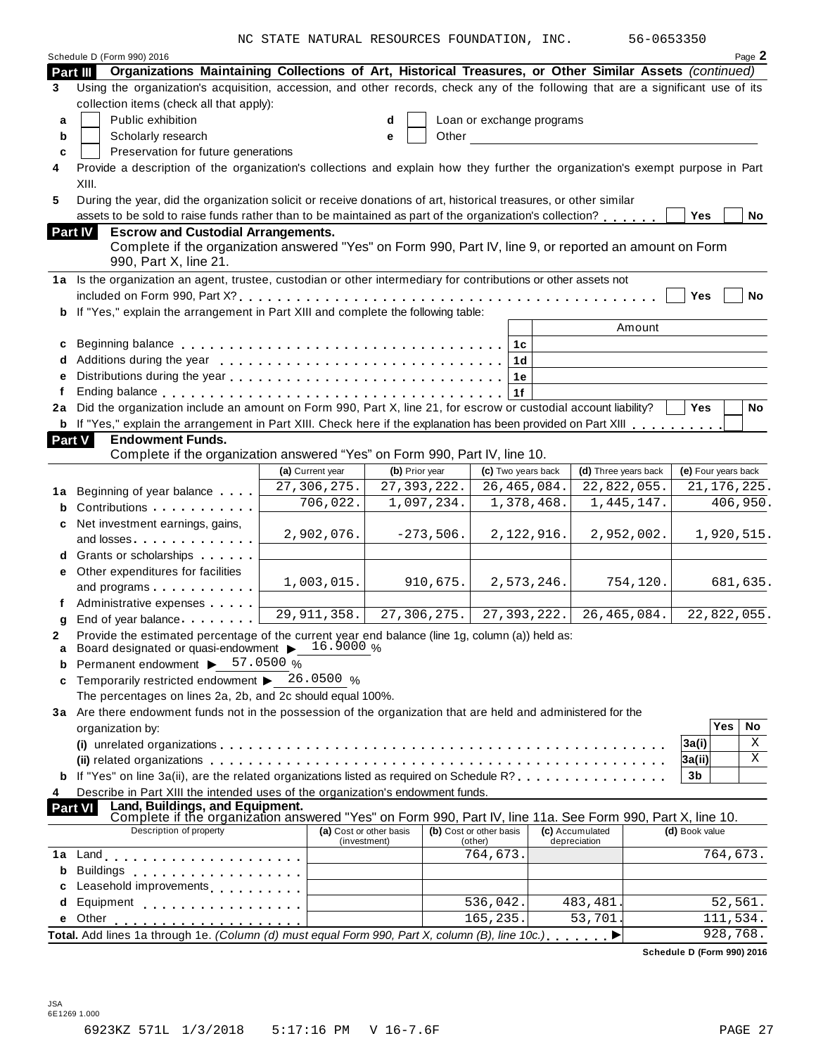NC STATE NATURAL RESOURCES FOUNDATION, INC. 56-0653350

Schedule D (Form 990) 2016 Page 2

## Part III Organizations Maintaining Collections of Art, Historical Treasures, or Other Similar Assets *(continued)*

**3** Using the organization's acquisition, accession, and other records, check any of the following that are a significant use of its collection items (check all that apply):

- **a** ☐ Public exhibition
- **b** ☐ Scholarly research
- **c** ☐ Preservation for future generations
- **d** ☐ Loan or exchange programs
- **e** ☐ Other

**4** Provide a description of the organization's collections and explain how they further the organization's exempt purpose in Part XIII.

**5** During the year, did the organization solicit or receive donations of art, historical treasures, or other similar assets to be sold to raise funds rather than to be maintained as part of the organization's collection? ☐ Yes ☐ No

## Part IV Escrow and Custodial Arrangements.

Complete if the organization answered "Yes" on Form 990, Part IV, line 9, or reported an amount on Form 990, Part X, line 21.

**1a** Is the organization an agent, trustee, custodian or other intermediary for contributions or other assets not included on Form 990, Part X? ☐ Yes ☐ No

**b** If "Yes," explain the arrangement in Part XIII and complete the following table:

| | | | Amount |
|---|---|---|---|
| **c** | Beginning balance | 1c | |
| **d** | Additions during the year | 1d | |
| **e** | Distributions during the year | 1e | |
| **f** | Ending balance | 1f | |

**2a** Did the organization include an amount on Form 990, Part X, line 21, for escrow or custodial account liability? ☐ Yes ☐ No

**b** If "Yes," explain the arrangement in Part XIII. Check here if the explanation has been provided on Part XIII ☐

## Part V Endowment Funds.

Complete if the organization answered "Yes" on Form 990, Part IV, line 10.

| | | (a) Current year | (b) Prior year | (c) Two years back | (d) Three years back | (e) Four years back |
|---|---|---|---|---|---|---|
| **1a** | Beginning of year balance | 27,306,275. | 27,393,222. | 26,465,084. | 22,822,055. | 21,176,225. |
| **b** | Contributions | 706,022. | 1,097,234. | 1,378,468. | 1,445,147. | 406,950. |
| **c** | Net investment earnings, gains, and losses | 2,902,076. | -273,506. | 2,122,916. | 2,952,002. | 1,920,515. |
| **d** | Grants or scholarships | | | | | |
| **e** | Other expenditures for facilities and programs | 1,003,015. | 910,675. | 2,573,246. | 754,120. | 681,635. |
| **f** | Administrative expenses | | | | | |
| **g** | End of year balance | 29,911,358. | 27,306,275. | 27,393,222. | 26,465,084. | 22,822,055. |

**2** Provide the estimated percentage of the current year end balance (line 1g, column (a)) held as:

- **a** Board designated or quasi-endowment ▶ 16.9000 %
- **b** Permanent endowment ▶ 57.0500 %
- **c** Temporarily restricted endowment ▶ 26.0500 %

The percentages on lines 2a, 2b, and 2c should equal 100%.

**3a** Are there endowment funds not in the possession of the organization that are held and administered for the organization by:

| | | | Yes | No |
|---|---|---|---|---|
| | **(i)** unrelated organizations | 3a(i) | | X |
| | **(ii)** related organizations | 3a(ii) | | X |
| **b** | If "Yes" on line 3a(ii), are the related organizations listed as required on Schedule R? | 3b | | |

**4** Describe in Part XIII the intended uses of the organization's endowment funds.

## Part VI Land, Buildings, and Equipment.

Complete if the organization answered "Yes" on Form 990, Part IV, line 11a. See Form 990, Part X, line 10.

| | Description of property | (a) Cost or other basis (investment) | (b) Cost or other basis (other) | (c) Accumulated depreciation | (d) Book value |
|---|---|---|---|---|---|
| **1a** | Land | | 764,673. | | 764,673. |
| **b** | Buildings | | | | |
| **c** | Leasehold improvements | | | | |
| **d** | Equipment | | 536,042. | 483,481. | 52,561. |
| **e** | Other | | 165,235. | 53,701. | 111,534. |
| **Total.** | Add lines 1a through 1e. *(Column (d) must equal Form 990, Part X, column (B), line 10c.)* ▶ | | | | 928,768. |

**Schedule D (Form 990) 2016**

JSA 6E1269 1.000

6923KZ 571L 1/3/2018 5:17:16 PM V 16-7.6F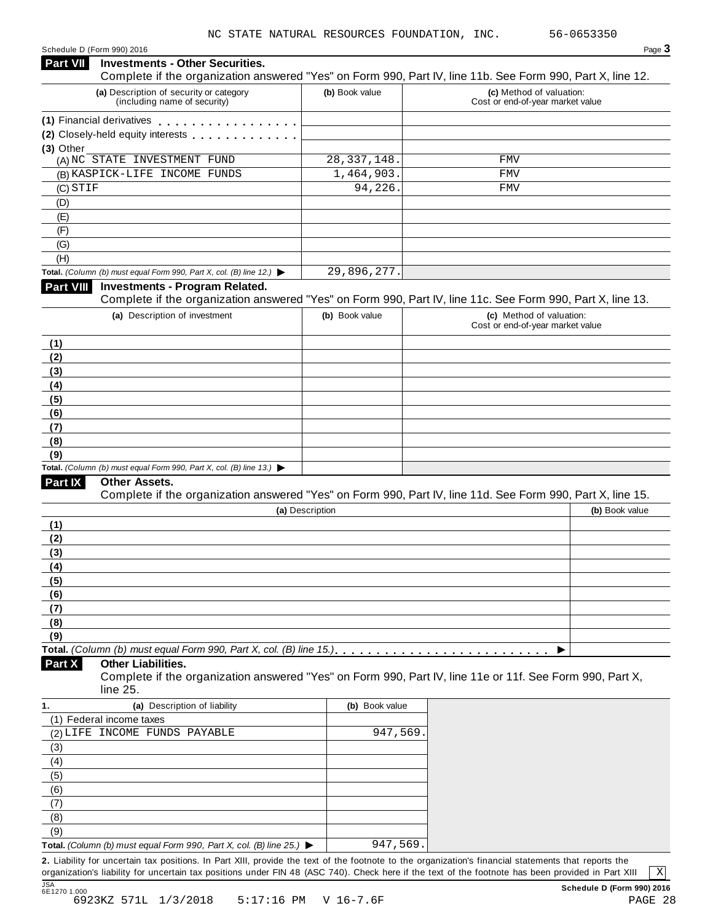NC STATE NATURAL RESOURCES FOUNDATION, INC. 56-0653350

Schedule D (Form 990) 2016

## Part VII Investments - Other Securities.

Complete if the organization answered "Yes" on Form 990, Part IV, line 11b. See Form 990, Part X, line 12.

| (a) Description of security or category (including name of security) | (b) Book value | (c) Method of valuation: Cost or end-of-year market value |
|---|---|---|
| (1) Financial derivatives | | |
| (2) Closely-held equity interests | | |
| (3) Other | | |
| (A) NC STATE INVESTMENT FUND | 28,337,148. | FMV |
| (B) KASPICK-LIFE INCOME FUNDS | 1,464,903. | FMV |
| (C) STIF | 94,226. | FMV |
| (D) | | |
| (E) | | |
| (F) | | |
| (G) | | |
| (H) | | |
| **Total.** *(Column (b) must equal Form 990, Part X, col. (B) line 12.)* ▶ | 29,896,277. | |

## Part VIII Investments - Program Related.

Complete if the organization answered "Yes" on Form 990, Part IV, line 11c. See Form 990, Part X, line 13.

| (a) Description of investment | (b) Book value | (c) Method of valuation: Cost or end-of-year market value |
|---|---|---|
| (1) | | |
| (2) | | |
| (3) | | |
| (4) | | |
| (5) | | |
| (6) | | |
| (7) | | |
| (8) | | |
| (9) | | |
| **Total.** *(Column (b) must equal Form 990, Part X, col. (B) line 13.)* ▶ | | |

## Part IX Other Assets.

Complete if the organization answered "Yes" on Form 990, Part IV, line 11d. See Form 990, Part X, line 15.

| (a) Description | (b) Book value |
|---|---|
| (1) | |
| (2) | |
| (3) | |
| (4) | |
| (5) | |
| (6) | |
| (7) | |
| (8) | |
| (9) | |
| **Total.** *(Column (b) must equal Form 990, Part X, col. (B) line 15.)* ▶ | |

## Part X Other Liabilities.

Complete if the organization answered "Yes" on Form 990, Part IV, line 11e or 11f. See Form 990, Part X, line 25.

| 1. (a) Description of liability | (b) Book value |
|---|---|
| (1) Federal income taxes | |
| (2) LIFE INCOME FUNDS PAYABLE | 947,569. |
| (3) | |
| (4) | |
| (5) | |
| (6) | |
| (7) | |
| (8) | |
| (9) | |
| **Total.** *(Column (b) must equal Form 990, Part X, col. (B) line 25.)* ▶ | 947,569. |

**2.** Liability for uncertain tax positions. In Part XIII, provide the text of the footnote to the organization's financial statements that reports the organization's liability for uncertain tax positions under FIN 48 (ASC 740). Check here if the text of the footnote has been provided in Part XIII [X]

JSA 6E1270 1.000

**Schedule D (Form 990) 2016**

6923KZ 571L 1/3/2018 5:17:16 PM V 16-7.6F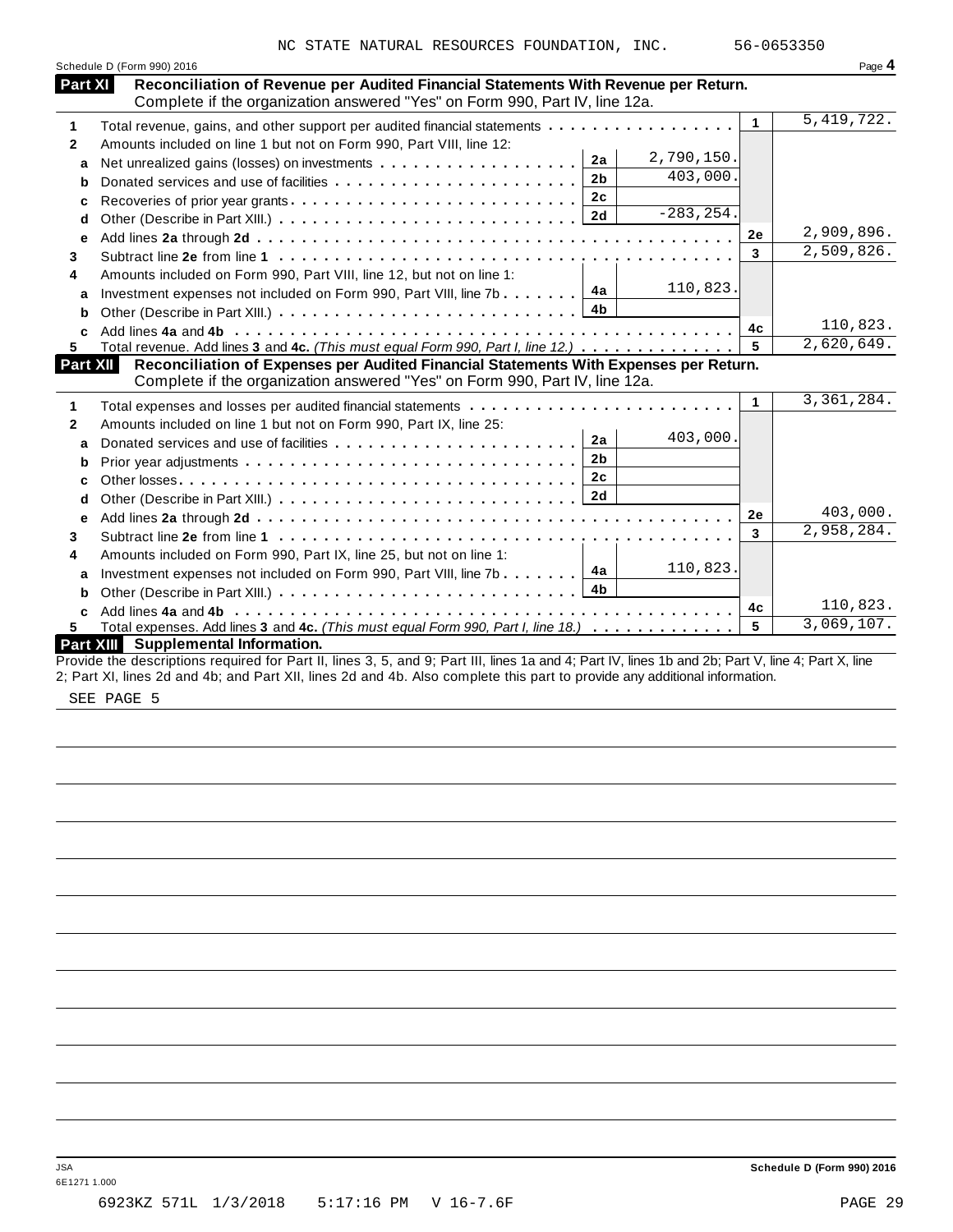NC STATE NATURAL RESOURCES FOUNDATION, INC. 56-0653350

Schedule D (Form 990) 2016

## Part XI Reconciliation of Revenue per Audited Financial Statements With Revenue per Return.

Complete if the organization answered "Yes" on Form 990, Part IV, line 12a.

| | | | | | |
|---|---|---|---|---|---|
| 1 | Total revenue, gains, and other support per audited financial statements | | | 1 | 5,419,722. |
| 2 | Amounts included on line 1 but not on Form 990, Part VIII, line 12: | | | | |
| a | Net unrealized gains (losses) on investments | 2a | 2,790,150. | | |
| b | Donated services and use of facilities | 2b | 403,000. | | |
| c | Recoveries of prior year grants | 2c | | | |
| d | Other (Describe in Part XIII.) | 2d | -283,254. | | |
| e | Add lines **2a** through **2d** | | | 2e | 2,909,896. |
| 3 | Subtract line **2e** from line **1** | | | 3 | 2,509,826. |
| 4 | Amounts included on Form 990, Part VIII, line 12, but not on line 1: | | | | |
| a | Investment expenses not included on Form 990, Part VIII, line 7b | 4a | 110,823. | | |
| b | Other (Describe in Part XIII.) | 4b | | | |
| c | Add lines **4a** and **4b** | | | 4c | 110,823. |
| 5 | Total revenue. Add lines **3** and **4c.** *(This must equal Form 990, Part I, line 12.)* | | | 5 | 2,620,649. |

## Part XII Reconciliation of Expenses per Audited Financial Statements With Expenses per Return.

Complete if the organization answered "Yes" on Form 990, Part IV, line 12a.

| | | | | | |
|---|---|---|---|---|---|
| 1 | Total expenses and losses per audited financial statements | | | 1 | 3,361,284. |
| 2 | Amounts included on line 1 but not on Form 990, Part IX, line 25: | | | | |
| a | Donated services and use of facilities | 2a | 403,000. | | |
| b | Prior year adjustments | 2b | | | |
| c | Other losses | 2c | | | |
| d | Other (Describe in Part XIII.) | 2d | | | |
| e | Add lines **2a** through **2d** | | | 2e | 403,000. |
| 3 | Subtract line **2e** from line **1** | | | 3 | 2,958,284. |
| 4 | Amounts included on Form 990, Part IX, line 25, but not on line 1: | | | | |
| a | Investment expenses not included on Form 990, Part VIII, line 7b | 4a | 110,823. | | |
| b | Other (Describe in Part XIII.) | 4b | | | |
| c | Add lines **4a** and **4b** | | | 4c | 110,823. |
| 5 | Total expenses. Add lines **3** and **4c.** *(This must equal Form 990, Part I, line 18.)* | | | 5 | 3,069,107. |

## Part XIII Supplemental Information.

Provide the descriptions required for Part II, lines 3, 5, and 9; Part III, lines 1a and 4; Part IV, lines 1b and 2b; Part V, line 4; Part X, line 2; Part XI, lines 2d and 4b; and Part XII, lines 2d and 4b. Also complete this part to provide any additional information.

SEE PAGE 5

Schedule D (Form 990) 2016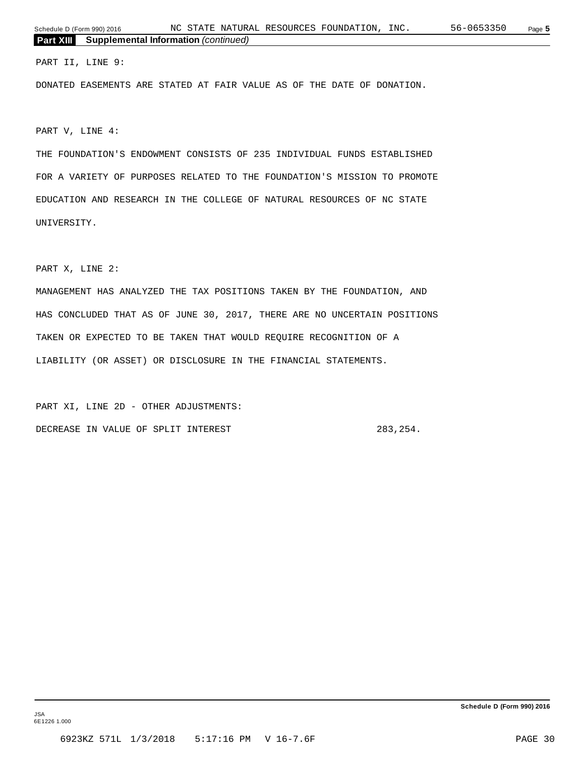## Part XIII Supplemental Information *(continued)*

PART II, LINE 9:

DONATED EASEMENTS ARE STATED AT FAIR VALUE AS OF THE DATE OF DONATION.

PART V, LINE 4:

THE FOUNDATION'S ENDOWMENT CONSISTS OF 235 INDIVIDUAL FUNDS ESTABLISHED FOR A VARIETY OF PURPOSES RELATED TO THE FOUNDATION'S MISSION TO PROMOTE EDUCATION AND RESEARCH IN THE COLLEGE OF NATURAL RESOURCES OF NC STATE UNIVERSITY.

PART X, LINE 2:

MANAGEMENT HAS ANALYZED THE TAX POSITIONS TAKEN BY THE FOUNDATION, AND HAS CONCLUDED THAT AS OF JUNE 30, 2017, THERE ARE NO UNCERTAIN POSITIONS TAKEN OR EXPECTED TO BE TAKEN THAT WOULD REQUIRE RECOGNITION OF A LIABILITY (OR ASSET) OR DISCLOSURE IN THE FINANCIAL STATEMENTS.

PART XI, LINE 2D - OTHER ADJUSTMENTS:

| | |
|---|---|
| DECREASE IN VALUE OF SPLIT INTEREST | 283,254. |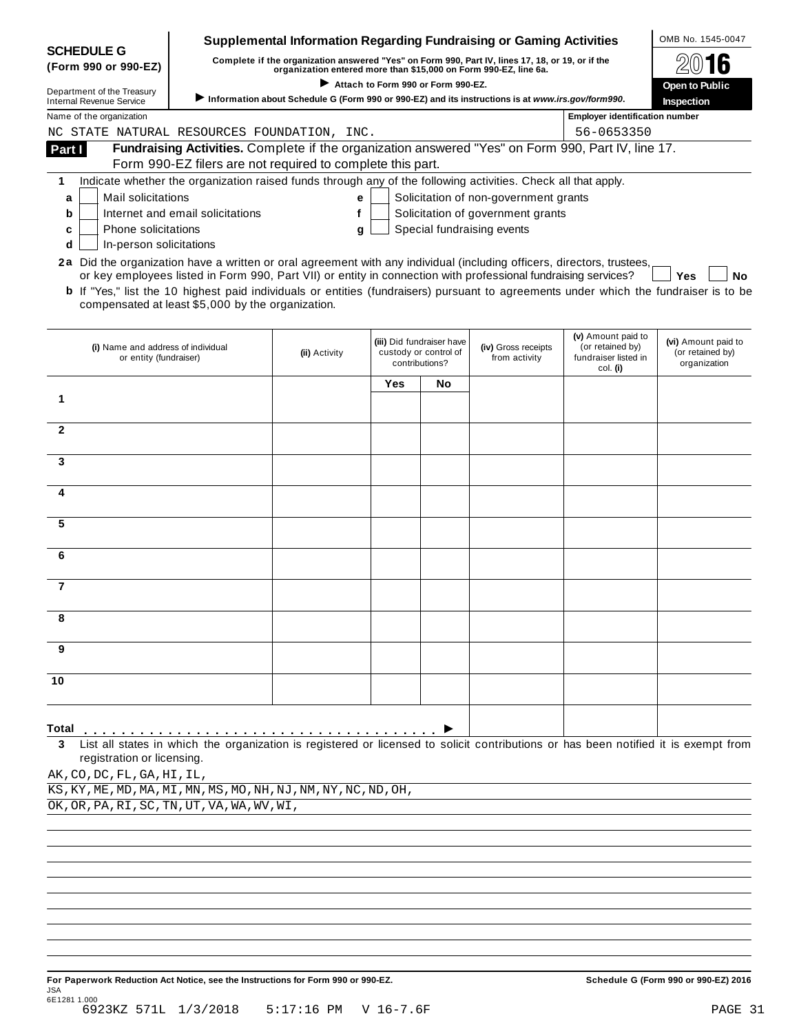**SCHEDULE G (Form 990 or 990-EZ)**

Department of the Treasury
Internal Revenue Service

# Supplemental Information Regarding Fundraising or Gaming Activities

**Complete if the organization answered "Yes" on Form 990, Part IV, lines 17, 18, or 19, or if the organization entered more than $15,000 on Form 990-EZ, line 6a.**

▶ **Attach to Form 990 or Form 990-EZ.**

▶ **Information about Schedule G (Form 990 or 990-EZ) and its instructions is at *www.irs.gov/form990*.**

OMB No. 1545-0047

**2016**

**Open to Public Inspection**

Name of the organization: NC STATE NATURAL RESOURCES FOUNDATION, INC.

Employer identification number: 56-0653350

**Part I** **Fundraising Activities.** Complete if the organization answered "Yes" on Form 990, Part IV, line 17. Form 990-EZ filers are not required to complete this part.

**1** Indicate whether the organization raised funds through any of the following activities. Check all that apply.

- **a** ☐ Mail solicitations
- **b** ☐ Internet and email solicitations
- **c** ☐ Phone solicitations
- **d** ☐ In-person solicitations
- **e** ☐ Solicitation of non-government grants
- **f** ☐ Solicitation of government grants
- **g** ☐ Special fundraising events

**2a** Did the organization have a written or oral agreement with any individual (including officers, directors, trustees, or key employees listed in Form 990, Part VII) or entity in connection with professional fundraising services? ☐ **Yes** ☐ **No**

**b** If "Yes," list the 10 highest paid individuals or entities (fundraisers) pursuant to agreements under which the fundraiser is to be compensated at least $5,000 by the organization.

| | (i) Name and address of individual or entity (fundraiser) | (ii) Activity | (iii) Did fundraiser have custody or control of contributions? Yes | No | (iv) Gross receipts from activity | (v) Amount paid to (or retained by) fundraiser listed in col. (i) | (vi) Amount paid to (or retained by) organization |
|---|---|---|---|---|---|---|---|
| 1 | | | | | | | |
| 2 | | | | | | | |
| 3 | | | | | | | |
| 4 | | | | | | | |
| 5 | | | | | | | |
| 6 | | | | | | | |
| 7 | | | | | | | |
| 8 | | | | | | | |
| 9 | | | | | | | |
| 10 | | | | | | | |
| **Total** ▶ | | | | | | | |

**3** List all states in which the organization is registered or licensed to solicit contributions or has been notified it is exempt from registration or licensing.

AK,CO,DC,FL,GA,HI,IL,
KS,KY,ME,MD,MA,MI,MN,MS,MO,NH,NJ,NM,NY,NC,ND,OH,
OK,OR,PA,RI,SC,TN,UT,VA,WA,WV,WI,

**For Paperwork Reduction Act Notice, see the Instructions for Form 990 or 990-EZ.** **Schedule G (Form 990 or 990-EZ) 2016**

JSA
6E1281 1.000
6923KZ 571L 1/3/2018 5:17:16 PM V 16-7.6F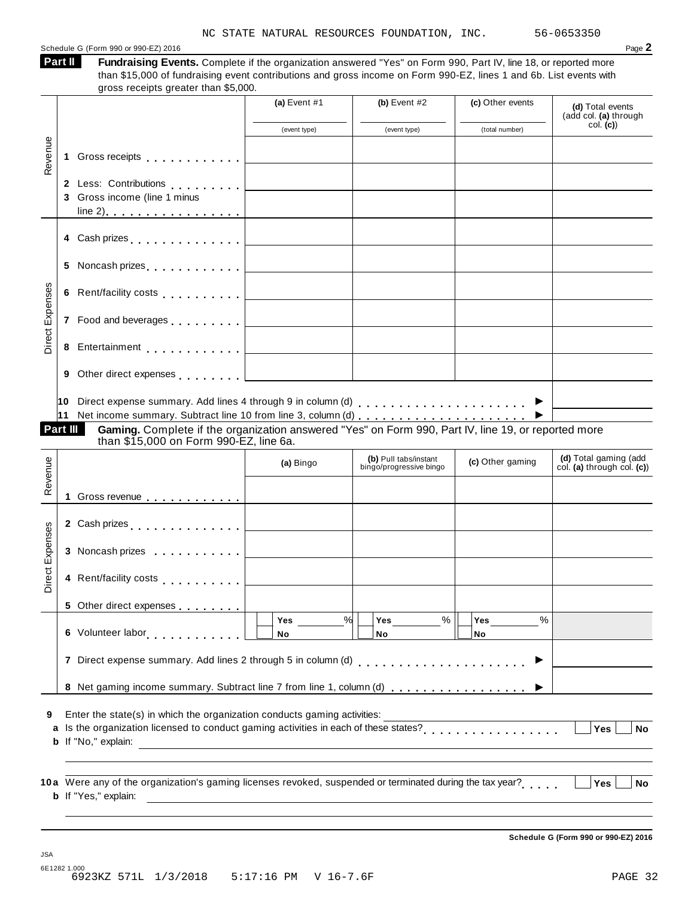NC STATE NATURAL RESOURCES FOUNDATION, INC. 56-0653350

Schedule G (Form 990 or 990-EZ) 2016

## Part II Fundraising Events.

**Fundraising Events.** Complete if the organization answered "Yes" on Form 990, Part IV, line 18, or reported more than $15,000 of fundraising event contributions and gross income on Form 990-EZ, lines 1 and 6b. List events with gross receipts greater than $5,000.

| | | (a) Event #1 (event type) | (b) Event #2 (event type) | (c) Other events (total number) | (d) Total events (add col. (a) through col. (c)) |
|---|---|---|---|---|---|
| Revenue | 1 Gross receipts | | | | |
| | 2 Less: Contributions | | | | |
| | 3 Gross income (line 1 minus line 2) | | | | |
| Direct Expenses | 4 Cash prizes | | | | |
| | 5 Noncash prizes | | | | |
| | 6 Rent/facility costs | | | | |
| | 7 Food and beverages | | | | |
| | 8 Entertainment | | | | |
| | 9 Other direct expenses | | | | |

10 Direct expense summary. Add lines 4 through 9 in column (d) ►

11 Net income summary. Subtract line 10 from line 3, column (d) ►

## Part III Gaming.

**Gaming.** Complete if the organization answered "Yes" on Form 990, Part IV, line 19, or reported more than $15,000 on Form 990-EZ, line 6a.

| | | (a) Bingo | (b) Pull tabs/instant bingo/progressive bingo | (c) Other gaming | (d) Total gaming (add col. (a) through col. (c)) |
|---|---|---|---|---|---|
| Revenue | 1 Gross revenue | | | | |
| Direct Expenses | 2 Cash prizes | | | | |
| | 3 Noncash prizes | | | | |
| | 4 Rent/facility costs | | | | |
| | 5 Other direct expenses | | | | |
| | 6 Volunteer labor | ☐ Yes ____% ☐ No | ☐ Yes ____% ☐ No | ☐ Yes ____% ☐ No | |

7 Direct expense summary. Add lines 2 through 5 in column (d) ►

8 Net gaming income summary. Subtract line 7 from line 1, column (d) ►

9 Enter the state(s) in which the organization conducts gaming activities:

a Is the organization licensed to conduct gaming activities in each of these states? ☐ Yes ☐ No

b If "No," explain:

10a Were any of the organization's gaming licenses revoked, suspended or terminated during the tax year? ☐ Yes ☐ No

b If "Yes," explain:

Schedule G (Form 990 or 990-EZ) 2016

JSA
6E1282 1.000
6923KZ 571L 1/3/2018 5:17:16 PM V 16-7.6F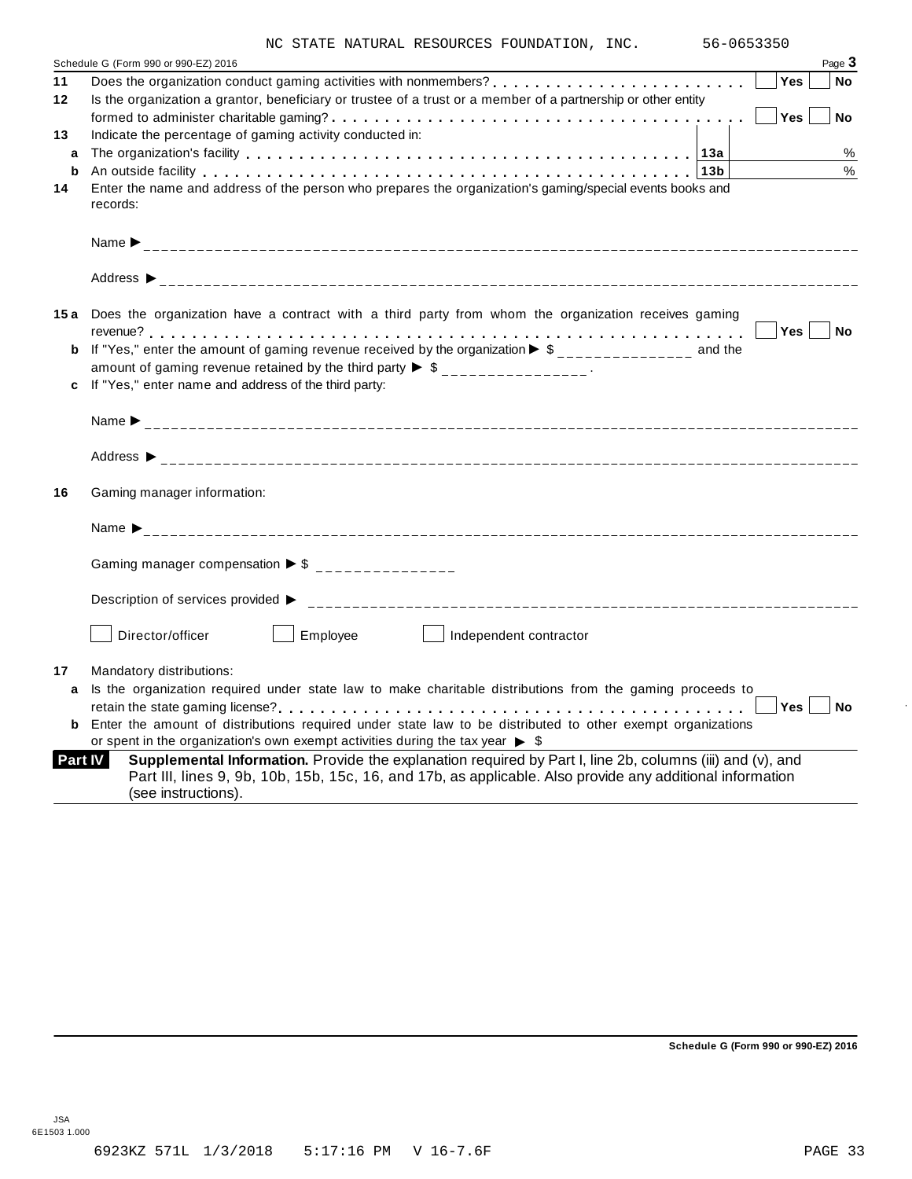NC STATE NATURAL RESOURCES FOUNDATION, INC. 56-0653350

Schedule G (Form 990 or 990-EZ) 2016 Page **3**

**11** Does the organization conduct gaming activities with nonmembers? . . . . . . . . . . . . . . . . . . . . . . . . ☐ **Yes** ☐ **No**

**12** Is the organization a grantor, beneficiary or trustee of a trust or a member of a partnership or other entity formed to administer charitable gaming? . . . . . . . . . . . . . . . . . . . . . . . . . . . . . . . . . . . . ☐ **Yes** ☐ **No**

**13** Indicate the percentage of gaming activity conducted in:

| | | | |
|---|---|---|---|
| **a** | The organization's facility | **13a** | % |
| **b** | An outside facility | **13b** | % |

**14** Enter the name and address of the person who prepares the organization's gaming/special events books and records:

Name ▶ ______________________________

Address ▶ ______________________________

**15a** Does the organization have a contract with a third party from whom the organization receives gaming revenue? . . . . . . . . . . . . . . . . . . . . . . . . . . . . . . . . . . . . . . . . . . . . . . . . . . ☐ **Yes** ☐ **No**

**b** If "Yes," enter the amount of gaming revenue received by the organization ▶ $ _______________ and the amount of gaming revenue retained by the third party ▶ $ _______________ .

**c** If "Yes," enter name and address of the third party:

Name ▶ ______________________________

Address ▶ ______________________________

**16** Gaming manager information:

Name ▶ ______________________________

Gaming manager compensation ▶ $ _______________

Description of services provided ▶ ______________________________

☐ Director/officer ☐ Employee ☐ Independent contractor

**17** Mandatory distributions:

**a** Is the organization required under state law to make charitable distributions from the gaming proceeds to retain the state gaming license? . . . . . . . . . . . . . . . . . . . . . . . . . . . . . . . . . . . . . . . . . ☐ **Yes** ☐ **No**

**b** Enter the amount of distributions required under state law to be distributed to other exempt organizations or spent in the organization's own exempt activities during the tax year ▶ $

**Part IV** **Supplemental Information.** Provide the explanation required by Part I, line 2b, columns (iii) and (v), and Part III, lines 9, 9b, 10b, 15b, 15c, 16, and 17b, as applicable. Also provide any additional information (see instructions).

**Schedule G (Form 990 or 990-EZ) 2016**

JSA
6E1503 1.000

6923KZ 571L 1/3/2018 5:17:16 PM V 16-7.6F PAGE 33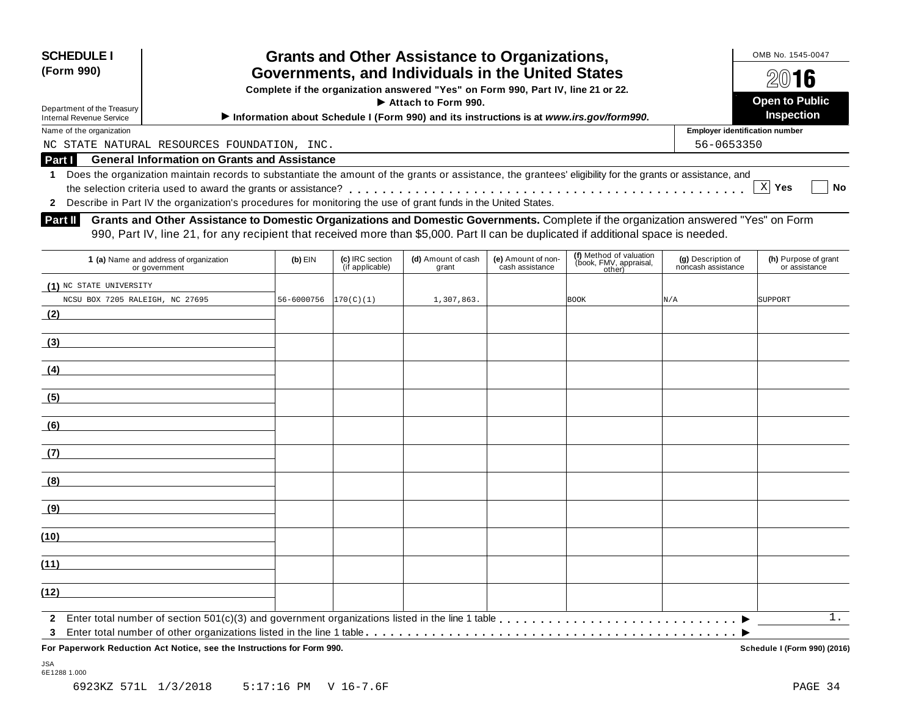**SCHEDULE I**
**(Form 990)**

Department of the Treasury
Internal Revenue Service

# Grants and Other Assistance to Organizations, Governments, and Individuals in the United States

**Complete if the organization answered "Yes" on Form 990, Part IV, line 21 or 22.**
**▶ Attach to Form 990.**
**▶ Information about Schedule I (Form 990) and its instructions is at *www.irs.gov/form990*.**

OMB No. 1545-0047
**2016**
**Open to Public Inspection**

Name of the organization: NC STATE NATURAL RESOURCES FOUNDATION, INC.
Employer identification number: 56-0653350

## Part I General Information on Grants and Assistance

**1** Does the organization maintain records to substantiate the amount of the grants or assistance, the grantees' eligibility for the grants or assistance, and the selection criteria used to award the grants or assistance? . . . . . . . . . . [X] **Yes** [ ] **No**

**2** Describe in Part IV the organization's procedures for monitoring the use of grant funds in the United States.

## Part II Grants and Other Assistance to Domestic Organizations and Domestic Governments.

Complete if the organization answered "Yes" on Form 990, Part IV, line 21, for any recipient that received more than $5,000. Part II can be duplicated if additional space is needed.

| | 1 (a) Name and address of organization or government | (b) EIN | (c) IRC section (if applicable) | (d) Amount of cash grant | (e) Amount of non-cash assistance | (f) Method of valuation (book, FMV, appraisal, other) | (g) Description of noncash assistance | (h) Purpose of grant or assistance |
|---|---|---|---|---|---|---|---|---|
| (1) | NC STATE UNIVERSITY NCSU BOX 7205 RALEIGH, NC 27695 | 56-6000756 | 170(C)(1) | 1,307,863. | | BOOK | N/A | SUPPORT |
| (2) | | | | | | | | |
| (3) | | | | | | | | |
| (4) | | | | | | | | |
| (5) | | | | | | | | |
| (6) | | | | | | | | |
| (7) | | | | | | | | |
| (8) | | | | | | | | |
| (9) | | | | | | | | |
| (10) | | | | | | | | |
| (11) | | | | | | | | |
| (12) | | | | | | | | |

**2** Enter total number of section 501(c)(3) and government organizations listed in the line 1 table . . . . . . ▶ 1.

**3** Enter total number of other organizations listed in the line 1 table . . . . . . ▶

**For Paperwork Reduction Act Notice, see the Instructions for Form 990.** **Schedule I (Form 990) (2016)**

JSA
6E1288 1.000

6923KZ 571L 1/3/2018 5:17:16 PM V 16-7.6F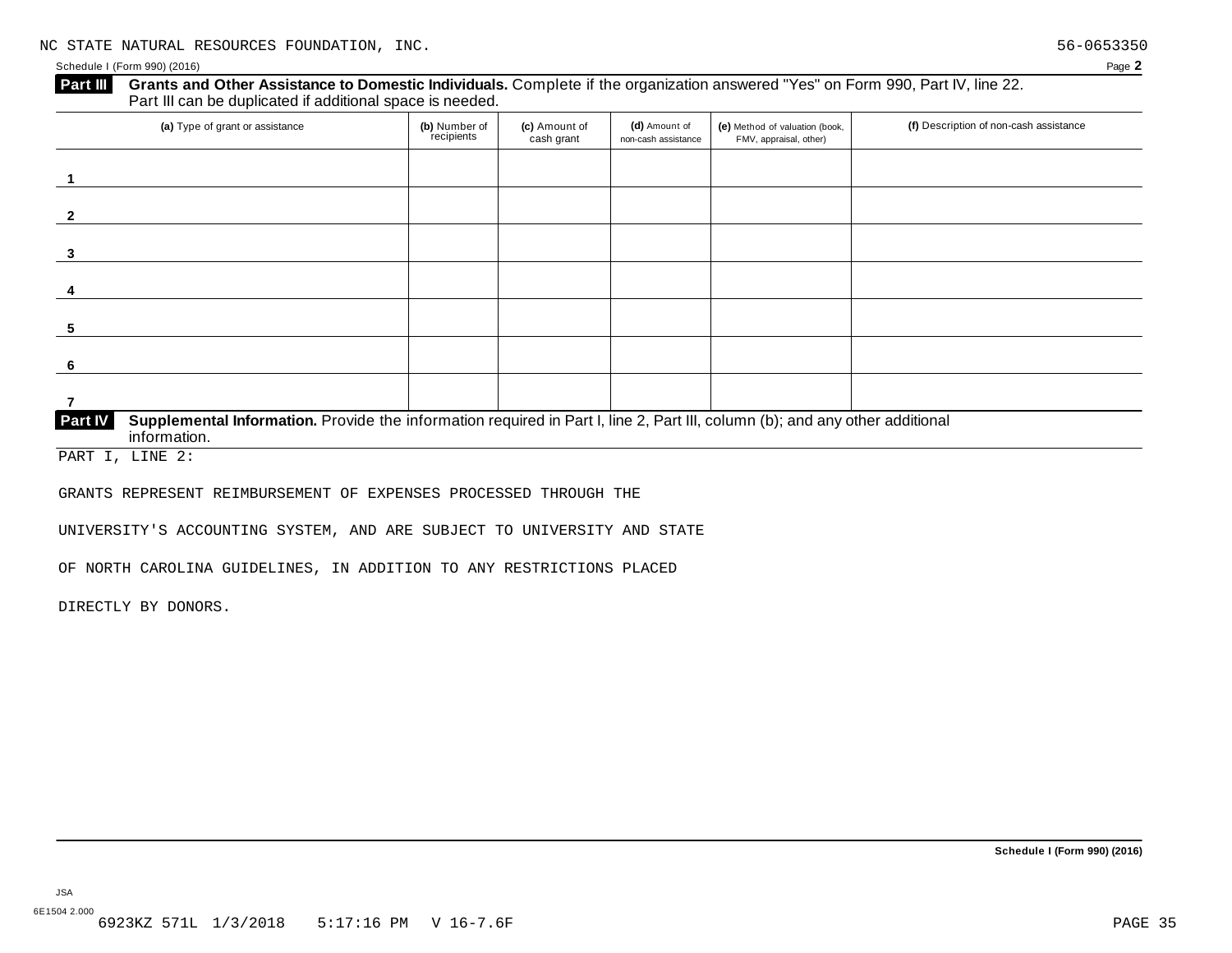NC STATE NATURAL RESOURCES FOUNDATION, INC. 56-0653350

Schedule I (Form 990) (2016)

**Part III** **Grants and Other Assistance to Domestic Individuals.** Complete if the organization answered "Yes" on Form 990, Part IV, line 22. Part III can be duplicated if additional space is needed.

| | (a) Type of grant or assistance | (b) Number of recipients | (c) Amount of cash grant | (d) Amount of non-cash assistance | (e) Method of valuation (book, FMV, appraisal, other) | (f) Description of non-cash assistance |
|---|---|---|---|---|---|---|
| 1 | | | | | | |
| 2 | | | | | | |
| 3 | | | | | | |
| 4 | | | | | | |
| 5 | | | | | | |
| 6 | | | | | | |
| 7 | | | | | | |

**Part IV** **Supplemental Information.** Provide the information required in Part I, line 2, Part III, column (b); and any other additional information.

PART I, LINE 2:

GRANTS REPRESENT REIMBURSEMENT OF EXPENSES PROCESSED THROUGH THE UNIVERSITY'S ACCOUNTING SYSTEM, AND ARE SUBJECT TO UNIVERSITY AND STATE OF NORTH CAROLINA GUIDELINES, IN ADDITION TO ANY RESTRICTIONS PLACED DIRECTLY BY DONORS.

**Schedule I (Form 990) (2016)**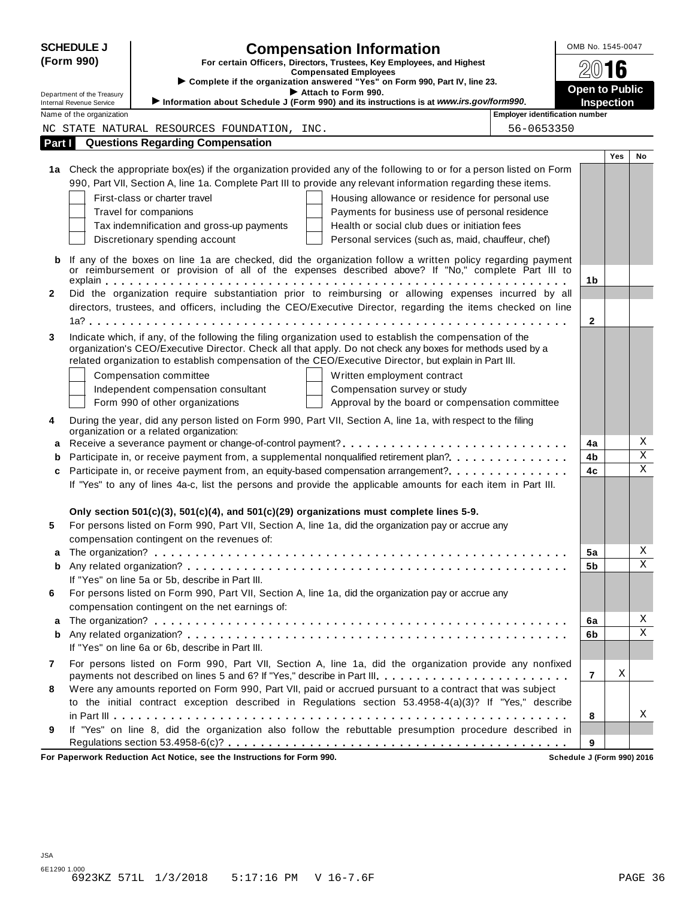**SCHEDULE J (Form 990)**

Department of the Treasury
Internal Revenue Service

# Compensation Information

**For certain Officers, Directors, Trustees, Key Employees, and Highest Compensated Employees**

▶ **Complete if the organization answered "Yes" on Form 990, Part IV, line 23.**

▶ **Attach to Form 990.**

▶ **Information about Schedule J (Form 990) and its instructions is at *www.irs.gov/form990*.**

OMB No. 1545-0047

**2016**

**Open to Public Inspection**

Name of the organization: NC STATE NATURAL RESOURCES FOUNDATION, INC.

Employer identification number: 56-0653350

## Part I Questions Regarding Compensation

| | | | Yes | No |
|---|---|---|---|---|
| **1a** | Check the appropriate box(es) if the organization provided any of the following to or for a person listed on Form 990, Part VII, Section A, line 1a. Complete Part III to provide any relevant information regarding these items.<br>☐ First-class or charter travel ☐ Housing allowance or residence for personal use<br>☐ Travel for companions ☐ Payments for business use of personal residence<br>☐ Tax indemnification and gross-up payments ☐ Health or social club dues or initiation fees<br>☐ Discretionary spending account ☐ Personal services (such as, maid, chauffeur, chef) | | | |
| **b** | If any of the boxes on line 1a are checked, did the organization follow a written policy regarding payment or reimbursement or provision of all of the expenses described above? If "No," complete Part III to explain | **1b** | | |
| **2** | Did the organization require substantiation prior to reimbursing or allowing expenses incurred by all directors, trustees, and officers, including the CEO/Executive Director, regarding the items checked on line 1a? | **2** | | |
| **3** | Indicate which, if any, of the following the filing organization used to establish the compensation of the organization's CEO/Executive Director. Check all that apply. Do not check any boxes for methods used by a related organization to establish compensation of the CEO/Executive Director, but explain in Part III.<br>☐ Compensation committee ☐ Written employment contract<br>☐ Independent compensation consultant ☐ Compensation survey or study<br>☐ Form 990 of other organizations ☐ Approval by the board or compensation committee | | | |
| **4** | During the year, did any person listed on Form 990, Part VII, Section A, line 1a, with respect to the filing organization or a related organization: | | | |
| **a** | Receive a severance payment or change-of-control payment? | **4a** | | X |
| **b** | Participate in, or receive payment from, a supplemental nonqualified retirement plan? | **4b** | | X |
| **c** | Participate in, or receive payment from, an equity-based compensation arrangement? | **4c** | | X |
| | If "Yes" to any of lines 4a-c, list the persons and provide the applicable amounts for each item in Part III. | | | |
| | **Only section 501(c)(3), 501(c)(4), and 501(c)(29) organizations must complete lines 5-9.** | | | |
| **5** | For persons listed on Form 990, Part VII, Section A, line 1a, did the organization pay or accrue any compensation contingent on the revenues of: | | | |
| **a** | The organization? | **5a** | | X |
| **b** | Any related organization? | **5b** | | X |
| | If "Yes" on line 5a or 5b, describe in Part III. | | | |
| **6** | For persons listed on Form 990, Part VII, Section A, line 1a, did the organization pay or accrue any compensation contingent on the net earnings of: | | | |
| **a** | The organization? | **6a** | | X |
| **b** | Any related organization? | **6b** | | X |
| | If "Yes" on line 6a or 6b, describe in Part III. | | | |
| **7** | For persons listed on Form 990, Part VII, Section A, line 1a, did the organization provide any nonfixed payments not described on lines 5 and 6? If "Yes," describe in Part III. | **7** | X | |
| **8** | Were any amounts reported on Form 990, Part VII, paid or accrued pursuant to a contract that was subject to the initial contract exception described in Regulations section 53.4958-4(a)(3)? If "Yes," describe in Part III | **8** | | X |
| **9** | If "Yes" on line 8, did the organization also follow the rebuttable presumption procedure described in Regulations section 53.4958-6(c)? | **9** | | |

**For Paperwork Reduction Act Notice, see the Instructions for Form 990.** **Schedule J (Form 990) 2016**

JSA
6E1290 1.000
6923KZ 571L 1/3/2018 5:17:16 PM V 16-7.6F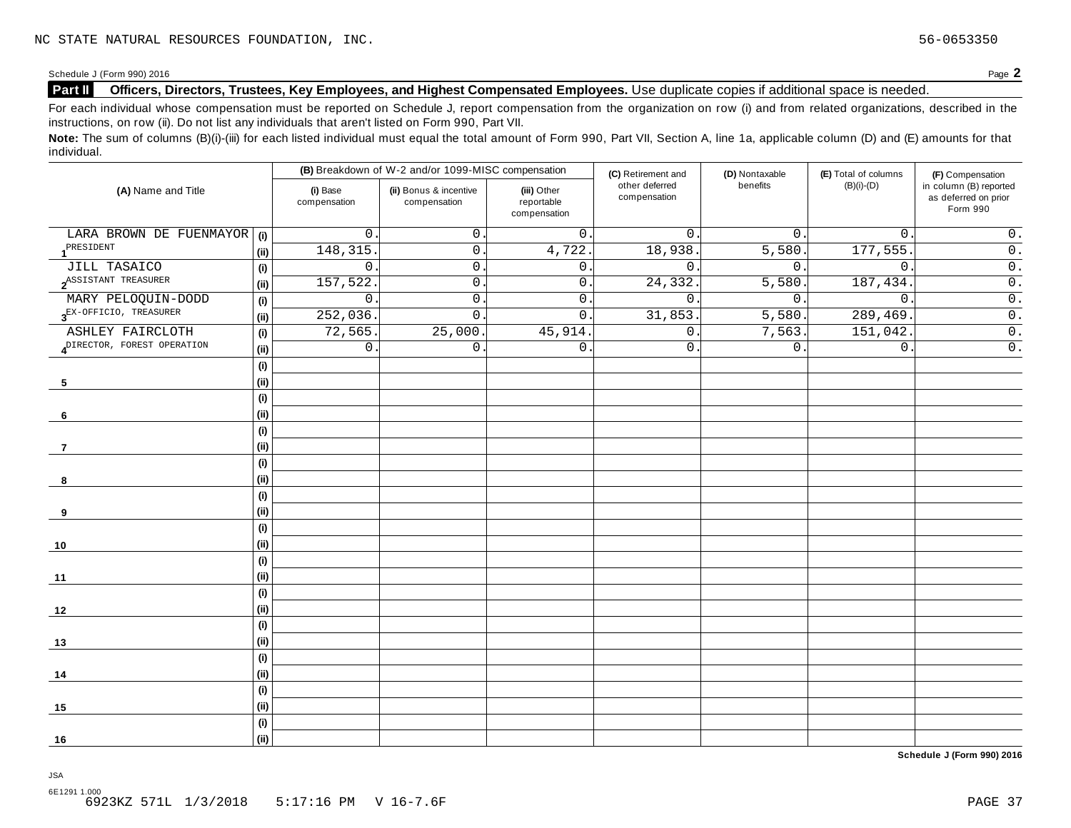NC STATE NATURAL RESOURCES FOUNDATION, INC. 56-0653350

Schedule J (Form 990) 2016 Page **2**

## Part II Officers, Directors, Trustees, Key Employees, and Highest Compensated Employees. 

Use duplicate copies if additional space is needed.

For each individual whose compensation must be reported on Schedule J, report compensation from the organization on row (i) and from related organizations, described in the instructions, on row (ii). Do not list any individuals that aren't listed on Form 990, Part VII.

**Note:** The sum of columns (B)(i)-(iii) for each listed individual must equal the total amount of Form 990, Part VII, Section A, line 1a, applicable column (D) and (E) amounts for that individual.

| (A) Name and Title | | (B) Breakdown of W-2 and/or 1099-MISC compensation | | | (C) Retirement and other deferred compensation | (D) Nontaxable benefits | (E) Total of columns (B)(i)-(D) | (F) Compensation in column (B) reported as deferred on prior Form 990 |
|---|---|---|---|---|---|---|---|---|
| | | (i) Base compensation | (ii) Bonus & incentive compensation | (iii) Other reportable compensation | | | | |
| 1 LARA BROWN DE FUENMAYOR | (i) | 0. | 0. | 0. | 0. | 0. | 0. | 0. |
| PRESIDENT | (ii) | 148,315. | 0. | 4,722. | 18,938. | 5,580. | 177,555. | 0. |
| 2 JILL TASAICO | (i) | 0. | 0. | 0. | 0. | 0. | 0. | 0. |
| ASSISTANT TREASURER | (ii) | 157,522. | 0. | 0. | 24,332. | 5,580. | 187,434. | 0. |
| 3 MARY PELOQUIN-DODD | (i) | 0. | 0. | 0. | 0. | 0. | 0. | 0. |
| EX-OFFICIO, TREASURER | (ii) | 252,036. | 0. | 0. | 31,853. | 5,580. | 289,469. | 0. |
| 4 ASHLEY FAIRCLOTH | (i) | 72,565. | 25,000. | 45,914. | 0. | 7,563. | 151,042. | 0. |
| DIRECTOR, FOREST OPERATION | (ii) | 0. | 0. | 0. | 0. | 0. | 0. | 0. |
| 5 | (i) | | | | | | | |
| | (ii) | | | | | | | |
| 6 | (i) | | | | | | | |
| | (ii) | | | | | | | |
| 7 | (i) | | | | | | | |
| | (ii) | | | | | | | |
| 8 | (i) | | | | | | | |
| | (ii) | | | | | | | |
| 9 | (i) | | | | | | | |
| | (ii) | | | | | | | |
| 10 | (i) | | | | | | | |
| | (ii) | | | | | | | |
| 11 | (i) | | | | | | | |
| | (ii) | | | | | | | |
| 12 | (i) | | | | | | | |
| | (ii) | | | | | | | |
| 13 | (i) | | | | | | | |
| | (ii) | | | | | | | |
| 14 | (i) | | | | | | | |
| | (ii) | | | | | | | |
| 15 | (i) | | | | | | | |
| | (ii) | | | | | | | |
| 16 | (i) | | | | | | | |
| | (ii) | | | | | | | |

**Schedule J (Form 990) 2016**

JSA
6E1291 1.000
6923KZ 571L 1/3/2018 5:17:16 PM V 16-7.6F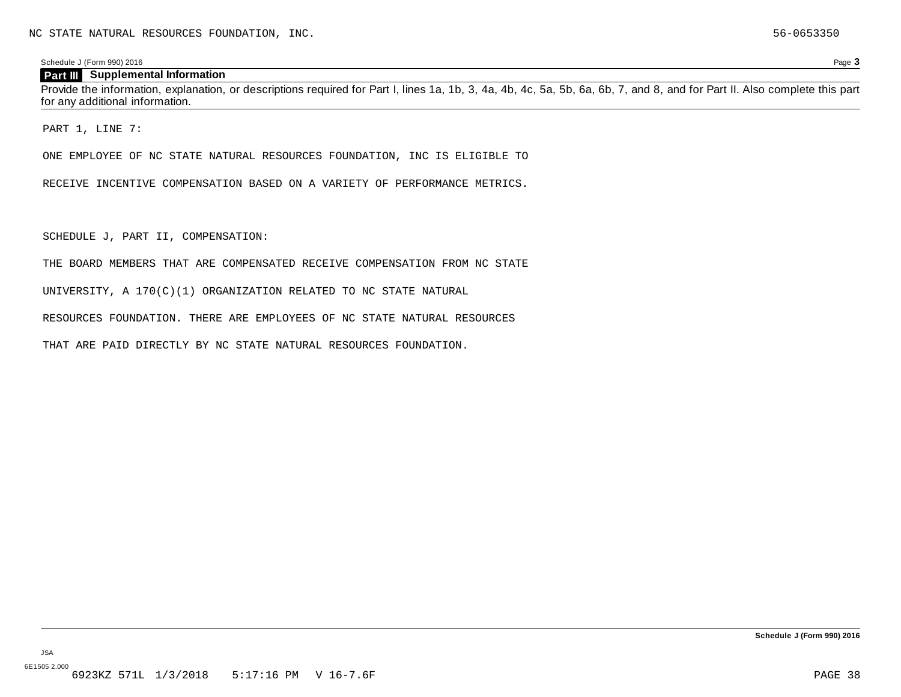NC STATE NATURAL RESOURCES FOUNDATION, INC. 56-0653350

Schedule J (Form 990) 2016

## Part III Supplemental Information

Provide the information, explanation, or descriptions required for Part I, lines 1a, 1b, 3, 4a, 4b, 4c, 5a, 5b, 6a, 6b, 7, and 8, and for Part II. Also complete this part for any additional information.

PART 1, LINE 7:

ONE EMPLOYEE OF NC STATE NATURAL RESOURCES FOUNDATION, INC IS ELIGIBLE TO

RECEIVE INCENTIVE COMPENSATION BASED ON A VARIETY OF PERFORMANCE METRICS.

SCHEDULE J, PART II, COMPENSATION:

THE BOARD MEMBERS THAT ARE COMPENSATED RECEIVE COMPENSATION FROM NC STATE

UNIVERSITY, A 170(C)(1) ORGANIZATION RELATED TO NC STATE NATURAL

RESOURCES FOUNDATION. THERE ARE EMPLOYEES OF NC STATE NATURAL RESOURCES

THAT ARE PAID DIRECTLY BY NC STATE NATURAL RESOURCES FOUNDATION.

Schedule J (Form 990) 2016

JSA

6E1505 2.000

6923KZ 571L 1/3/2018 5:17:16 PM V 16-7.6F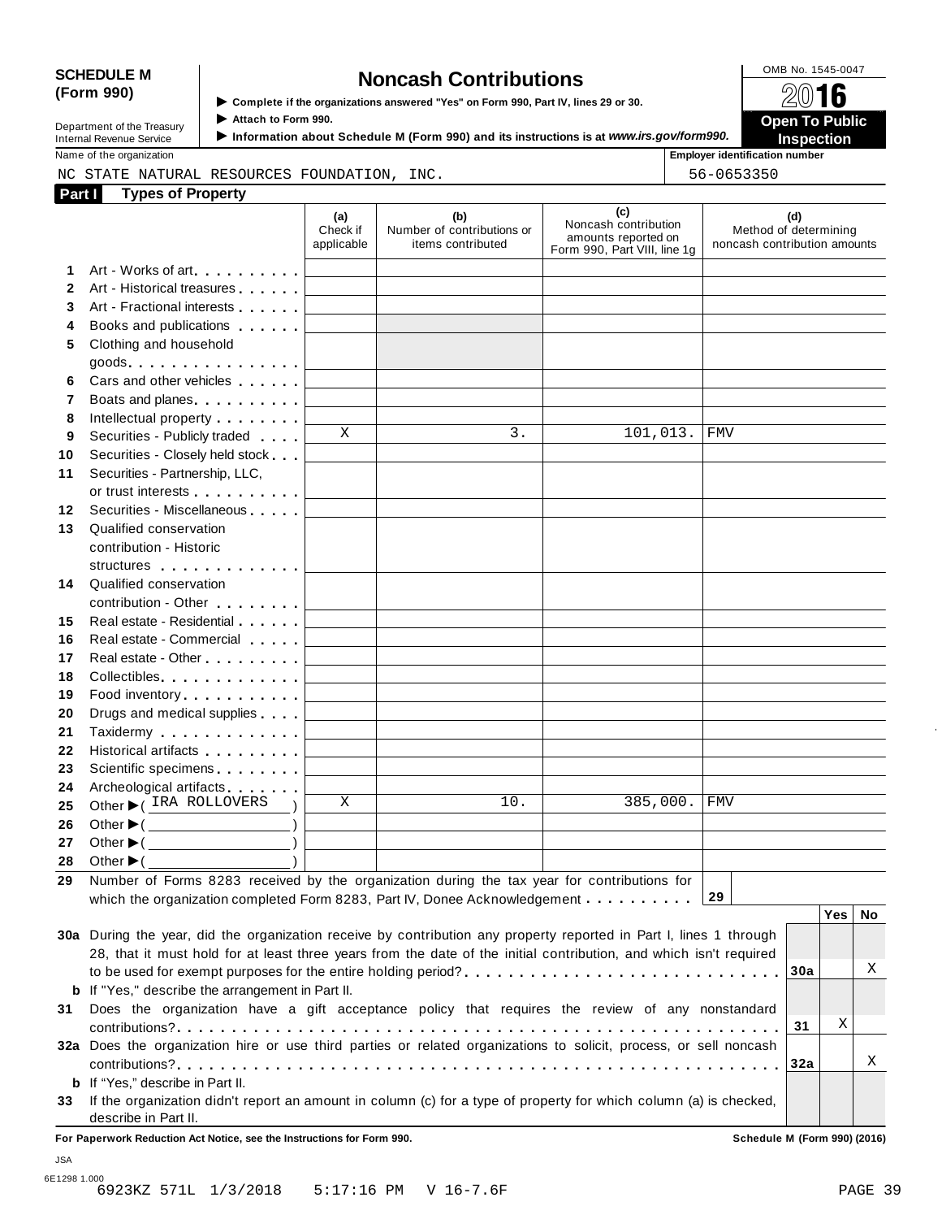**SCHEDULE M (Form 990)**

Department of the Treasury
Internal Revenue Service

# Noncash Contributions

▶ Complete if the organizations answered "Yes" on Form 990, Part IV, lines 29 or 30.
▶ Attach to Form 990.
▶ Information about Schedule M (Form 990) and its instructions is at *www.irs.gov/form990.*

OMB No. 1545-0047

**2016**

**Open To Public Inspection**

Name of the organization: NC STATE NATURAL RESOURCES FOUNDATION, INC.

Employer identification number: 56-0653350

## Part I Types of Property

| | | (a) Check if applicable | (b) Number of contributions or items contributed | (c) Noncash contribution amounts reported on Form 990, Part VIII, line 1g | (d) Method of determining noncash contribution amounts |
|---|---|---|---|---|---|
| 1 | Art - Works of art | | | | |
| 2 | Art - Historical treasures | | | | |
| 3 | Art - Fractional interests | | | | |
| 4 | Books and publications | | | | |
| 5 | Clothing and household goods | | | | |
| 6 | Cars and other vehicles | | | | |
| 7 | Boats and planes | | | | |
| 8 | Intellectual property | | | | |
| 9 | Securities - Publicly traded | X | 3. | 101,013. | FMV |
| 10 | Securities - Closely held stock | | | | |
| 11 | Securities - Partnership, LLC, or trust interests | | | | |
| 12 | Securities - Miscellaneous | | | | |
| 13 | Qualified conservation contribution - Historic structures | | | | |
| 14 | Qualified conservation contribution - Other | | | | |
| 15 | Real estate - Residential | | | | |
| 16 | Real estate - Commercial | | | | |
| 17 | Real estate - Other | | | | |
| 18 | Collectibles | | | | |
| 19 | Food inventory | | | | |
| 20 | Drugs and medical supplies | | | | |
| 21 | Taxidermy | | | | |
| 22 | Historical artifacts | | | | |
| 23 | Scientific specimens | | | | |
| 24 | Archeological artifacts | | | | |
| 25 | Other ▶ ( IRA ROLLOVERS ) | X | 10. | 385,000. | FMV |
| 26 | Other ▶ ( ) | | | | |
| 27 | Other ▶ ( ) | | | | |
| 28 | Other ▶ ( ) | | | | |

29 Number of Forms 8283 received by the organization during the tax year for contributions for which the organization completed Form 8283, Part IV, Donee Acknowledgement . . . . . . . . . . **29**

| | | | Yes | No |
|---|---|---|---|---|
| **30a** | During the year, did the organization receive by contribution any property reported in Part I, lines 1 through 28, that it must hold for at least three years from the date of the initial contribution, and which isn't required to be used for exempt purposes for the entire holding period? | 30a | | X |
| **b** | If "Yes," describe the arrangement in Part II. | | | |
| **31** | Does the organization have a gift acceptance policy that requires the review of any nonstandard contributions? | 31 | X | |
| **32a** | Does the organization hire or use third parties or related organizations to solicit, process, or sell noncash contributions? | 32a | | X |
| **b** | If "Yes," describe in Part II. | | | |
| **33** | If the organization didn't report an amount in column (c) for a type of property for which column (a) is checked, describe in Part II. | | | |

**For Paperwork Reduction Act Notice, see the Instructions for Form 990.** **Schedule M (Form 990) (2016)**

JSA
6E1298 1.000
6923KZ 571L 1/3/2018 5:17:16 PM V 16-7.6F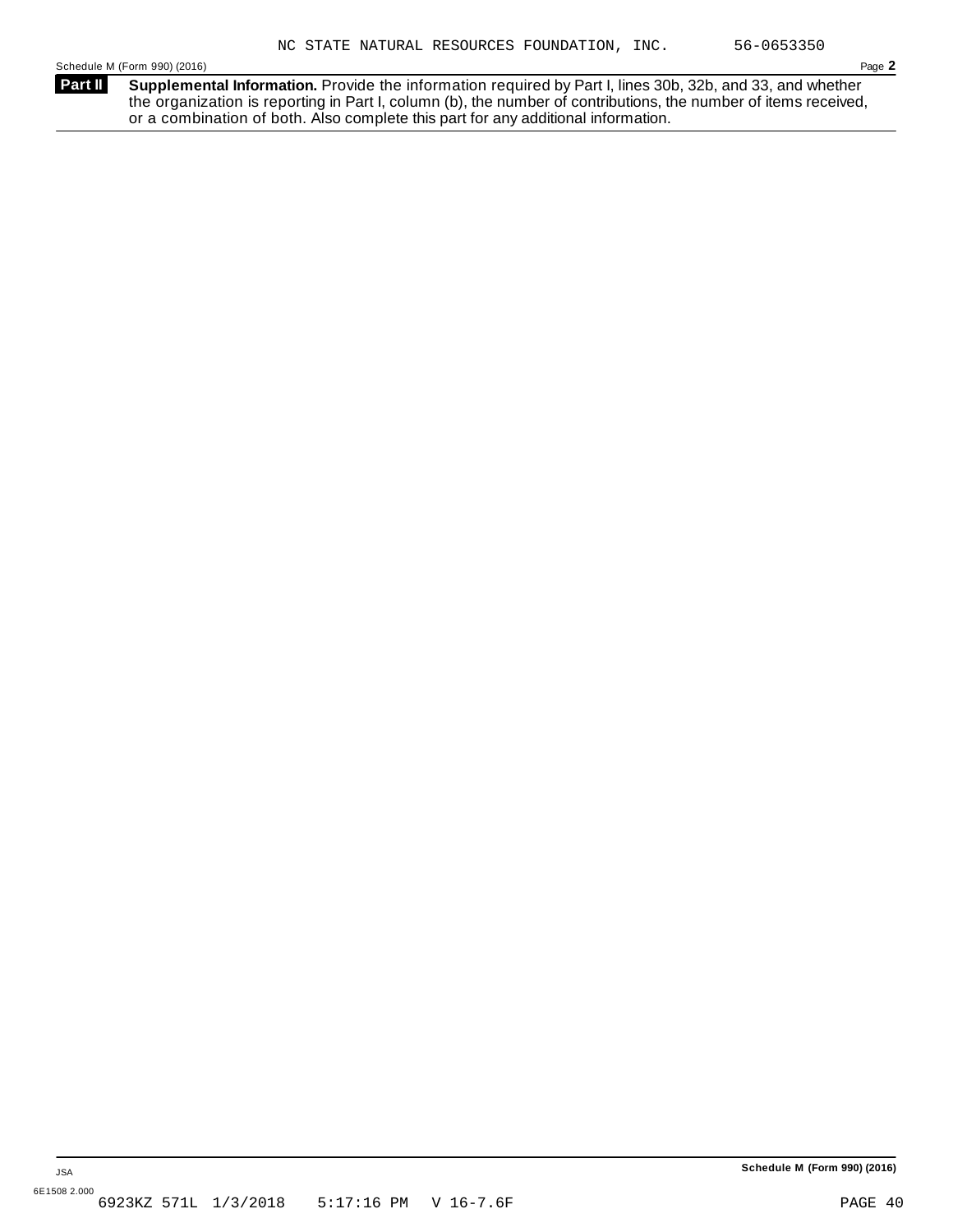NC STATE NATURAL RESOURCES FOUNDATION, INC. 56-0653350

Schedule M (Form 990) (2016)

**Part II** **Supplemental Information.** Provide the information required by Part I, lines 30b, 32b, and 33, and whether the organization is reporting in Part I, column (b), the number of contributions, the number of items received, or a combination of both. Also complete this part for any additional information.

**Schedule M (Form 990) (2016)**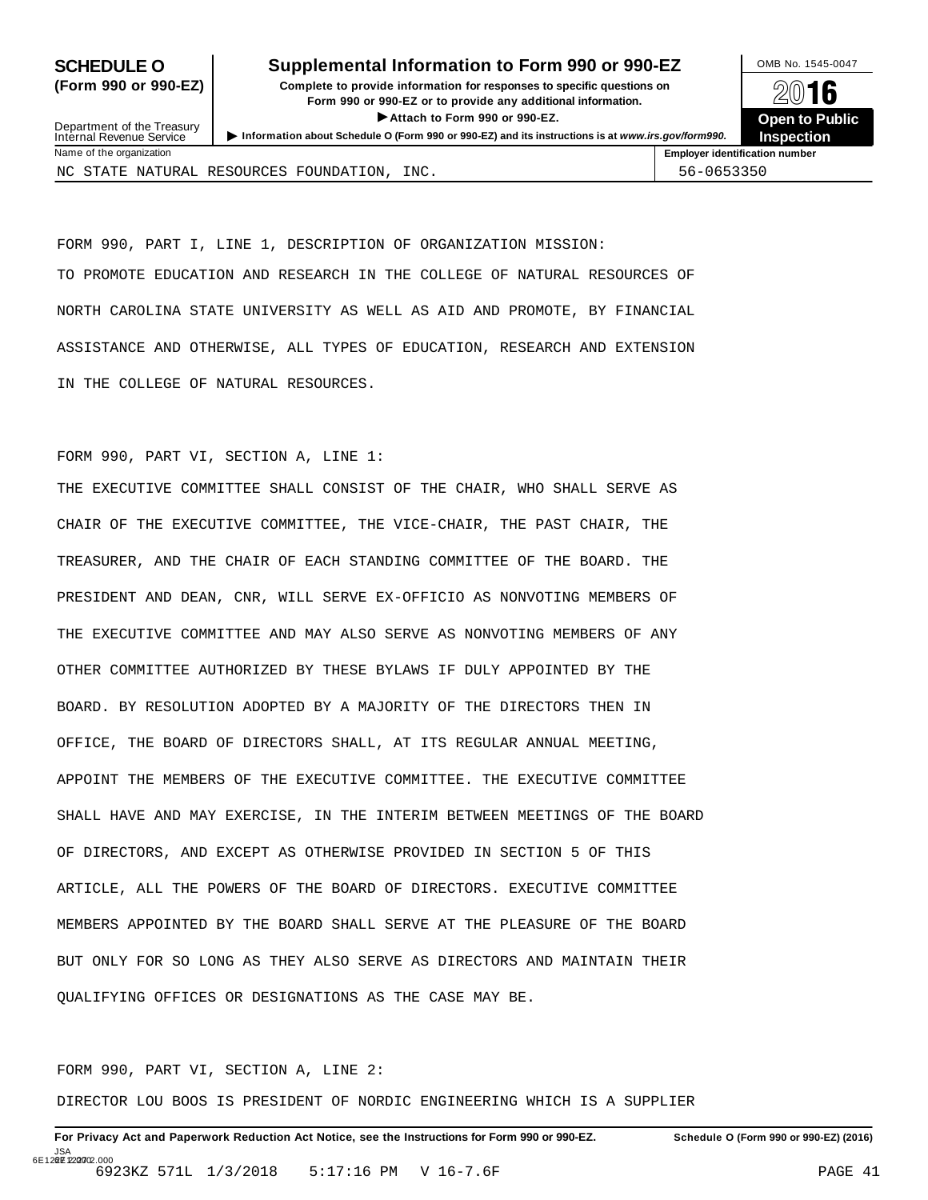# SCHEDULE O (Form 990 or 990-EZ)

## Supplemental Information to Form 990 or 990-EZ

**Complete to provide information for responses to specific questions on Form 990 or 990-EZ or to provide any additional information.**

**▶ Attach to Form 990 or 990-EZ.**

**▶ Information about Schedule O (Form 990 or 990-EZ) and its instructions is at www.irs.gov/form990.**

Department of the Treasury
Internal Revenue Service

OMB No. 1545-0047

**2016**

**Open to Public Inspection**

| Name of the organization | Employer identification number |
|---|---|
| NC STATE NATURAL RESOURCES FOUNDATION, INC. | 56-0653350 |

FORM 990, PART I, LINE 1, DESCRIPTION OF ORGANIZATION MISSION:
TO PROMOTE EDUCATION AND RESEARCH IN THE COLLEGE OF NATURAL RESOURCES OF NORTH CAROLINA STATE UNIVERSITY AS WELL AS AID AND PROMOTE, BY FINANCIAL ASSISTANCE AND OTHERWISE, ALL TYPES OF EDUCATION, RESEARCH AND EXTENSION IN THE COLLEGE OF NATURAL RESOURCES.

FORM 990, PART VI, SECTION A, LINE 1:
THE EXECUTIVE COMMITTEE SHALL CONSIST OF THE CHAIR, WHO SHALL SERVE AS CHAIR OF THE EXECUTIVE COMMITTEE, THE VICE-CHAIR, THE PAST CHAIR, THE TREASURER, AND THE CHAIR OF EACH STANDING COMMITTEE OF THE BOARD. THE PRESIDENT AND DEAN, CNR, WILL SERVE EX-OFFICIO AS NONVOTING MEMBERS OF THE EXECUTIVE COMMITTEE AND MAY ALSO SERVE AS NONVOTING MEMBERS OF ANY OTHER COMMITTEE AUTHORIZED BY THESE BYLAWS IF DULY APPOINTED BY THE BOARD. BY RESOLUTION ADOPTED BY A MAJORITY OF THE DIRECTORS THEN IN OFFICE, THE BOARD OF DIRECTORS SHALL, AT ITS REGULAR ANNUAL MEETING, APPOINT THE MEMBERS OF THE EXECUTIVE COMMITTEE. THE EXECUTIVE COMMITTEE SHALL HAVE AND MAY EXERCISE, IN THE INTERIM BETWEEN MEETINGS OF THE BOARD OF DIRECTORS, AND EXCEPT AS OTHERWISE PROVIDED IN SECTION 5 OF THIS ARTICLE, ALL THE POWERS OF THE BOARD OF DIRECTORS. EXECUTIVE COMMITTEE MEMBERS APPOINTED BY THE BOARD SHALL SERVE AT THE PLEASURE OF THE BOARD BUT ONLY FOR SO LONG AS THEY ALSO SERVE AS DIRECTORS AND MAINTAIN THEIR QUALIFYING OFFICES OR DESIGNATIONS AS THE CASE MAY BE.

FORM 990, PART VI, SECTION A, LINE 2:
DIRECTOR LOU BOOS IS PRESIDENT OF NORDIC ENGINEERING WHICH IS A SUPPLIER

**For Privacy Act and Paperwork Reduction Act Notice, see the Instructions for Form 990 or 990-EZ.** **Schedule O (Form 990 or 990-EZ) (2016)**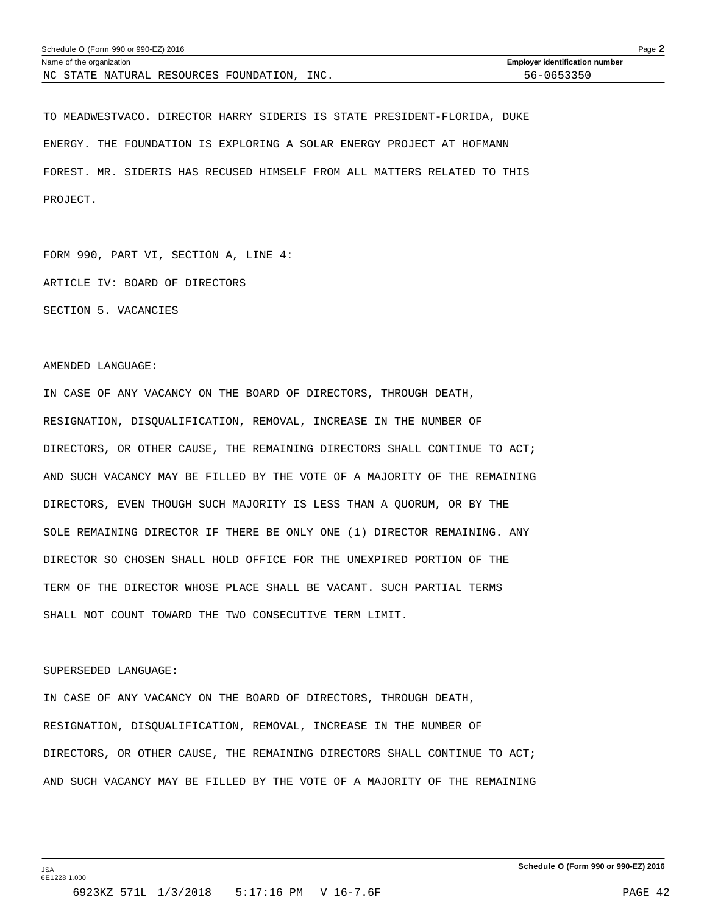TO MEADWESTVACO. DIRECTOR HARRY SIDERIS IS STATE PRESIDENT-FLORIDA, DUKE ENERGY. THE FOUNDATION IS EXPLORING A SOLAR ENERGY PROJECT AT HOFMANN FOREST. MR. SIDERIS HAS RECUSED HIMSELF FROM ALL MATTERS RELATED TO THIS PROJECT.

FORM 990, PART VI, SECTION A, LINE 4:

ARTICLE IV: BOARD OF DIRECTORS

SECTION 5. VACANCIES

AMENDED LANGUAGE:

IN CASE OF ANY VACANCY ON THE BOARD OF DIRECTORS, THROUGH DEATH, RESIGNATION, DISQUALIFICATION, REMOVAL, INCREASE IN THE NUMBER OF DIRECTORS, OR OTHER CAUSE, THE REMAINING DIRECTORS SHALL CONTINUE TO ACT; AND SUCH VACANCY MAY BE FILLED BY THE VOTE OF A MAJORITY OF THE REMAINING DIRECTORS, EVEN THOUGH SUCH MAJORITY IS LESS THAN A QUORUM, OR BY THE SOLE REMAINING DIRECTOR IF THERE BE ONLY ONE (1) DIRECTOR REMAINING. ANY DIRECTOR SO CHOSEN SHALL HOLD OFFICE FOR THE UNEXPIRED PORTION OF THE TERM OF THE DIRECTOR WHOSE PLACE SHALL BE VACANT. SUCH PARTIAL TERMS SHALL NOT COUNT TOWARD THE TWO CONSECUTIVE TERM LIMIT.

SUPERSEDED LANGUAGE:

IN CASE OF ANY VACANCY ON THE BOARD OF DIRECTORS, THROUGH DEATH, RESIGNATION, DISQUALIFICATION, REMOVAL, INCREASE IN THE NUMBER OF DIRECTORS, OR OTHER CAUSE, THE REMAINING DIRECTORS SHALL CONTINUE TO ACT; AND SUCH VACANCY MAY BE FILLED BY THE VOTE OF A MAJORITY OF THE REMAINING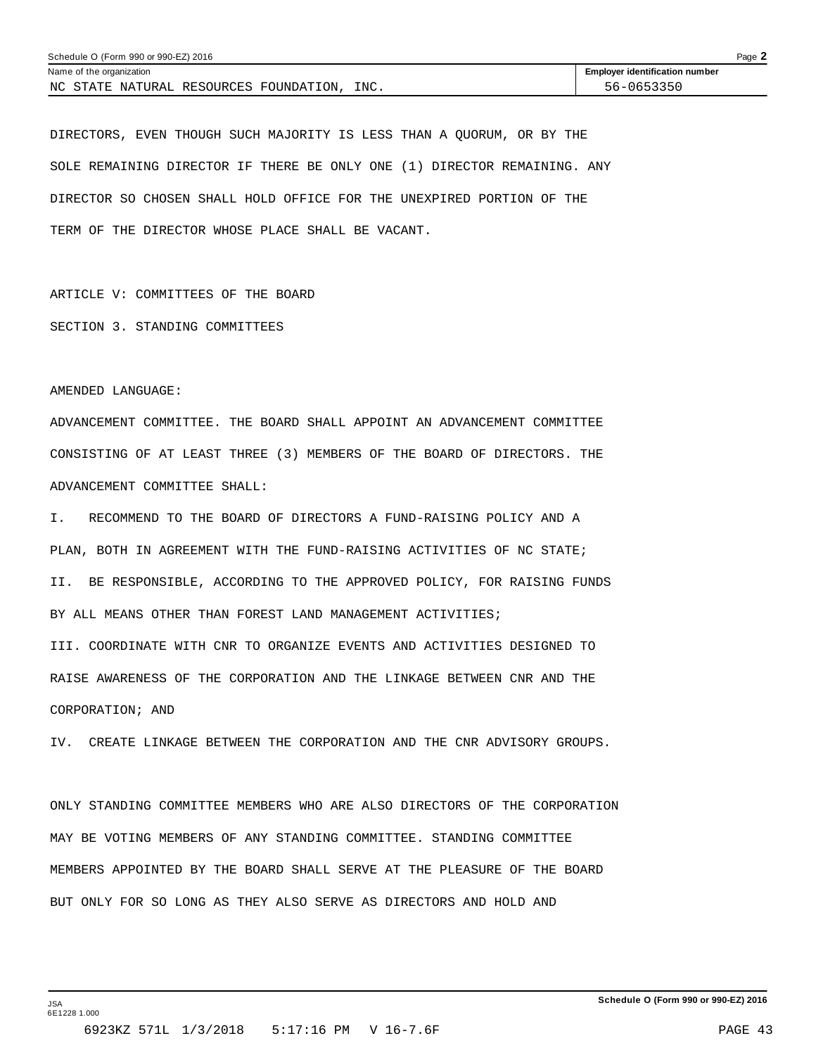DIRECTORS, EVEN THOUGH SUCH MAJORITY IS LESS THAN A QUORUM, OR BY THE SOLE REMAINING DIRECTOR IF THERE BE ONLY ONE (1) DIRECTOR REMAINING. ANY DIRECTOR SO CHOSEN SHALL HOLD OFFICE FOR THE UNEXPIRED PORTION OF THE TERM OF THE DIRECTOR WHOSE PLACE SHALL BE VACANT.

ARTICLE V: COMMITTEES OF THE BOARD

SECTION 3. STANDING COMMITTEES

AMENDED LANGUAGE:

ADVANCEMENT COMMITTEE. THE BOARD SHALL APPOINT AN ADVANCEMENT COMMITTEE CONSISTING OF AT LEAST THREE (3) MEMBERS OF THE BOARD OF DIRECTORS. THE ADVANCEMENT COMMITTEE SHALL:

I. RECOMMEND TO THE BOARD OF DIRECTORS A FUND-RAISING POLICY AND A PLAN, BOTH IN AGREEMENT WITH THE FUND-RAISING ACTIVITIES OF NC STATE;

II. BE RESPONSIBLE, ACCORDING TO THE APPROVED POLICY, FOR RAISING FUNDS BY ALL MEANS OTHER THAN FOREST LAND MANAGEMENT ACTIVITIES;

III. COORDINATE WITH CNR TO ORGANIZE EVENTS AND ACTIVITIES DESIGNED TO RAISE AWARENESS OF THE CORPORATION AND THE LINKAGE BETWEEN CNR AND THE CORPORATION; AND

IV. CREATE LINKAGE BETWEEN THE CORPORATION AND THE CNR ADVISORY GROUPS.

ONLY STANDING COMMITTEE MEMBERS WHO ARE ALSO DIRECTORS OF THE CORPORATION MAY BE VOTING MEMBERS OF ANY STANDING COMMITTEE. STANDING COMMITTEE MEMBERS APPOINTED BY THE BOARD SHALL SERVE AT THE PLEASURE OF THE BOARD BUT ONLY FOR SO LONG AS THEY ALSO SERVE AS DIRECTORS AND HOLD AND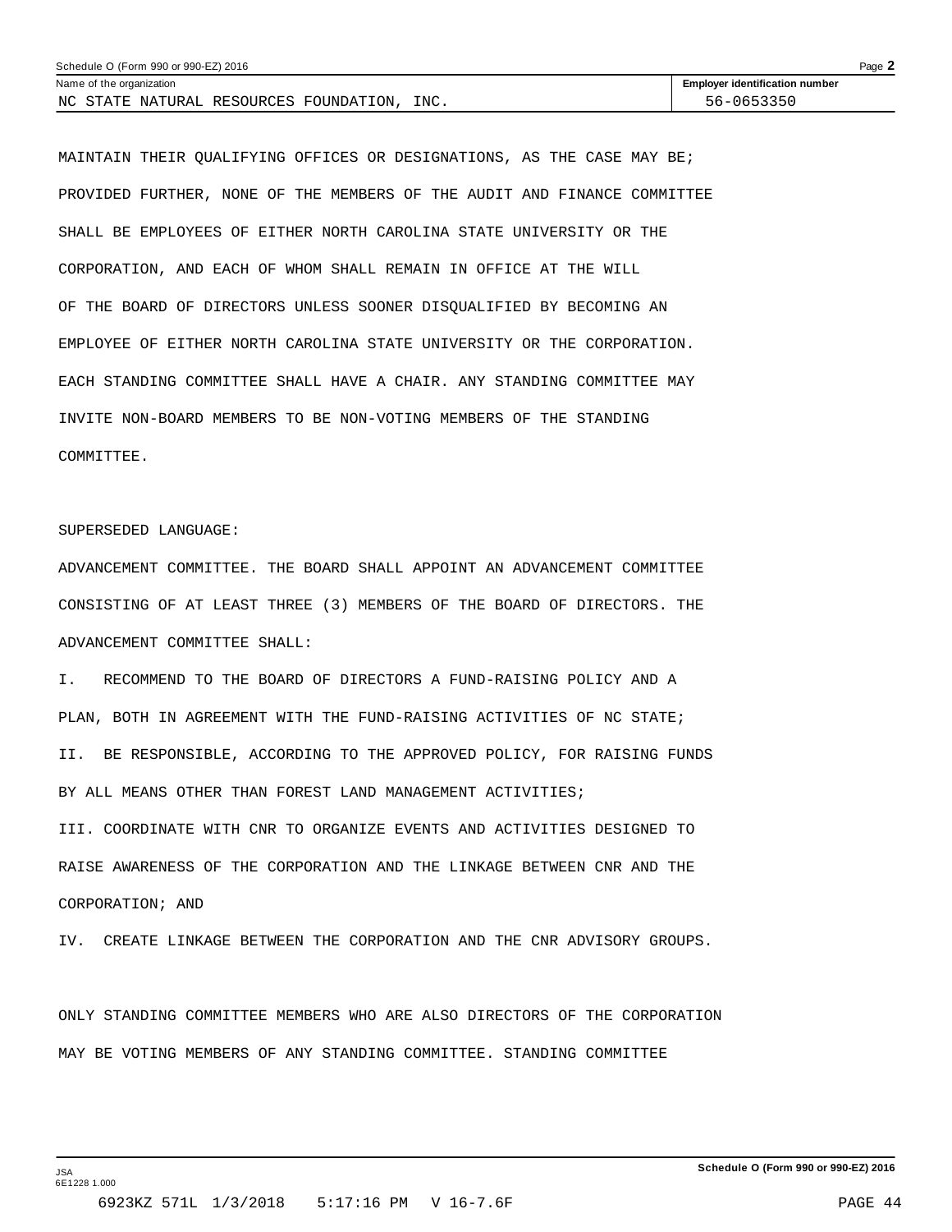Schedule O (Form 990 or 990-EZ) 2016

Name of the organization: NC STATE NATURAL RESOURCES FOUNDATION, INC.

Employer identification number: 56-0653350

MAINTAIN THEIR QUALIFYING OFFICES OR DESIGNATIONS, AS THE CASE MAY BE; PROVIDED FURTHER, NONE OF THE MEMBERS OF THE AUDIT AND FINANCE COMMITTEE SHALL BE EMPLOYEES OF EITHER NORTH CAROLINA STATE UNIVERSITY OR THE CORPORATION, AND EACH OF WHOM SHALL REMAIN IN OFFICE AT THE WILL OF THE BOARD OF DIRECTORS UNLESS SOONER DISQUALIFIED BY BECOMING AN EMPLOYEE OF EITHER NORTH CAROLINA STATE UNIVERSITY OR THE CORPORATION. EACH STANDING COMMITTEE SHALL HAVE A CHAIR. ANY STANDING COMMITTEE MAY INVITE NON-BOARD MEMBERS TO BE NON-VOTING MEMBERS OF THE STANDING COMMITTEE.

SUPERSEDED LANGUAGE:

ADVANCEMENT COMMITTEE. THE BOARD SHALL APPOINT AN ADVANCEMENT COMMITTEE CONSISTING OF AT LEAST THREE (3) MEMBERS OF THE BOARD OF DIRECTORS. THE ADVANCEMENT COMMITTEE SHALL:

I. RECOMMEND TO THE BOARD OF DIRECTORS A FUND-RAISING POLICY AND A PLAN, BOTH IN AGREEMENT WITH THE FUND-RAISING ACTIVITIES OF NC STATE;

II. BE RESPONSIBLE, ACCORDING TO THE APPROVED POLICY, FOR RAISING FUNDS BY ALL MEANS OTHER THAN FOREST LAND MANAGEMENT ACTIVITIES;

III. COORDINATE WITH CNR TO ORGANIZE EVENTS AND ACTIVITIES DESIGNED TO RAISE AWARENESS OF THE CORPORATION AND THE LINKAGE BETWEEN CNR AND THE CORPORATION; AND

IV. CREATE LINKAGE BETWEEN THE CORPORATION AND THE CNR ADVISORY GROUPS.

ONLY STANDING COMMITTEE MEMBERS WHO ARE ALSO DIRECTORS OF THE CORPORATION MAY BE VOTING MEMBERS OF ANY STANDING COMMITTEE. STANDING COMMITTEE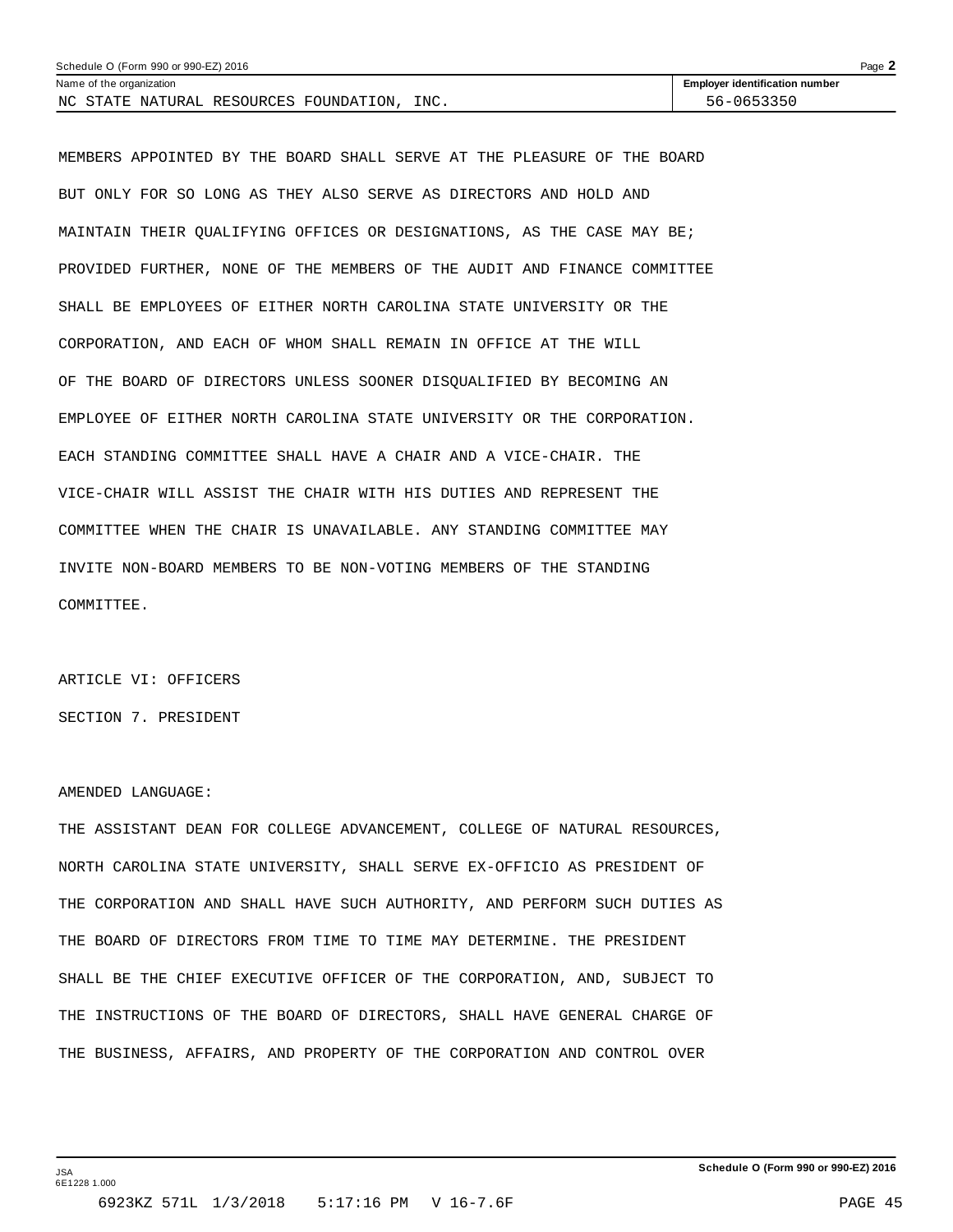MEMBERS APPOINTED BY THE BOARD SHALL SERVE AT THE PLEASURE OF THE BOARD BUT ONLY FOR SO LONG AS THEY ALSO SERVE AS DIRECTORS AND HOLD AND MAINTAIN THEIR QUALIFYING OFFICES OR DESIGNATIONS, AS THE CASE MAY BE; PROVIDED FURTHER, NONE OF THE MEMBERS OF THE AUDIT AND FINANCE COMMITTEE SHALL BE EMPLOYEES OF EITHER NORTH CAROLINA STATE UNIVERSITY OR THE CORPORATION, AND EACH OF WHOM SHALL REMAIN IN OFFICE AT THE WILL OF THE BOARD OF DIRECTORS UNLESS SOONER DISQUALIFIED BY BECOMING AN EMPLOYEE OF EITHER NORTH CAROLINA STATE UNIVERSITY OR THE CORPORATION. EACH STANDING COMMITTEE SHALL HAVE A CHAIR AND A VICE-CHAIR. THE VICE-CHAIR WILL ASSIST THE CHAIR WITH HIS DUTIES AND REPRESENT THE COMMITTEE WHEN THE CHAIR IS UNAVAILABLE. ANY STANDING COMMITTEE MAY INVITE NON-BOARD MEMBERS TO BE NON-VOTING MEMBERS OF THE STANDING COMMITTEE.

ARTICLE VI: OFFICERS

SECTION 7. PRESIDENT

AMENDED LANGUAGE:

THE ASSISTANT DEAN FOR COLLEGE ADVANCEMENT, COLLEGE OF NATURAL RESOURCES, NORTH CAROLINA STATE UNIVERSITY, SHALL SERVE EX-OFFICIO AS PRESIDENT OF THE CORPORATION AND SHALL HAVE SUCH AUTHORITY, AND PERFORM SUCH DUTIES AS THE BOARD OF DIRECTORS FROM TIME TO TIME MAY DETERMINE. THE PRESIDENT SHALL BE THE CHIEF EXECUTIVE OFFICER OF THE CORPORATION, AND, SUBJECT TO THE INSTRUCTIONS OF THE BOARD OF DIRECTORS, SHALL HAVE GENERAL CHARGE OF THE BUSINESS, AFFAIRS, AND PROPERTY OF THE CORPORATION AND CONTROL OVER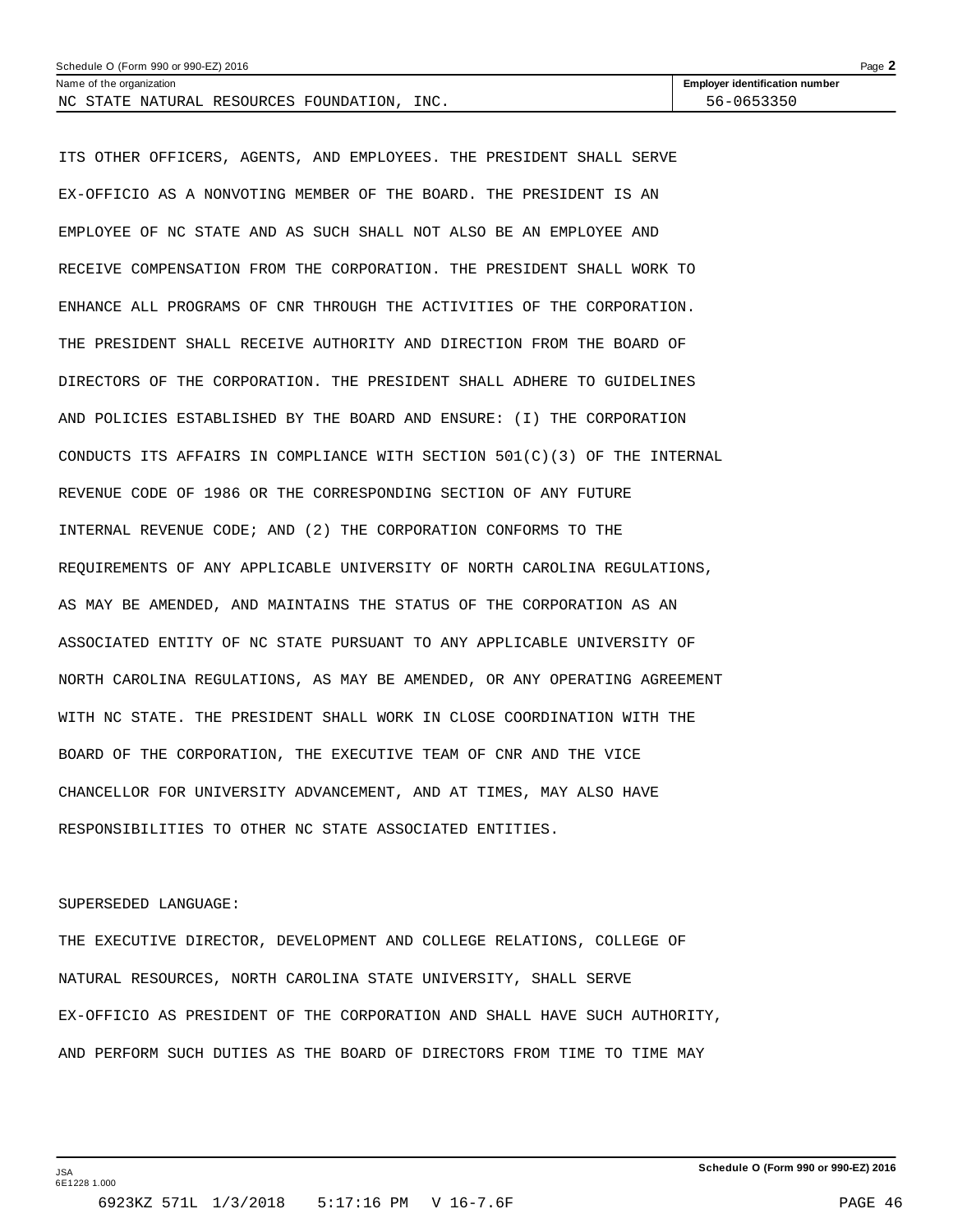ITS OTHER OFFICERS, AGENTS, AND EMPLOYEES. THE PRESIDENT SHALL SERVE EX-OFFICIO AS A NONVOTING MEMBER OF THE BOARD. THE PRESIDENT IS AN EMPLOYEE OF NC STATE AND AS SUCH SHALL NOT ALSO BE AN EMPLOYEE AND RECEIVE COMPENSATION FROM THE CORPORATION. THE PRESIDENT SHALL WORK TO ENHANCE ALL PROGRAMS OF CNR THROUGH THE ACTIVITIES OF THE CORPORATION. THE PRESIDENT SHALL RECEIVE AUTHORITY AND DIRECTION FROM THE BOARD OF DIRECTORS OF THE CORPORATION. THE PRESIDENT SHALL ADHERE TO GUIDELINES AND POLICIES ESTABLISHED BY THE BOARD AND ENSURE: (I) THE CORPORATION CONDUCTS ITS AFFAIRS IN COMPLIANCE WITH SECTION 501(C)(3) OF THE INTERNAL REVENUE CODE OF 1986 OR THE CORRESPONDING SECTION OF ANY FUTURE INTERNAL REVENUE CODE; AND (2) THE CORPORATION CONFORMS TO THE REQUIREMENTS OF ANY APPLICABLE UNIVERSITY OF NORTH CAROLINA REGULATIONS, AS MAY BE AMENDED, AND MAINTAINS THE STATUS OF THE CORPORATION AS AN ASSOCIATED ENTITY OF NC STATE PURSUANT TO ANY APPLICABLE UNIVERSITY OF NORTH CAROLINA REGULATIONS, AS MAY BE AMENDED, OR ANY OPERATING AGREEMENT WITH NC STATE. THE PRESIDENT SHALL WORK IN CLOSE COORDINATION WITH THE BOARD OF THE CORPORATION, THE EXECUTIVE TEAM OF CNR AND THE VICE CHANCELLOR FOR UNIVERSITY ADVANCEMENT, AND AT TIMES, MAY ALSO HAVE RESPONSIBILITIES TO OTHER NC STATE ASSOCIATED ENTITIES.

SUPERSEDED LANGUAGE:

THE EXECUTIVE DIRECTOR, DEVELOPMENT AND COLLEGE RELATIONS, COLLEGE OF NATURAL RESOURCES, NORTH CAROLINA STATE UNIVERSITY, SHALL SERVE EX-OFFICIO AS PRESIDENT OF THE CORPORATION AND SHALL HAVE SUCH AUTHORITY, AND PERFORM SUCH DUTIES AS THE BOARD OF DIRECTORS FROM TIME TO TIME MAY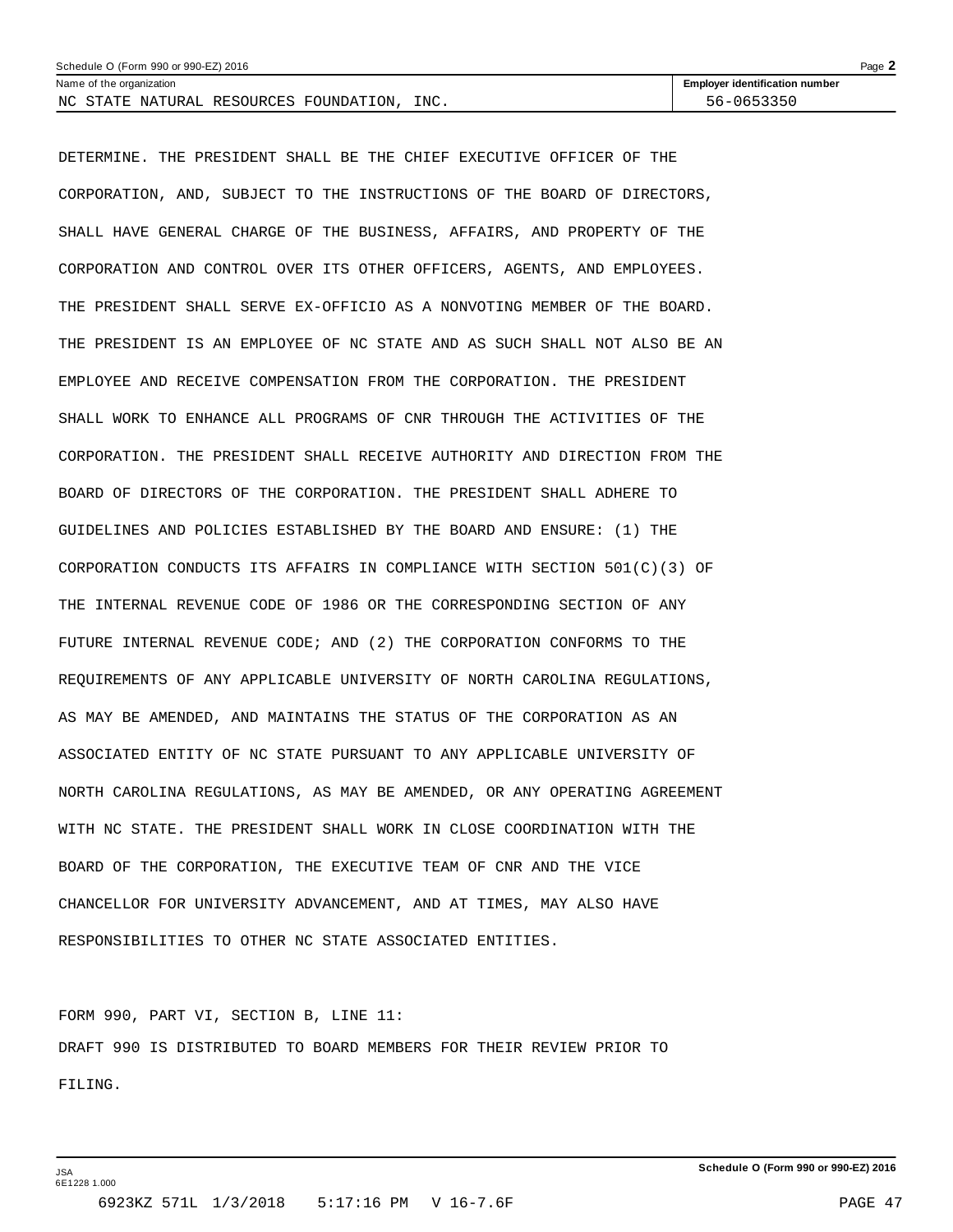Name of the organization: NC STATE NATURAL RESOURCES FOUNDATION, INC.

Employer identification number: 56-0653350

DETERMINE. THE PRESIDENT SHALL BE THE CHIEF EXECUTIVE OFFICER OF THE CORPORATION, AND, SUBJECT TO THE INSTRUCTIONS OF THE BOARD OF DIRECTORS, SHALL HAVE GENERAL CHARGE OF THE BUSINESS, AFFAIRS, AND PROPERTY OF THE CORPORATION AND CONTROL OVER ITS OTHER OFFICERS, AGENTS, AND EMPLOYEES. THE PRESIDENT SHALL SERVE EX-OFFICIO AS A NONVOTING MEMBER OF THE BOARD. THE PRESIDENT IS AN EMPLOYEE OF NC STATE AND AS SUCH SHALL NOT ALSO BE AN EMPLOYEE AND RECEIVE COMPENSATION FROM THE CORPORATION. THE PRESIDENT SHALL WORK TO ENHANCE ALL PROGRAMS OF CNR THROUGH THE ACTIVITIES OF THE CORPORATION. THE PRESIDENT SHALL RECEIVE AUTHORITY AND DIRECTION FROM THE BOARD OF DIRECTORS OF THE CORPORATION. THE PRESIDENT SHALL ADHERE TO GUIDELINES AND POLICIES ESTABLISHED BY THE BOARD AND ENSURE: (1) THE CORPORATION CONDUCTS ITS AFFAIRS IN COMPLIANCE WITH SECTION 501(C)(3) OF THE INTERNAL REVENUE CODE OF 1986 OR THE CORRESPONDING SECTION OF ANY FUTURE INTERNAL REVENUE CODE; AND (2) THE CORPORATION CONFORMS TO THE REQUIREMENTS OF ANY APPLICABLE UNIVERSITY OF NORTH CAROLINA REGULATIONS, AS MAY BE AMENDED, AND MAINTAINS THE STATUS OF THE CORPORATION AS AN ASSOCIATED ENTITY OF NC STATE PURSUANT TO ANY APPLICABLE UNIVERSITY OF NORTH CAROLINA REGULATIONS, AS MAY BE AMENDED, OR ANY OPERATING AGREEMENT WITH NC STATE. THE PRESIDENT SHALL WORK IN CLOSE COORDINATION WITH THE BOARD OF THE CORPORATION, THE EXECUTIVE TEAM OF CNR AND THE VICE CHANCELLOR FOR UNIVERSITY ADVANCEMENT, AND AT TIMES, MAY ALSO HAVE RESPONSIBILITIES TO OTHER NC STATE ASSOCIATED ENTITIES.

FORM 990, PART VI, SECTION B, LINE 11:

DRAFT 990 IS DISTRIBUTED TO BOARD MEMBERS FOR THEIR REVIEW PRIOR TO FILING.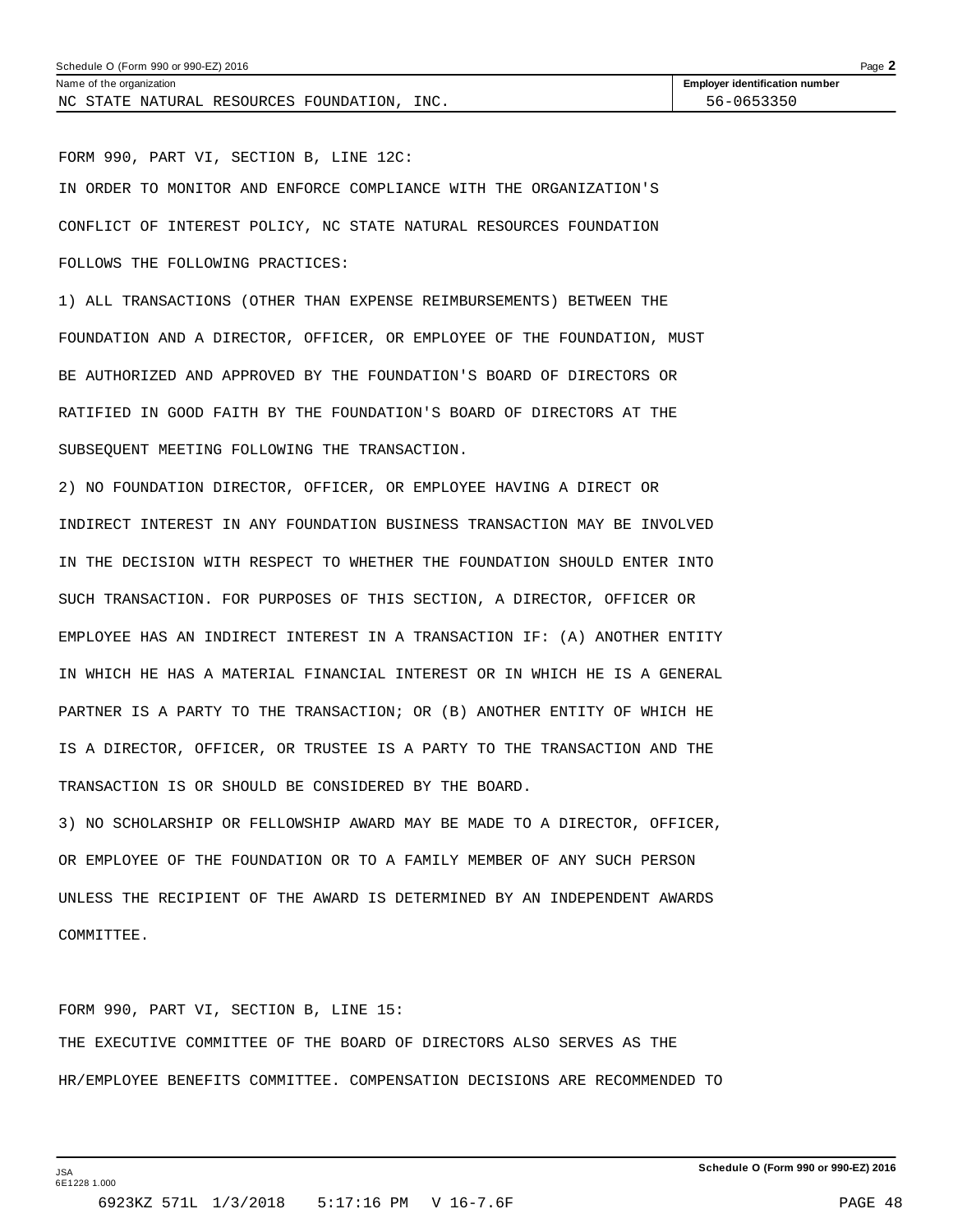Name of the organization: NC STATE NATURAL RESOURCES FOUNDATION, INC.

Employer identification number: 56-0653350

FORM 990, PART VI, SECTION B, LINE 12C:

IN ORDER TO MONITOR AND ENFORCE COMPLIANCE WITH THE ORGANIZATION'S CONFLICT OF INTEREST POLICY, NC STATE NATURAL RESOURCES FOUNDATION FOLLOWS THE FOLLOWING PRACTICES:

1) ALL TRANSACTIONS (OTHER THAN EXPENSE REIMBURSEMENTS) BETWEEN THE FOUNDATION AND A DIRECTOR, OFFICER, OR EMPLOYEE OF THE FOUNDATION, MUST BE AUTHORIZED AND APPROVED BY THE FOUNDATION'S BOARD OF DIRECTORS OR RATIFIED IN GOOD FAITH BY THE FOUNDATION'S BOARD OF DIRECTORS AT THE SUBSEQUENT MEETING FOLLOWING THE TRANSACTION.

2) NO FOUNDATION DIRECTOR, OFFICER, OR EMPLOYEE HAVING A DIRECT OR INDIRECT INTEREST IN ANY FOUNDATION BUSINESS TRANSACTION MAY BE INVOLVED IN THE DECISION WITH RESPECT TO WHETHER THE FOUNDATION SHOULD ENTER INTO SUCH TRANSACTION. FOR PURPOSES OF THIS SECTION, A DIRECTOR, OFFICER OR EMPLOYEE HAS AN INDIRECT INTEREST IN A TRANSACTION IF: (A) ANOTHER ENTITY IN WHICH HE HAS A MATERIAL FINANCIAL INTEREST OR IN WHICH HE IS A GENERAL PARTNER IS A PARTY TO THE TRANSACTION; OR (B) ANOTHER ENTITY OF WHICH HE IS A DIRECTOR, OFFICER, OR TRUSTEE IS A PARTY TO THE TRANSACTION AND THE TRANSACTION IS OR SHOULD BE CONSIDERED BY THE BOARD.

3) NO SCHOLARSHIP OR FELLOWSHIP AWARD MAY BE MADE TO A DIRECTOR, OFFICER, OR EMPLOYEE OF THE FOUNDATION OR TO A FAMILY MEMBER OF ANY SUCH PERSON UNLESS THE RECIPIENT OF THE AWARD IS DETERMINED BY AN INDEPENDENT AWARDS COMMITTEE.

FORM 990, PART VI, SECTION B, LINE 15:

THE EXECUTIVE COMMITTEE OF THE BOARD OF DIRECTORS ALSO SERVES AS THE HR/EMPLOYEE BENEFITS COMMITTEE. COMPENSATION DECISIONS ARE RECOMMENDED TO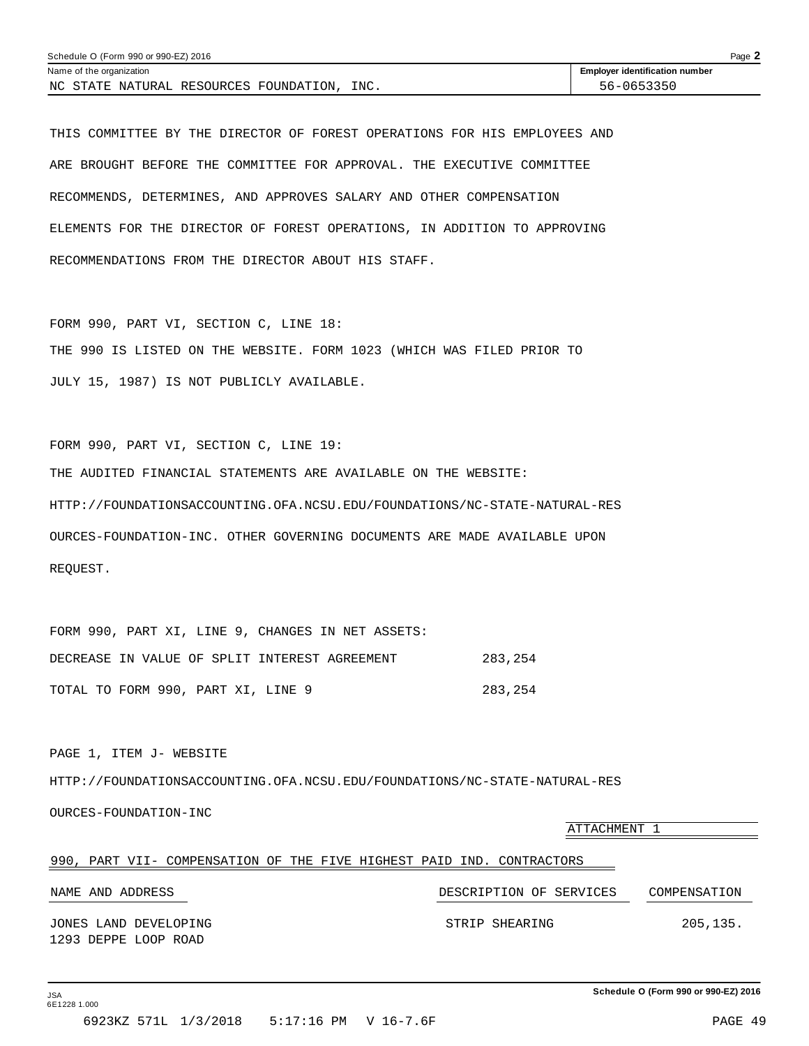Name of the organization: NC STATE NATURAL RESOURCES FOUNDATION, INC.

**Employer identification number:** 56-0653350

THIS COMMITTEE BY THE DIRECTOR OF FOREST OPERATIONS FOR HIS EMPLOYEES AND ARE BROUGHT BEFORE THE COMMITTEE FOR APPROVAL. THE EXECUTIVE COMMITTEE RECOMMENDS, DETERMINES, AND APPROVES SALARY AND OTHER COMPENSATION ELEMENTS FOR THE DIRECTOR OF FOREST OPERATIONS, IN ADDITION TO APPROVING RECOMMENDATIONS FROM THE DIRECTOR ABOUT HIS STAFF.

FORM 990, PART VI, SECTION C, LINE 18:
THE 990 IS LISTED ON THE WEBSITE. FORM 1023 (WHICH WAS FILED PRIOR TO JULY 15, 1987) IS NOT PUBLICLY AVAILABLE.

FORM 990, PART VI, SECTION C, LINE 19:
THE AUDITED FINANCIAL STATEMENTS ARE AVAILABLE ON THE WEBSITE: HTTP://FOUNDATIONSACCOUNTING.OFA.NCSU.EDU/FOUNDATIONS/NC-STATE-NATURAL-RESOURCES-FOUNDATION-INC. OTHER GOVERNING DOCUMENTS ARE MADE AVAILABLE UPON REQUEST.

FORM 990, PART XI, LINE 9, CHANGES IN NET ASSETS:

| | |
|---|---|
| DECREASE IN VALUE OF SPLIT INTEREST AGREEMENT | 283,254 |
| TOTAL TO FORM 990, PART XI, LINE 9 | 283,254 |

PAGE 1, ITEM J- WEBSITE
HTTP://FOUNDATIONSACCOUNTING.OFA.NCSU.EDU/FOUNDATIONS/NC-STATE-NATURAL-RESOURCES-FOUNDATION-INC

ATTACHMENT 1

990, PART VII- COMPENSATION OF THE FIVE HIGHEST PAID IND. CONTRACTORS

| NAME AND ADDRESS | DESCRIPTION OF SERVICES | COMPENSATION |
|---|---|---|
| JONES LAND DEVELOPING<br>1293 DEPPE LOOP ROAD | STRIP SHEARING | 205,135. |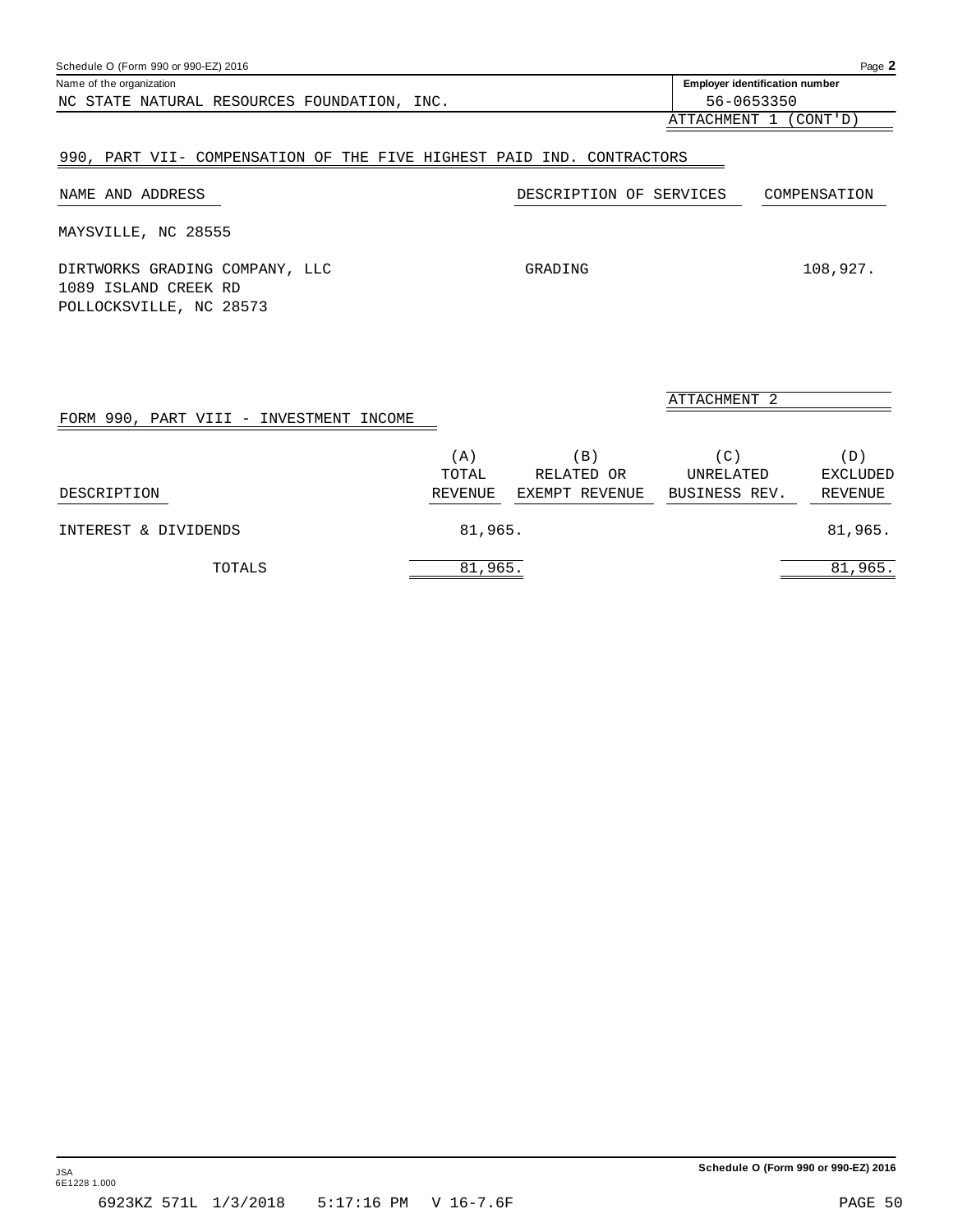Name of the organization: NC STATE NATURAL RESOURCES FOUNDATION, INC.

Employer identification number: 56-0653350

ATTACHMENT 1 (CONT'D)

## 990, PART VII- COMPENSATION OF THE FIVE HIGHEST PAID IND. CONTRACTORS

| NAME AND ADDRESS | DESCRIPTION OF SERVICES | COMPENSATION |
|---|---|---|
| MAYSVILLE, NC 28555 | | |
| DIRTWORKS GRADING COMPANY, LLC<br>1089 ISLAND CREEK RD<br>POLLOCKSVILLE, NC 28573 | GRADING | 108,927. |

ATTACHMENT 2

## FORM 990, PART VIII - INVESTMENT INCOME

| DESCRIPTION | (A) TOTAL REVENUE | (B) RELATED OR EXEMPT REVENUE | (C) UNRELATED BUSINESS REV. | (D) EXCLUDED REVENUE |
|---|---|---|---|---|
| INTEREST & DIVIDENDS | 81,965. | | | 81,965. |
| TOTALS | 81,965. | | | 81,965. |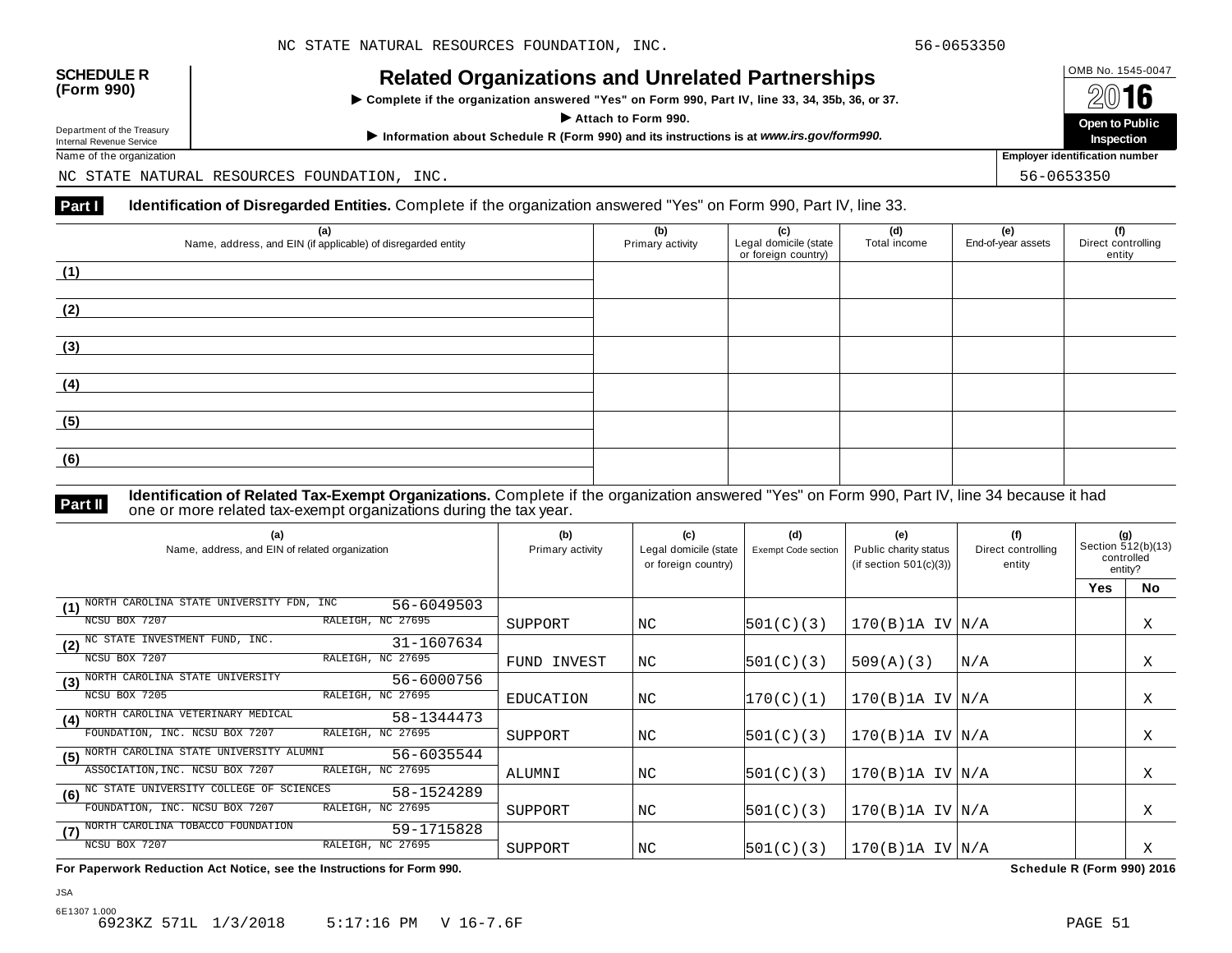NC STATE NATURAL RESOURCES FOUNDATION, INC. 56-0653350

**SCHEDULE R (Form 990)**

Department of the Treasury
Internal Revenue Service

# Related Organizations and Unrelated Partnerships

▶ Complete if the organization answered "Yes" on Form 990, Part IV, line 33, 34, 35b, 36, or 37.

▶ Attach to Form 990.

▶ Information about Schedule R (Form 990) and its instructions is at *www.irs.gov/form990.*

OMB No. 1545-0047

**2016**

**Open to Public Inspection**

Name of the organization: NC STATE NATURAL RESOURCES FOUNDATION, INC.

Employer identification number: 56-0653350

## Part I Identification of Disregarded Entities. 

Complete if the organization answered "Yes" on Form 990, Part IV, line 33.

| (a) Name, address, and EIN (if applicable) of disregarded entity | (b) Primary activity | (c) Legal domicile (state or foreign country) | (d) Total income | (e) End-of-year assets | (f) Direct controlling entity |
|---|---|---|---|---|---|
| (1) | | | | | |
| (2) | | | | | |
| (3) | | | | | |
| (4) | | | | | |
| (5) | | | | | |
| (6) | | | | | |

## Part II Identification of Related Tax-Exempt Organizations. 

Complete if the organization answered "Yes" on Form 990, Part IV, line 34 because it had one or more related tax-exempt organizations during the tax year.

| (a) Name, address, and EIN of related organization | (b) Primary activity | (c) Legal domicile (state or foreign country) | (d) Exempt Code section | (e) Public charity status (if section 501(c)(3)) | (f) Direct controlling entity | (g) Section 512(b)(13) controlled entity? Yes | No |
|---|---|---|---|---|---|---|---|
| (1) NORTH CAROLINA STATE UNIVERSITY FDN, INC 56-6049503 NCSU BOX 7207 RALEIGH, NC 27695 | SUPPORT | NC | 501(C)(3) | 170(B)1A IV | N/A | | X |
| (2) NC STATE INVESTMENT FUND, INC. 31-1607634 NCSU BOX 7207 RALEIGH, NC 27695 | FUND INVEST | NC | 501(C)(3) | 509(A)(3) | N/A | | X |
| (3) NORTH CAROLINA STATE UNIVERSITY 56-6000756 NCSU BOX 7205 RALEIGH, NC 27695 | EDUCATION | NC | 170(C)(1) | 170(B)1A IV | N/A | | X |
| (4) NORTH CAROLINA VETERINARY MEDICAL FOUNDATION, INC. 58-1344473 NCSU BOX 7207 RALEIGH, NC 27695 | SUPPORT | NC | 501(C)(3) | 170(B)1A IV | N/A | | X |
| (5) NORTH CAROLINA STATE UNIVERSITY ALUMNI ASSOCIATION,INC. 56-6035544 NCSU BOX 7207 RALEIGH, NC 27695 | ALUMNI | NC | 501(C)(3) | 170(B)1A IV | N/A | | X |
| (6) NC STATE UNIVERSITY COLLEGE OF SCIENCES FOUNDATION, INC. 58-1524289 NCSU BOX 7207 RALEIGH, NC 27695 | SUPPORT | NC | 501(C)(3) | 170(B)1A IV | N/A | | X |
| (7) NORTH CAROLINA TOBACCO FOUNDATION 59-1715828 NCSU BOX 7207 RALEIGH, NC 27695 | SUPPORT | NC | 501(C)(3) | 170(B)1A IV | N/A | | X |

**For Paperwork Reduction Act Notice, see the Instructions for Form 990.** **Schedule R (Form 990) 2016**

JSA
6E1307 1.000
6923KZ 571L 1/3/2018 5:17:16 PM V 16-7.6F PAGE 51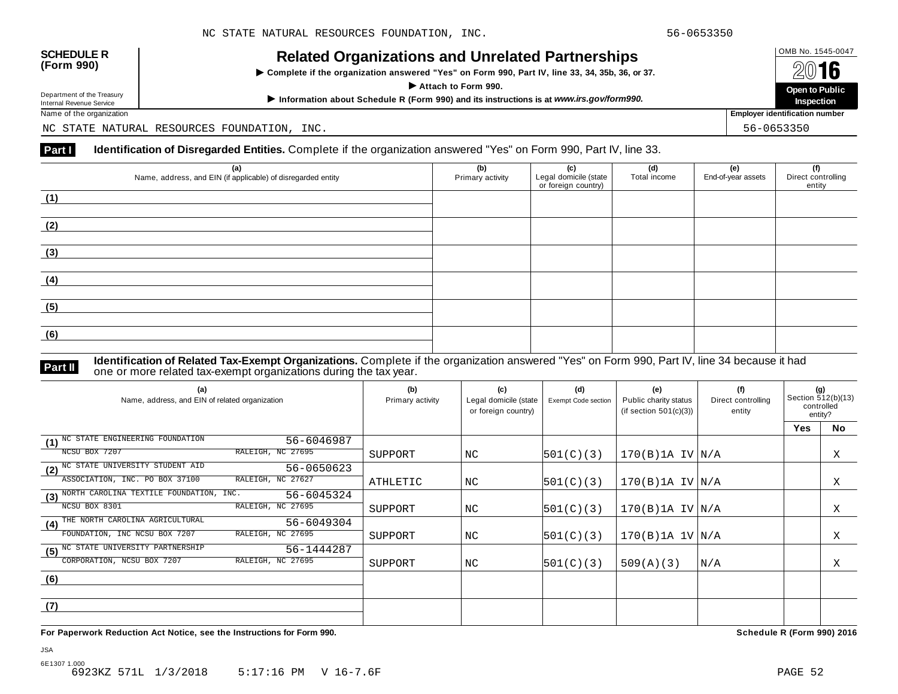NC STATE NATURAL RESOURCES FOUNDATION, INC. 56-0653350

**SCHEDULE R (Form 990)**

Department of the Treasury
Internal Revenue Service

# Related Organizations and Unrelated Partnerships

▶ Complete if the organization answered "Yes" on Form 990, Part IV, line 33, 34, 35b, 36, or 37.

▶ Attach to Form 990.

▶ Information about Schedule R (Form 990) and its instructions is at *www.irs.gov/form990.*

OMB No. 1545-0047

**2016**

**Open to Public Inspection**

Name of the organization: NC STATE NATURAL RESOURCES FOUNDATION, INC.

Employer identification number: 56-0653350

## Part I Identification of Disregarded Entities. Complete if the organization answered "Yes" on Form 990, Part IV, line 33.

| (a) Name, address, and EIN (if applicable) of disregarded entity | (b) Primary activity | (c) Legal domicile (state or foreign country) | (d) Total income | (e) End-of-year assets | (f) Direct controlling entity |
|---|---|---|---|---|---|
| (1) | | | | | |
| (2) | | | | | |
| (3) | | | | | |
| (4) | | | | | |
| (5) | | | | | |
| (6) | | | | | |

## Part II Identification of Related Tax-Exempt Organizations. Complete if the organization answered "Yes" on Form 990, Part IV, line 34 because it had one or more related tax-exempt organizations during the tax year.

| (a) Name, address, and EIN of related organization | (b) Primary activity | (c) Legal domicile (state or foreign country) | (d) Exempt Code section | (e) Public charity status (if section 501(c)(3)) | (f) Direct controlling entity | (g) Section 512(b)(13) controlled entity? Yes | No |
|---|---|---|---|---|---|---|---|
| (1) NC STATE ENGINEERING FOUNDATION 56-6046987 NCSU BOX 7207 RALEIGH, NC 27695 | SUPPORT | NC | 501(C)(3) | 170(B)1A IV | N/A | | X |
| (2) NC STATE UNIVERSITY STUDENT AID 56-0650623 ASSOCIATION, INC. PO BOX 37100 RALEIGH, NC 27627 | ATHLETIC | NC | 501(C)(3) | 170(B)1A IV | N/A | | X |
| (3) NORTH CAROLINA TEXTILE FOUNDATION, INC. 56-6045324 NCSU BOX 8301 RALEIGH, NC 27695 | SUPPORT | NC | 501(C)(3) | 170(B)1A IV | N/A | | X |
| (4) THE NORTH CAROLINA AGRICULTURAL 56-6049304 FOUNDATION, INC NCSU BOX 7207 RALEIGH, NC 27695 | SUPPORT | NC | 501(C)(3) | 170(B)1A 1V | N/A | | X |
| (5) NC STATE UNIVERSITY PARTNERSHIP 56-1444287 CORPORATION, NCSU BOX 7207 RALEIGH, NC 27695 | SUPPORT | NC | 501(C)(3) | 509(A)(3) | N/A | | X |
| (6) | | | | | | | |
| (7) | | | | | | | |

**For Paperwork Reduction Act Notice, see the Instructions for Form 990.** **Schedule R (Form 990) 2016**

JSA
6E1307 1.000
6923KZ 571L 1/3/2018 5:17:16 PM V 16-7.6F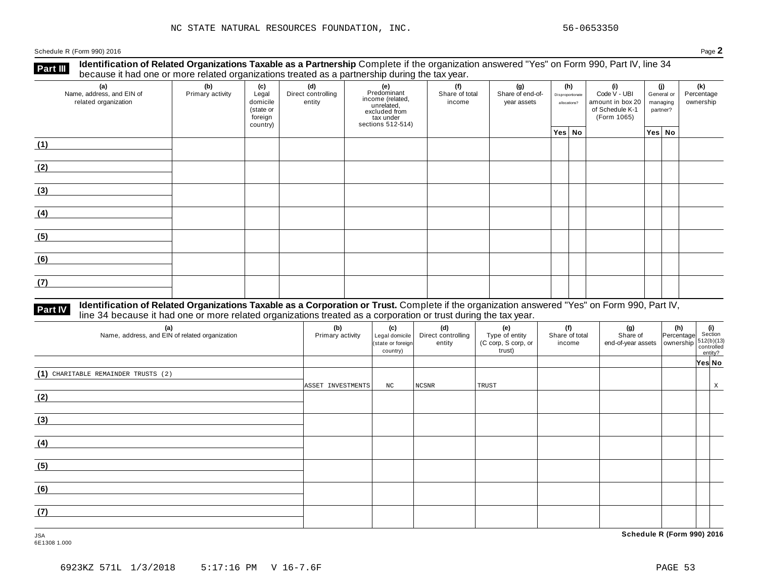NC STATE NATURAL RESOURCES FOUNDATION, INC. 56-0653350

Schedule R (Form 990) 2016

## Part III Identification of Related Organizations Taxable as a Partnership

Complete if the organization answered "Yes" on Form 990, Part IV, line 34 because it had one or more related organizations treated as a partnership during the tax year.

| (a) Name, address, and EIN of related organization | (b) Primary activity | (c) Legal domicile (state or foreign country) | (d) Direct controlling entity | (e) Predominant income (related, unrelated, excluded from tax under sections 512-514) | (f) Share of total income | (g) Share of end-of-year assets | (h) Disproportionate allocations? Yes | (h) No | (i) Code V - UBI amount in box 20 of Schedule K-1 (Form 1065) | (j) General or managing partner? Yes | (j) No | (k) Percentage ownership |
|---|---|---|---|---|---|---|---|---|---|---|---|---|
| (1) | | | | | | | | | | | | |
| (2) | | | | | | | | | | | | |
| (3) | | | | | | | | | | | | |
| (4) | | | | | | | | | | | | |
| (5) | | | | | | | | | | | | |
| (6) | | | | | | | | | | | | |
| (7) | | | | | | | | | | | | |

## Part IV Identification of Related Organizations Taxable as a Corporation or Trust.

Complete if the organization answered "Yes" on Form 990, Part IV, line 34 because it had one or more related organizations treated as a corporation or trust during the tax year.

| (a) Name, address, and EIN of related organization | (b) Primary activity | (c) Legal domicile (state or foreign country) | (d) Direct controlling entity | (e) Type of entity (C corp, S corp, or trust) | (f) Share of total income | (g) Share of end-of-year assets | (h) Percentage ownership | (i) Section 512(b)(13) controlled entity? Yes | (i) No |
|---|---|---|---|---|---|---|---|---|---|
| (1) CHARITABLE REMAINDER TRUSTS (2) | ASSET INVESTMENTS | NC | NCSNR | TRUST | | | | | X |
| (2) | | | | | | | | | |
| (3) | | | | | | | | | |
| (4) | | | | | | | | | |
| (5) | | | | | | | | | |
| (6) | | | | | | | | | |
| (7) | | | | | | | | | |

Schedule R (Form 990) 2016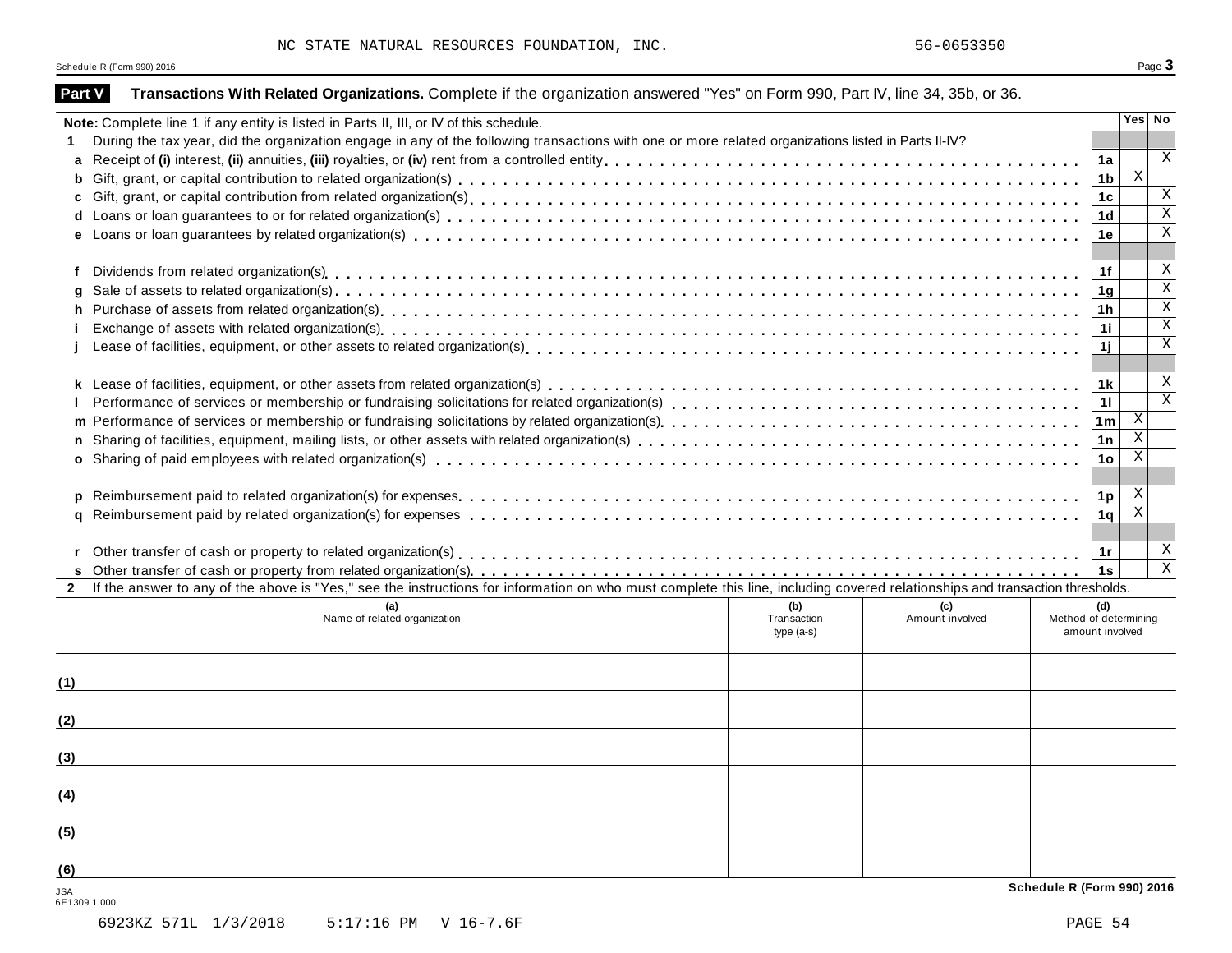NC STATE NATURAL RESOURCES FOUNDATION, INC. 56-0653350

Schedule R (Form 990) 2016

## Part V Transactions With Related Organizations. Complete if the organization answered "Yes" on Form 990, Part IV, line 34, 35b, or 36.

| Note: Complete line 1 if any entity is listed in Parts II, III, or IV of this schedule. | | Yes | No |
|---|---|---|---|
| **1** During the tax year, did the organization engage in any of the following transactions with one or more related organizations listed in Parts II-IV? | | | |
| **a** Receipt of **(i)** interest, **(ii)** annuities, **(iii)** royalties, or **(iv)** rent from a controlled entity | **1a** | | X |
| **b** Gift, grant, or capital contribution to related organization(s) | **1b** | X | |
| **c** Gift, grant, or capital contribution from related organization(s) | **1c** | | X |
| **d** Loans or loan guarantees to or for related organization(s) | **1d** | | X |
| **e** Loans or loan guarantees by related organization(s) | **1e** | | X |
| **f** Dividends from related organization(s) | **1f** | | X |
| **g** Sale of assets to related organization(s) | **1g** | | X |
| **h** Purchase of assets from related organization(s) | **1h** | | X |
| **i** Exchange of assets with related organization(s) | **1i** | | X |
| **j** Lease of facilities, equipment, or other assets to related organization(s) | **1j** | | X |
| **k** Lease of facilities, equipment, or other assets from related organization(s) | **1k** | | X |
| **l** Performance of services or membership or fundraising solicitations for related organization(s) | **1l** | | X |
| **m** Performance of services or membership or fundraising solicitations by related organization(s) | **1m** | X | |
| **n** Sharing of facilities, equipment, mailing lists, or other assets with related organization(s) | **1n** | X | |
| **o** Sharing of paid employees with related organization(s) | **1o** | X | |
| **p** Reimbursement paid to related organization(s) for expenses | **1p** | X | |
| **q** Reimbursement paid by related organization(s) for expenses | **1q** | X | |
| **r** Other transfer of cash or property to related organization(s) | **1r** | | X |
| **s** Other transfer of cash or property from related organization(s) | **1s** | | X |

**2** If the answer to any of the above is "Yes," see the instructions for information on who must complete this line, including covered relationships and transaction thresholds.

| | (a) Name of related organization | (b) Transaction type (a-s) | (c) Amount involved | (d) Method of determining amount involved |
|---|---|---|---|---|
| (1) | | | | |
| (2) | | | | |
| (3) | | | | |
| (4) | | | | |
| (5) | | | | |
| (6) | | | | |

Schedule R (Form 990) 2016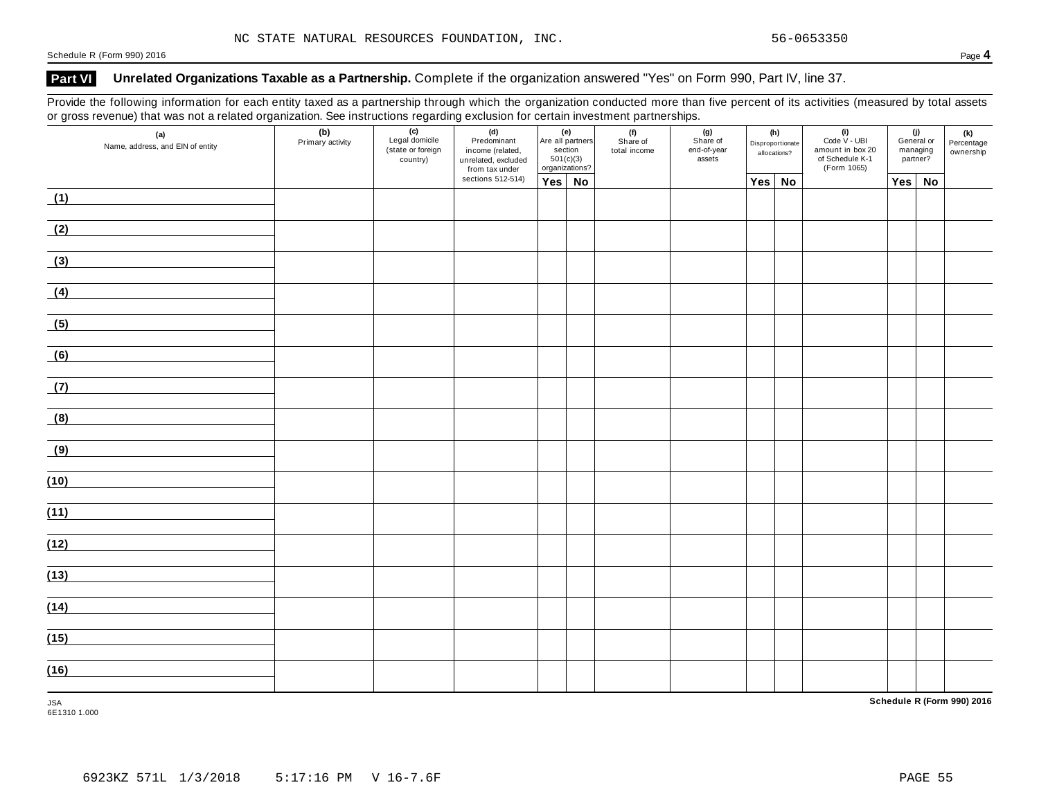NC STATE NATURAL RESOURCES FOUNDATION, INC. 56-0653350

Schedule R (Form 990) 2016

## Part VI Unrelated Organizations Taxable as a Partnership. Complete if the organization answered "Yes" on Form 990, Part IV, line 37.

Provide the following information for each entity taxed as a partnership through which the organization conducted more than five percent of its activities (measured by total assets or gross revenue) that was not a related organization. See instructions regarding exclusion for certain investment partnerships.

| (a) Name, address, and EIN of entity | (b) Primary activity | (c) Legal domicile (state or foreign country) | (d) Predominant income (related, unrelated, excluded from tax under sections 512-514) | (e) Are all partners section 501(c)(3) organizations? | | (f) Share of total income | (g) Share of end-of-year assets | (h) Disproportionate allocations? | | (i) Code V - UBI amount in box 20 of Schedule K-1 (Form 1065) | (j) General or managing partner? | | (k) Percentage ownership |
|---|---|---|---|---|---|---|---|---|---|---|---|---|---|
| | | | | Yes | No | | | Yes | No | | Yes | No | |
| (1) | | | | | | | | | | | | | |
| (2) | | | | | | | | | | | | | |
| (3) | | | | | | | | | | | | | |
| (4) | | | | | | | | | | | | | |
| (5) | | | | | | | | | | | | | |
| (6) | | | | | | | | | | | | | |
| (7) | | | | | | | | | | | | | |
| (8) | | | | | | | | | | | | | |
| (9) | | | | | | | | | | | | | |
| (10) | | | | | | | | | | | | | |
| (11) | | | | | | | | | | | | | |
| (12) | | | | | | | | | | | | | |
| (13) | | | | | | | | | | | | | |
| (14) | | | | | | | | | | | | | |
| (15) | | | | | | | | | | | | | |
| (16) | | | | | | | | | | | | | |

JSA
6E1310 1.000

Schedule R (Form 990) 2016

6923KZ 571L 1/3/2018 5:17:16 PM V 16-7.6F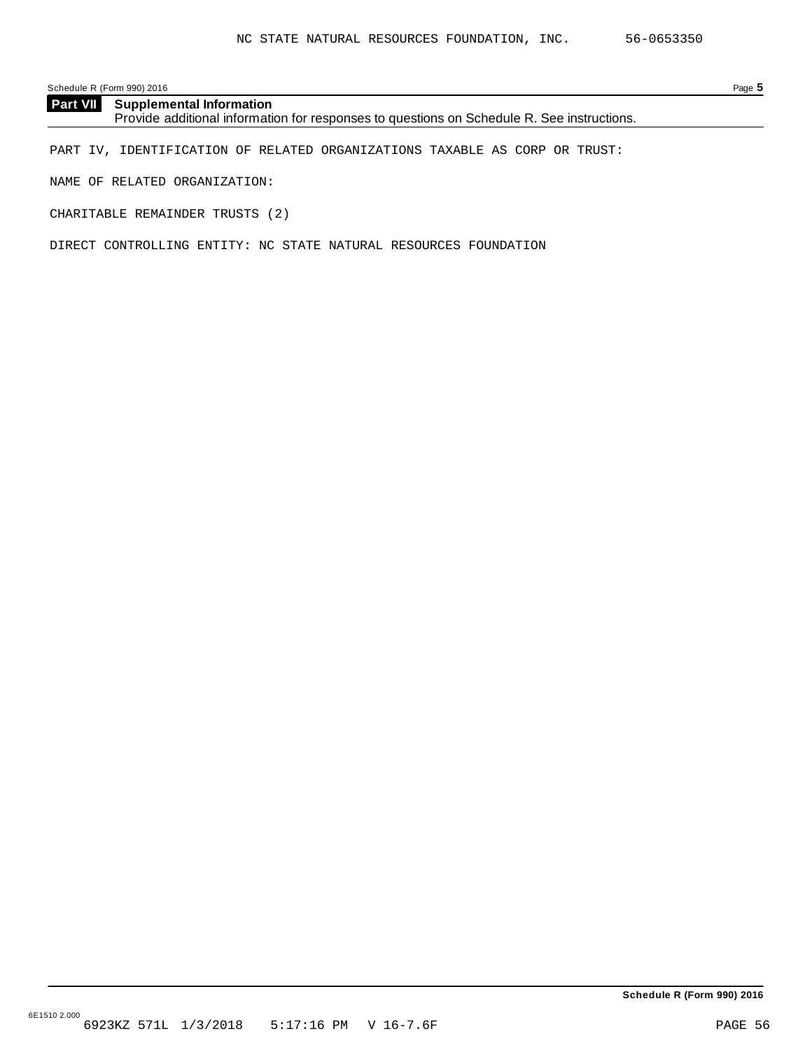## Part VII Supplemental Information

Provide additional information for responses to questions on Schedule R. See instructions.

PART IV, IDENTIFICATION OF RELATED ORGANIZATIONS TAXABLE AS CORP OR TRUST:

NAME OF RELATED ORGANIZATION:

CHARITABLE REMAINDER TRUSTS (2)

DIRECT CONTROLLING ENTITY: NC STATE NATURAL RESOURCES FOUNDATION